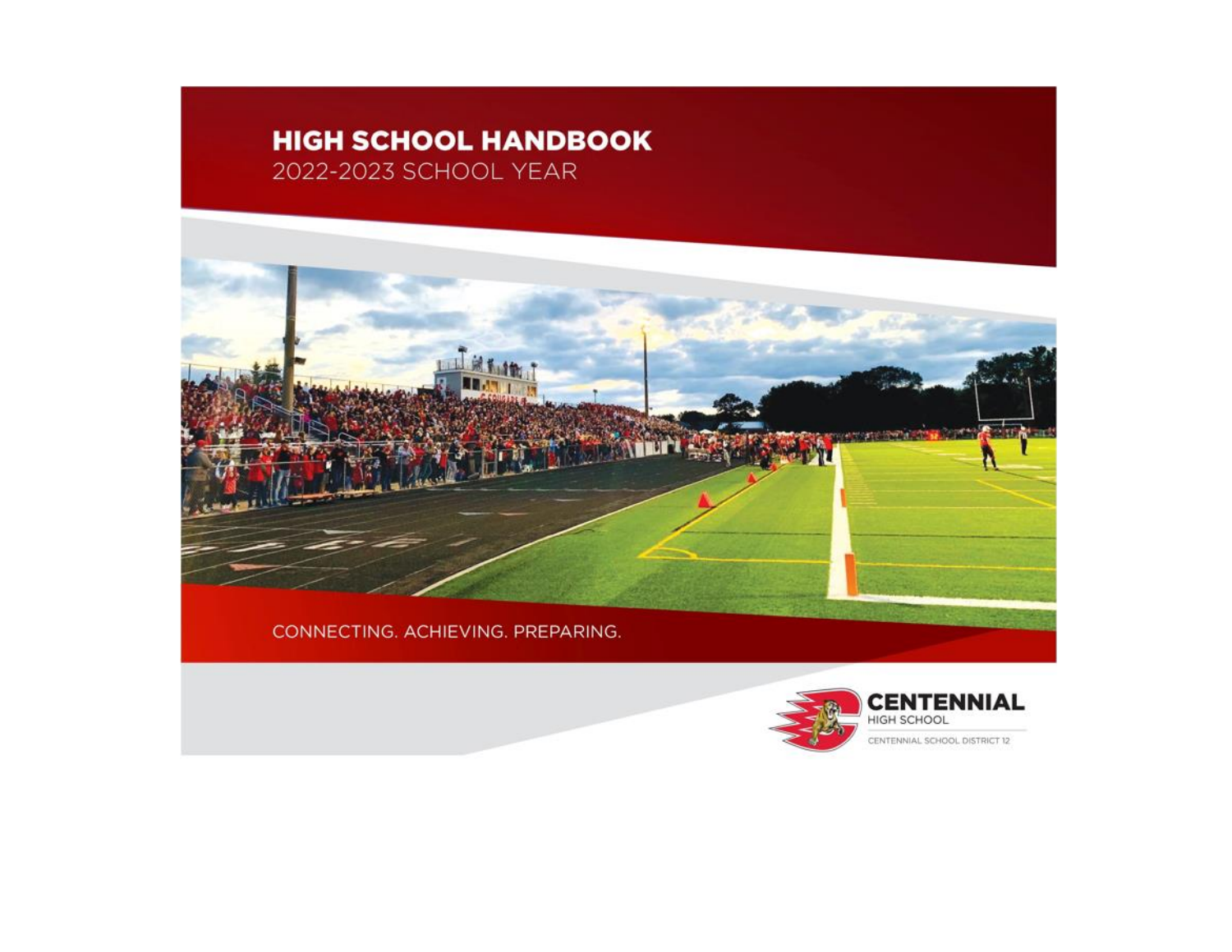# HIGH SCHOOL HANDBOOK

2022-2023 SCHOOL YEAR

CONNECTING. ACHIEVING. PREPARING.

**CENTENNIAL**
HIGH SCHOOL
CENTENNIAL SCHOOL DISTRICT 12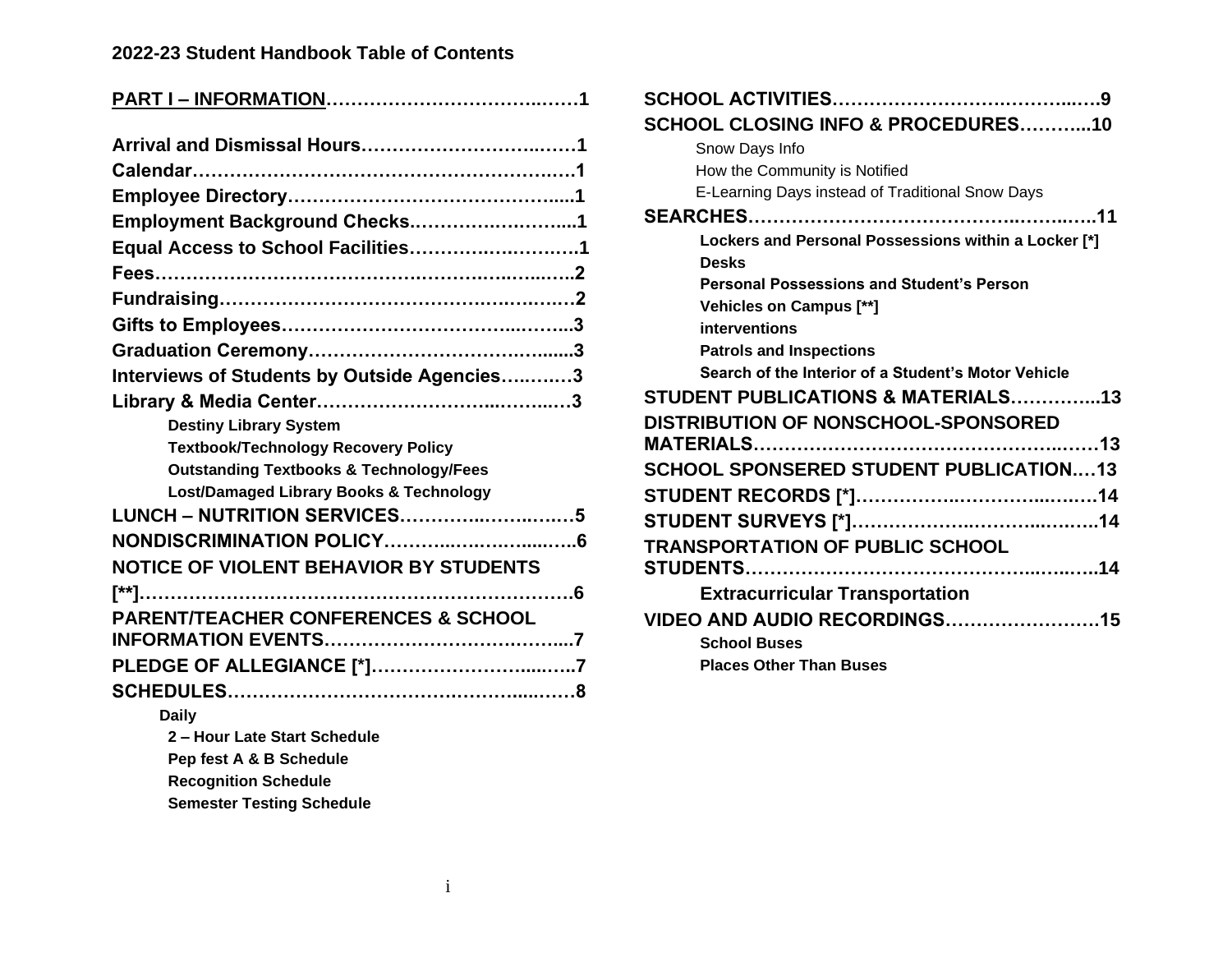## 2022-23 Student Handbook Table of Contents

**PART I – INFORMATION……………………………..……1**

**Arrival and Dismissal Hours……………………..……1**
**Calendar……………………………………………….…1**
**Employee Directory…………………………………....1**
**Employment Background Checks.……………….……....1**
**Equal Access to School Facilities……………….……….1**
**Fees………………………………….……….…..…..….2**
**Fundraising…………………………………….….………2**
**Gifts to Employees……………………………..……..3**
**Graduation Ceremony…………………………….…......3**
**Interviews of Students by Outside Agencies…..….…3**
**Library & Media Center……………………..……..…3**

- **Destiny Library System**
- **Textbook/Technology Recovery Policy**
- **Outstanding Textbooks & Technology/Fees**
- **Lost/Damaged Library Books & Technology**

**LUNCH – NUTRITION SERVICES…………..……..…5**
**NONDISCRIMINATION POLICY………..….…..…...6**
**NOTICE OF VIOLENT BEHAVIOR BY STUDENTS [**]……………………………………………………6**
**PARENT/TEACHER CONFERENCES & SCHOOL INFORMATION EVENTS……………………….……...7**
**PLEDGE OF ALLEGIANCE [*]…………………….....…..7**
**SCHEDULES………………………………….………....……8**

- **Daily**
- **2 – Hour Late Start Schedule**
- **Pep fest A & B Schedule**
- **Recognition Schedule**
- **Semester Testing Schedule**

**SCHOOL ACTIVITIES……………………….………...….9**
**SCHOOL CLOSING INFO & PROCEDURES………...10**

- Snow Days Info
- How the Community is Notified
- E-Learning Days instead of Traditional Snow Days

**SEARCHES…………………………………..……..….11**

- **Lockers and Personal Possessions within a Locker [*]**
- **Desks**
- **Personal Possessions and Student's Person**
- **Vehicles on Campus [**]**
- **interventions**
- **Patrols and Inspections**
- **Search of the Interior of a Student's Motor Vehicle**

**STUDENT PUBLICATIONS & MATERIALS…………..13**
**DISTRIBUTION OF NONSCHOOL-SPONSORED MATERIALS……………………………………….……13**
**SCHOOL SPONSERED STUDENT PUBLICATION.…13**
**STUDENT RECORDS [*]……………..………...….…14**
**STUDENT SURVEYS [*]………………..………..….….14**
**TRANSPORTATION OF PUBLIC SCHOOL STUDENTS……………………………………..…..…..14**

- **Extracurricular Transportation**

**VIDEO AND AUDIO RECORDINGS……………………15**

- **School Buses**
- **Places Other Than Buses**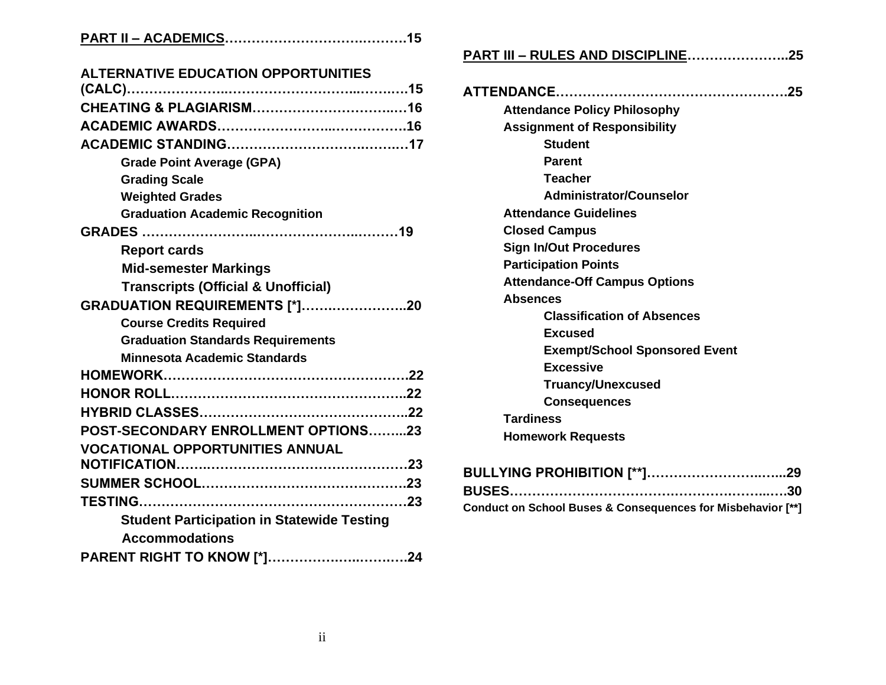**PART II – ACADEMICS……………………………….……….15**

**ALTERNATIVE EDUCATION OPPORTUNITIES (CALC)…………………..……………………..…….….15**

**CHEATING & PLAGIARISM…………………………..…16**

**ACADEMIC AWARDS……………………..…………….16**

**ACADEMIC STANDING…………………………….…….…17**

- **Grade Point Average (GPA)**
- **Grading Scale**
- **Weighted Grades**
- **Graduation Academic Recognition**

**GRADES ……………………..……………………..………19**

- **Report cards**
- **Mid-semester Markings**
- **Transcripts (Official & Unofficial)**

**GRADUATION REQUIREMENTS [*]……………………..20**

- **Course Credits Required**
- **Graduation Standards Requirements**
- **Minnesota Academic Standards**

**HOMEWORK……………………………………………….22**

**HONOR ROLL……………………………………………..22**

**HYBRID CLASSES………………………………………..22**

**POST-SECONDARY ENROLLMENT OPTIONS……...23**

**VOCATIONAL OPPORTUNITIES ANNUAL NOTIFICATION…….…………………………….…………23**

**SUMMER SCHOOL……………………………………….23**

**TESTING……………………………………………………23**

- **Student Participation in Statewide Testing**
- **Accommodations**

**PARENT RIGHT TO KNOW [*]……………….…….….24**

**PART III – RULES AND DISCIPLINE…………………..25**

**ATTENDANCE…………………………………………….25**

- **Attendance Policy Philosophy**
- **Assignment of Responsibility**
  - **Student**
  - **Parent**
  - **Teacher**
  - **Administrator/Counselor**
- **Attendance Guidelines**
- **Closed Campus**
- **Sign In/Out Procedures**
- **Participation Points**
- **Attendance-Off Campus Options**
- **Absences**
  - **Classification of Absences**
  - **Excused**
  - **Exempt/School Sponsored Event**
  - **Excessive**
  - **Truancy/Unexcused**
  - **Consequences**
- **Tardiness**
- **Homework Requests**

**BULLYING PROHIBITION [**]……………………..…...29**

**BUSES…………………………………………………..….30**

**Conduct on School Buses & Consequences for Misbehavior [**]**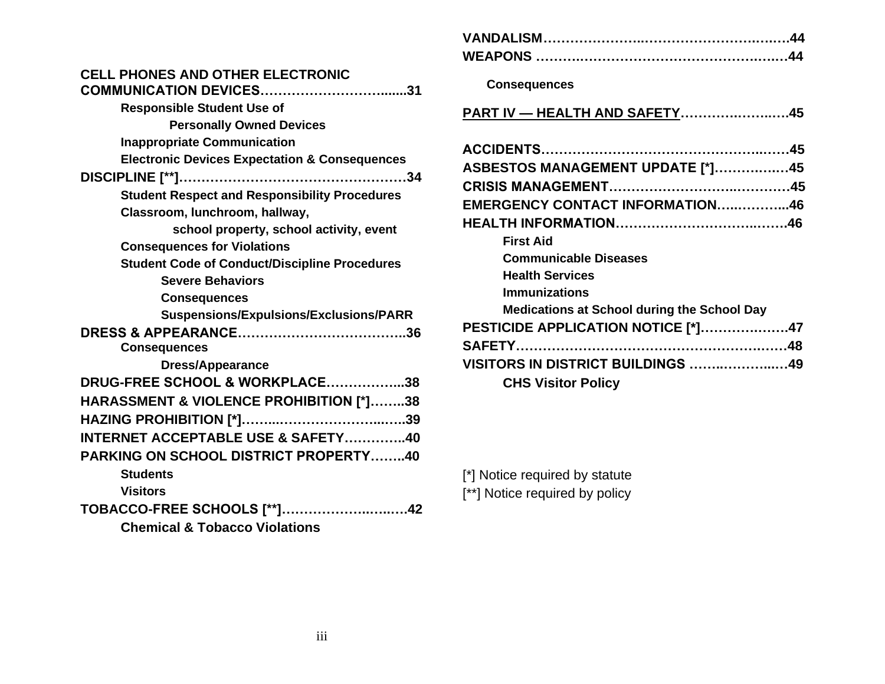**CELL PHONES AND OTHER ELECTRONIC COMMUNICATION DEVICES……………………….......31**

- **Responsible Student Use of Personally Owned Devices**
- **Inappropriate Communication**
- **Electronic Devices Expectation & Consequences**

**DISCIPLINE [**]……………………………………………34**

- **Student Respect and Responsibility Procedures**
- **Classroom, lunchroom, hallway, school property, school activity, event**
- **Consequences for Violations**
- **Student Code of Conduct/Discipline Procedures**
  - **Severe Behaviors**
  - **Consequences**
  - **Suspensions/Expulsions/Exclusions/PARR**

**DRESS & APPEARANCE………………………………..36**

- **Consequences**
  - **Dress/Appearance**

**DRUG-FREE SCHOOL & WORKPLACE……………...38**

**HARASSMENT & VIOLENCE PROHIBITION [*]……..38**

**HAZING PROHIBITION [*]……...……………………..…..39**

**INTERNET ACCEPTABLE USE & SAFETY…………..40**

**PARKING ON SCHOOL DISTRICT PROPERTY……..40**

- **Students**
- **Visitors**

**TOBACCO-FREE SCHOOLS [**]……………….…..…42**

- **Chemical & Tobacco Violations**

**VANDALISM………….………..…………………….….…44**

**WEAPONS ……….………………………………….….…44**

- **Consequences**

**PART IV — HEALTH AND SAFETY……….……..…45**

**ACCIDENTS…………………………………………..……45**

**ASBESTOS MANAGEMENT UPDATE [*]…………..…45**

**CRISIS MANAGEMENT………………………..…………45**

**EMERGENCY CONTACT INFORMATION…..………...46**

**HEALTH INFORMATION…………………………..…….46**

- **First Aid**
- **Communicable Diseases**
- **Health Services**
- **Immunizations**
- **Medications at School during the School Day**

**PESTICIDE APPLICATION NOTICE [*]………….……47**

**SAFETY………………………………………………….…48**

**VISITORS IN DISTRICT BUILDINGS ……..………..…49**

- **CHS Visitor Policy**

[*] Notice required by statute

[**] Notice required by policy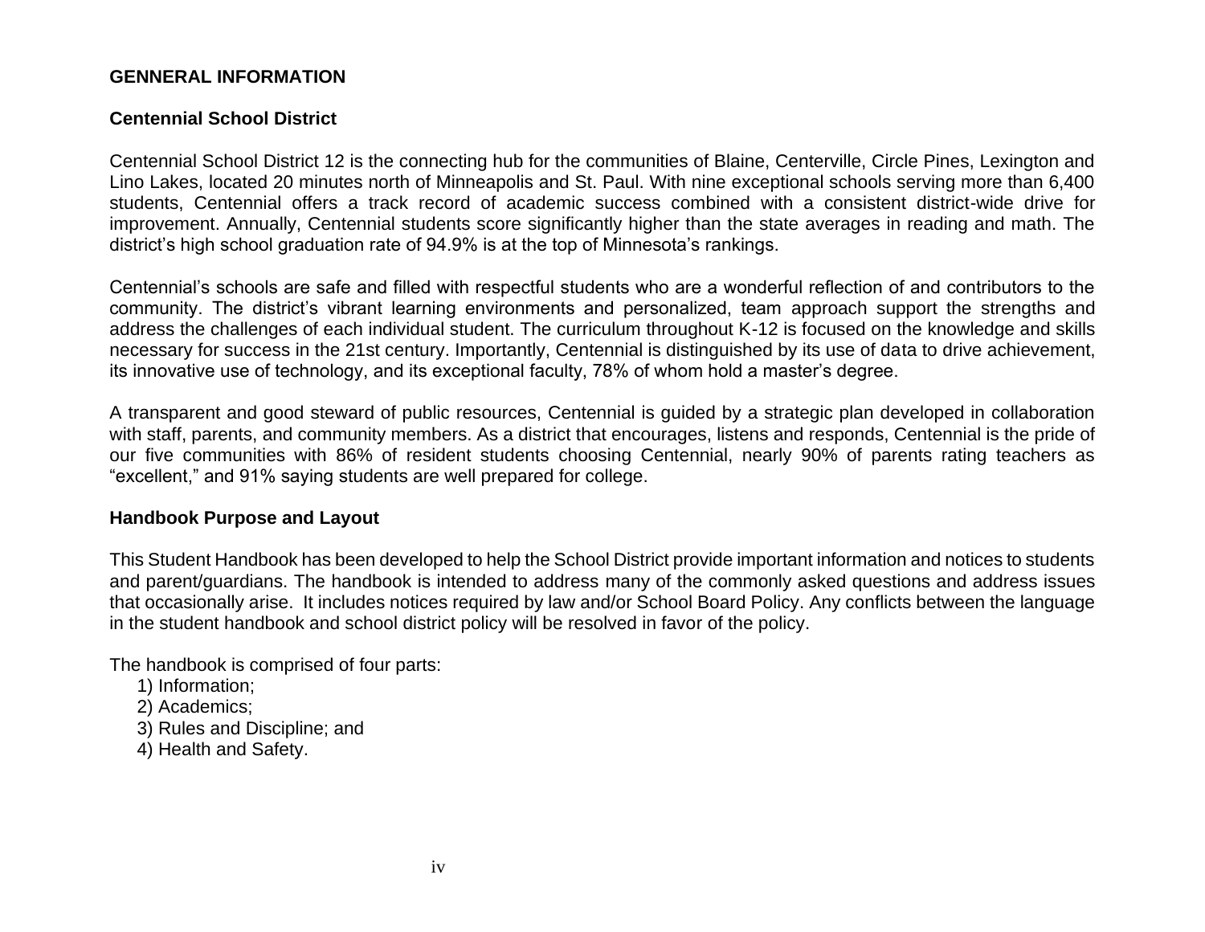## GENNERAL INFORMATION

### Centennial School District

Centennial School District 12 is the connecting hub for the communities of Blaine, Centerville, Circle Pines, Lexington and Lino Lakes, located 20 minutes north of Minneapolis and St. Paul. With nine exceptional schools serving more than 6,400 students, Centennial offers a track record of academic success combined with a consistent district-wide drive for improvement. Annually, Centennial students score significantly higher than the state averages in reading and math. The district's high school graduation rate of 94.9% is at the top of Minnesota's rankings.

Centennial's schools are safe and filled with respectful students who are a wonderful reflection of and contributors to the community. The district's vibrant learning environments and personalized, team approach support the strengths and address the challenges of each individual student. The curriculum throughout K-12 is focused on the knowledge and skills necessary for success in the 21st century. Importantly, Centennial is distinguished by its use of data to drive achievement, its innovative use of technology, and its exceptional faculty, 78% of whom hold a master's degree.

A transparent and good steward of public resources, Centennial is guided by a strategic plan developed in collaboration with staff, parents, and community members. As a district that encourages, listens and responds, Centennial is the pride of our five communities with 86% of resident students choosing Centennial, nearly 90% of parents rating teachers as "excellent," and 91% saying students are well prepared for college.

### Handbook Purpose and Layout

This Student Handbook has been developed to help the School District provide important information and notices to students and parent/guardians. The handbook is intended to address many of the commonly asked questions and address issues that occasionally arise. It includes notices required by law and/or School Board Policy. Any conflicts between the language in the student handbook and school district policy will be resolved in favor of the policy.

The handbook is comprised of four parts:

1) Information;
2) Academics;
3) Rules and Discipline; and
4) Health and Safety.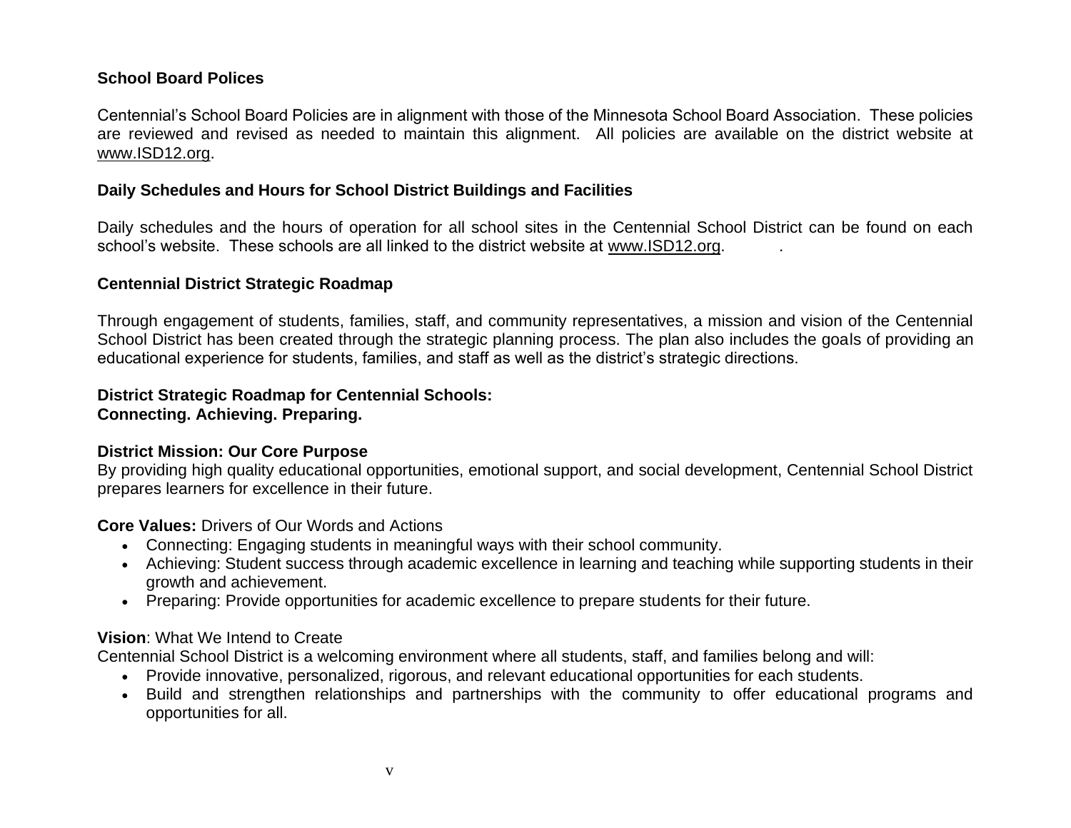## School Board Polices

Centennial's School Board Policies are in alignment with those of the Minnesota School Board Association. These policies are reviewed and revised as needed to maintain this alignment. All policies are available on the district website at www.ISD12.org.

## Daily Schedules and Hours for School District Buildings and Facilities

Daily schedules and the hours of operation for all school sites in the Centennial School District can be found on each school's website. These schools are all linked to the district website at www.ISD12.org.

## Centennial District Strategic Roadmap

Through engagement of students, families, staff, and community representatives, a mission and vision of the Centennial School District has been created through the strategic planning process. The plan also includes the goals of providing an educational experience for students, families, and staff as well as the district's strategic directions.

**District Strategic Roadmap for Centennial Schools:**
**Connecting. Achieving. Preparing.**

**District Mission: Our Core Purpose**
By providing high quality educational opportunities, emotional support, and social development, Centennial School District prepares learners for excellence in their future.

**Core Values:** Drivers of Our Words and Actions

- Connecting: Engaging students in meaningful ways with their school community.
- Achieving: Student success through academic excellence in learning and teaching while supporting students in their growth and achievement.
- Preparing: Provide opportunities for academic excellence to prepare students for their future.

**Vision**: What We Intend to Create
Centennial School District is a welcoming environment where all students, staff, and families belong and will:

- Provide innovative, personalized, rigorous, and relevant educational opportunities for each students.
- Build and strengthen relationships and partnerships with the community to offer educational programs and opportunities for all.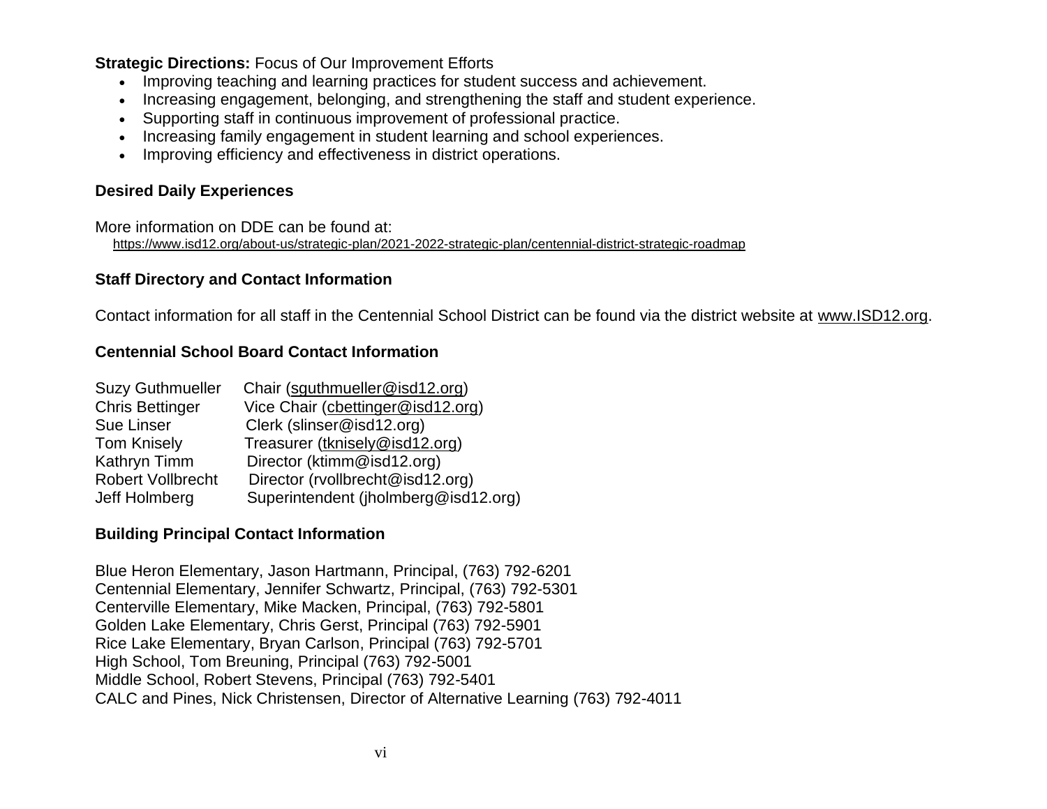**Strategic Directions:** Focus of Our Improvement Efforts

- Improving teaching and learning practices for student success and achievement.
- Increasing engagement, belonging, and strengthening the staff and student experience.
- Supporting staff in continuous improvement of professional practice.
- Increasing family engagement in student learning and school experiences.
- Improving efficiency and effectiveness in district operations.

**Desired Daily Experiences**

More information on DDE can be found at:
https://www.isd12.org/about-us/strategic-plan/2021-2022-strategic-plan/centennial-district-strategic-roadmap

**Staff Directory and Contact Information**

Contact information for all staff in the Centennial School District can be found via the district website at www.ISD12.org.

**Centennial School Board Contact Information**

Suzy Guthmueller Chair (sguthmueller@isd12.org)
Chris Bettinger Vice Chair (cbettinger@isd12.org)
Sue Linser Clerk (slinser@isd12.org)
Tom Knisely Treasurer (tknisely@isd12.org)
Kathryn Timm Director (ktimm@isd12.org)
Robert Vollbrecht Director (rvollbrecht@isd12.org)
Jeff Holmberg Superintendent (jholmberg@isd12.org)

**Building Principal Contact Information**

Blue Heron Elementary, Jason Hartmann, Principal, (763) 792-6201
Centennial Elementary, Jennifer Schwartz, Principal, (763) 792-5301
Centerville Elementary, Mike Macken, Principal, (763) 792-5801
Golden Lake Elementary, Chris Gerst, Principal (763) 792-5901
Rice Lake Elementary, Bryan Carlson, Principal (763) 792-5701
High School, Tom Breuning, Principal (763) 792-5001
Middle School, Robert Stevens, Principal (763) 792-5401
CALC and Pines, Nick Christensen, Director of Alternative Learning (763) 792-4011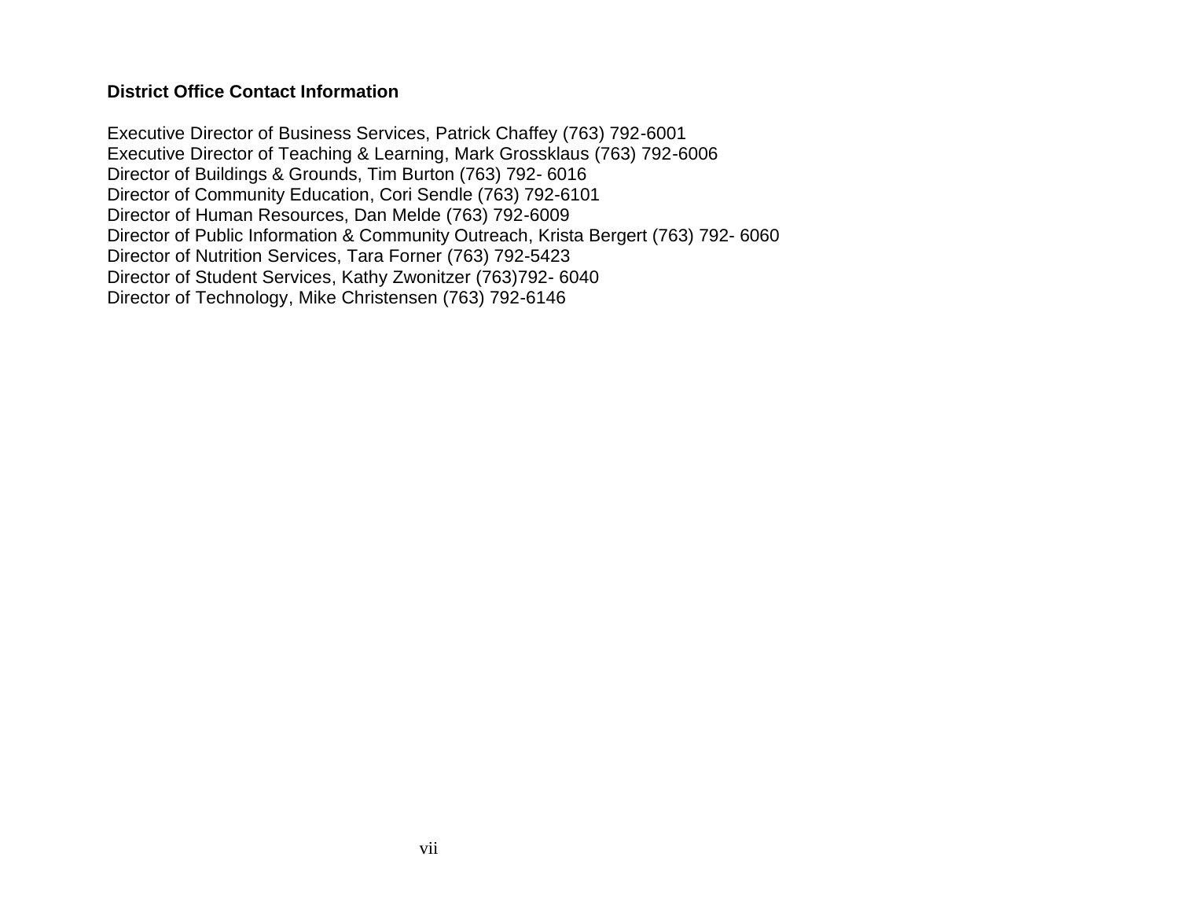**District Office Contact Information**

Executive Director of Business Services, Patrick Chaffey (763) 792-6001
Executive Director of Teaching & Learning, Mark Grossklaus (763) 792-6006
Director of Buildings & Grounds, Tim Burton (763) 792- 6016
Director of Community Education, Cori Sendle (763) 792-6101
Director of Human Resources, Dan Melde (763) 792-6009
Director of Public Information & Community Outreach, Krista Bergert (763) 792- 6060
Director of Nutrition Services, Tara Forner (763) 792-5423
Director of Student Services, Kathy Zwonitzer (763)792- 6040
Director of Technology, Mike Christensen (763) 792-6146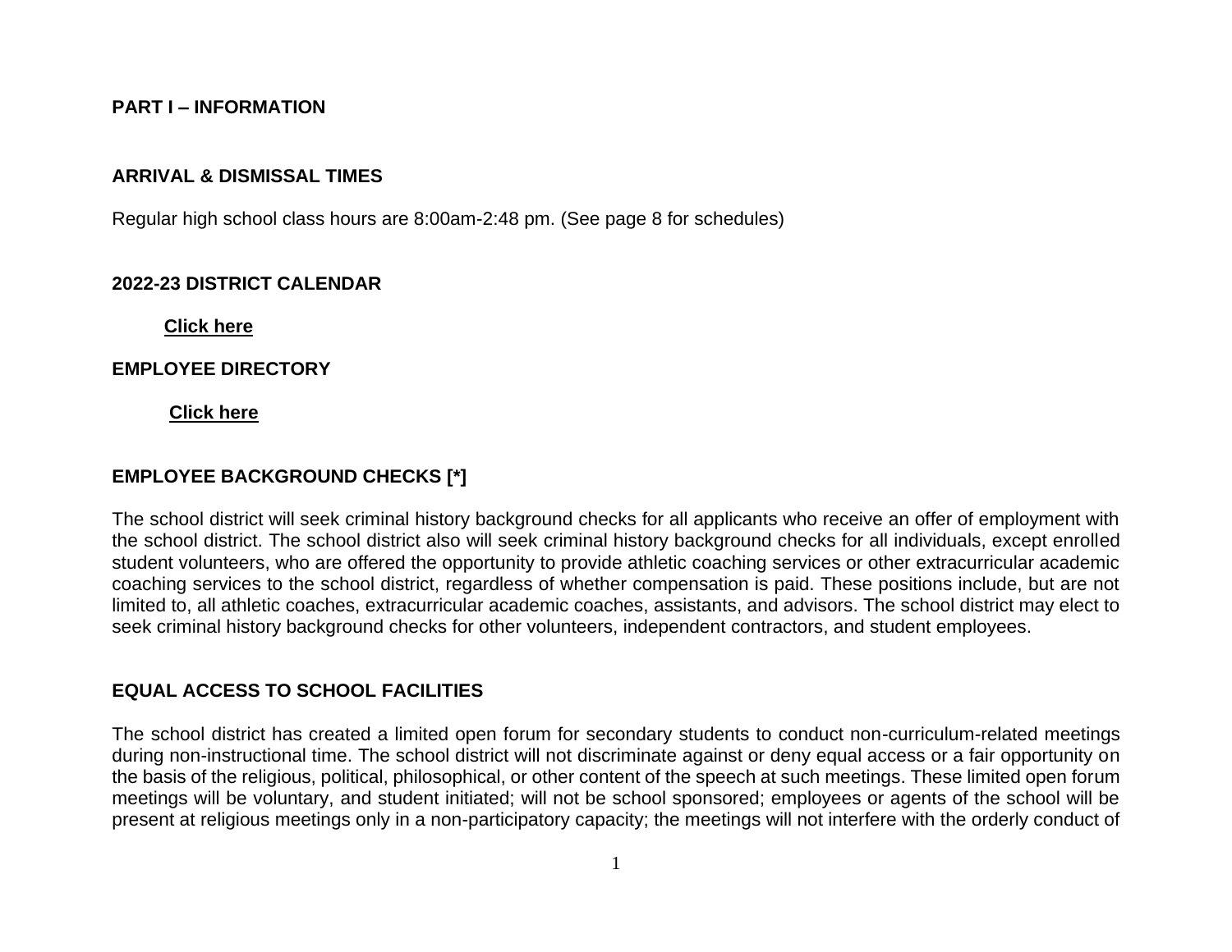## PART I – INFORMATION

### ARRIVAL & DISMISSAL TIMES

Regular high school class hours are 8:00am-2:48 pm. (See page 8 for schedules)

### 2022-23 DISTRICT CALENDAR

**Click here**

### EMPLOYEE DIRECTORY

**Click here**

### EMPLOYEE BACKGROUND CHECKS [*]

The school district will seek criminal history background checks for all applicants who receive an offer of employment with the school district. The school district also will seek criminal history background checks for all individuals, except enrolled student volunteers, who are offered the opportunity to provide athletic coaching services or other extracurricular academic coaching services to the school district, regardless of whether compensation is paid. These positions include, but are not limited to, all athletic coaches, extracurricular academic coaches, assistants, and advisors. The school district may elect to seek criminal history background checks for other volunteers, independent contractors, and student employees.

### EQUAL ACCESS TO SCHOOL FACILITIES

The school district has created a limited open forum for secondary students to conduct non-curriculum-related meetings during non-instructional time. The school district will not discriminate against or deny equal access or a fair opportunity on the basis of the religious, political, philosophical, or other content of the speech at such meetings. These limited open forum meetings will be voluntary, and student initiated; will not be school sponsored; employees or agents of the school will be present at religious meetings only in a non-participatory capacity; the meetings will not interfere with the orderly conduct of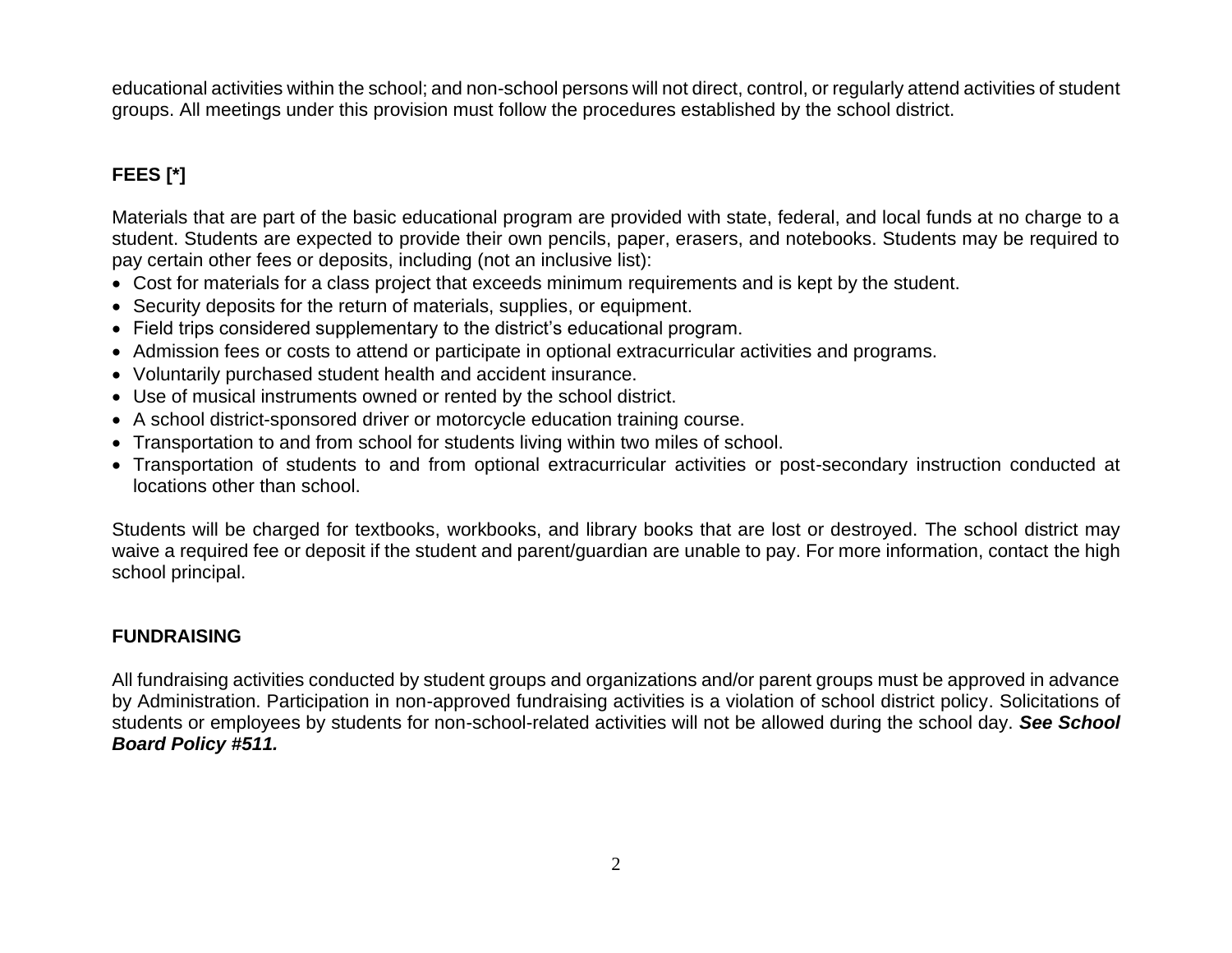educational activities within the school; and non-school persons will not direct, control, or regularly attend activities of student groups. All meetings under this provision must follow the procedures established by the school district.

## FEES [*]

Materials that are part of the basic educational program are provided with state, federal, and local funds at no charge to a student. Students are expected to provide their own pencils, paper, erasers, and notebooks. Students may be required to pay certain other fees or deposits, including (not an inclusive list):

- Cost for materials for a class project that exceeds minimum requirements and is kept by the student.
- Security deposits for the return of materials, supplies, or equipment.
- Field trips considered supplementary to the district's educational program.
- Admission fees or costs to attend or participate in optional extracurricular activities and programs.
- Voluntarily purchased student health and accident insurance.
- Use of musical instruments owned or rented by the school district.
- A school district-sponsored driver or motorcycle education training course.
- Transportation to and from school for students living within two miles of school.
- Transportation of students to and from optional extracurricular activities or post-secondary instruction conducted at locations other than school.

Students will be charged for textbooks, workbooks, and library books that are lost or destroyed. The school district may waive a required fee or deposit if the student and parent/guardian are unable to pay. For more information, contact the high school principal.

## FUNDRAISING

All fundraising activities conducted by student groups and organizations and/or parent groups must be approved in advance by Administration. Participation in non-approved fundraising activities is a violation of school district policy. Solicitations of students or employees by students for non-school-related activities will not be allowed during the school day. ***See School Board Policy #511.***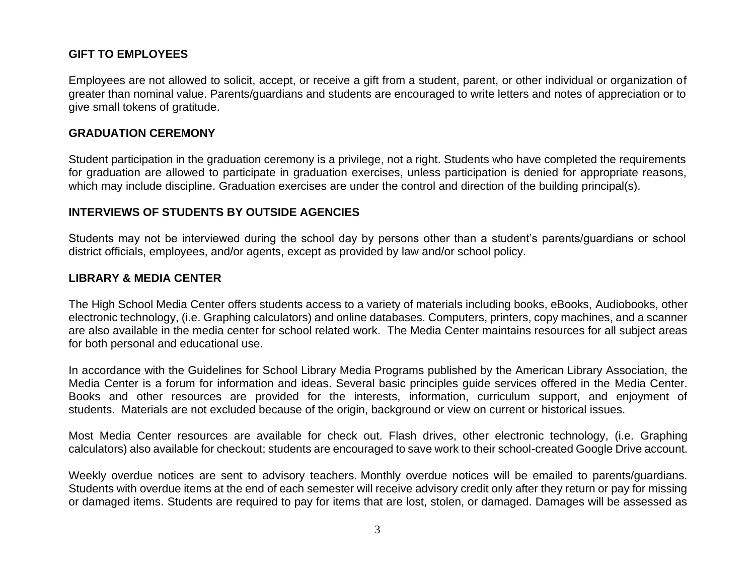## GIFT TO EMPLOYEES

Employees are not allowed to solicit, accept, or receive a gift from a student, parent, or other individual or organization of greater than nominal value. Parents/guardians and students are encouraged to write letters and notes of appreciation or to give small tokens of gratitude.

## GRADUATION CEREMONY

Student participation in the graduation ceremony is a privilege, not a right. Students who have completed the requirements for graduation are allowed to participate in graduation exercises, unless participation is denied for appropriate reasons, which may include discipline. Graduation exercises are under the control and direction of the building principal(s).

## INTERVIEWS OF STUDENTS BY OUTSIDE AGENCIES

Students may not be interviewed during the school day by persons other than a student's parents/guardians or school district officials, employees, and/or agents, except as provided by law and/or school policy.

## LIBRARY & MEDIA CENTER

The High School Media Center offers students access to a variety of materials including books, eBooks, Audiobooks, other electronic technology, (i.e. Graphing calculators) and online databases. Computers, printers, copy machines, and a scanner are also available in the media center for school related work. The Media Center maintains resources for all subject areas for both personal and educational use.

In accordance with the Guidelines for School Library Media Programs published by the American Library Association, the Media Center is a forum for information and ideas. Several basic principles guide services offered in the Media Center. Books and other resources are provided for the interests, information, curriculum support, and enjoyment of students. Materials are not excluded because of the origin, background or view on current or historical issues.

Most Media Center resources are available for check out. Flash drives, other electronic technology, (i.e. Graphing calculators) also available for checkout; students are encouraged to save work to their school-created Google Drive account.

Weekly overdue notices are sent to advisory teachers. Monthly overdue notices will be emailed to parents/guardians. Students with overdue items at the end of each semester will receive advisory credit only after they return or pay for missing or damaged items. Students are required to pay for items that are lost, stolen, or damaged. Damages will be assessed as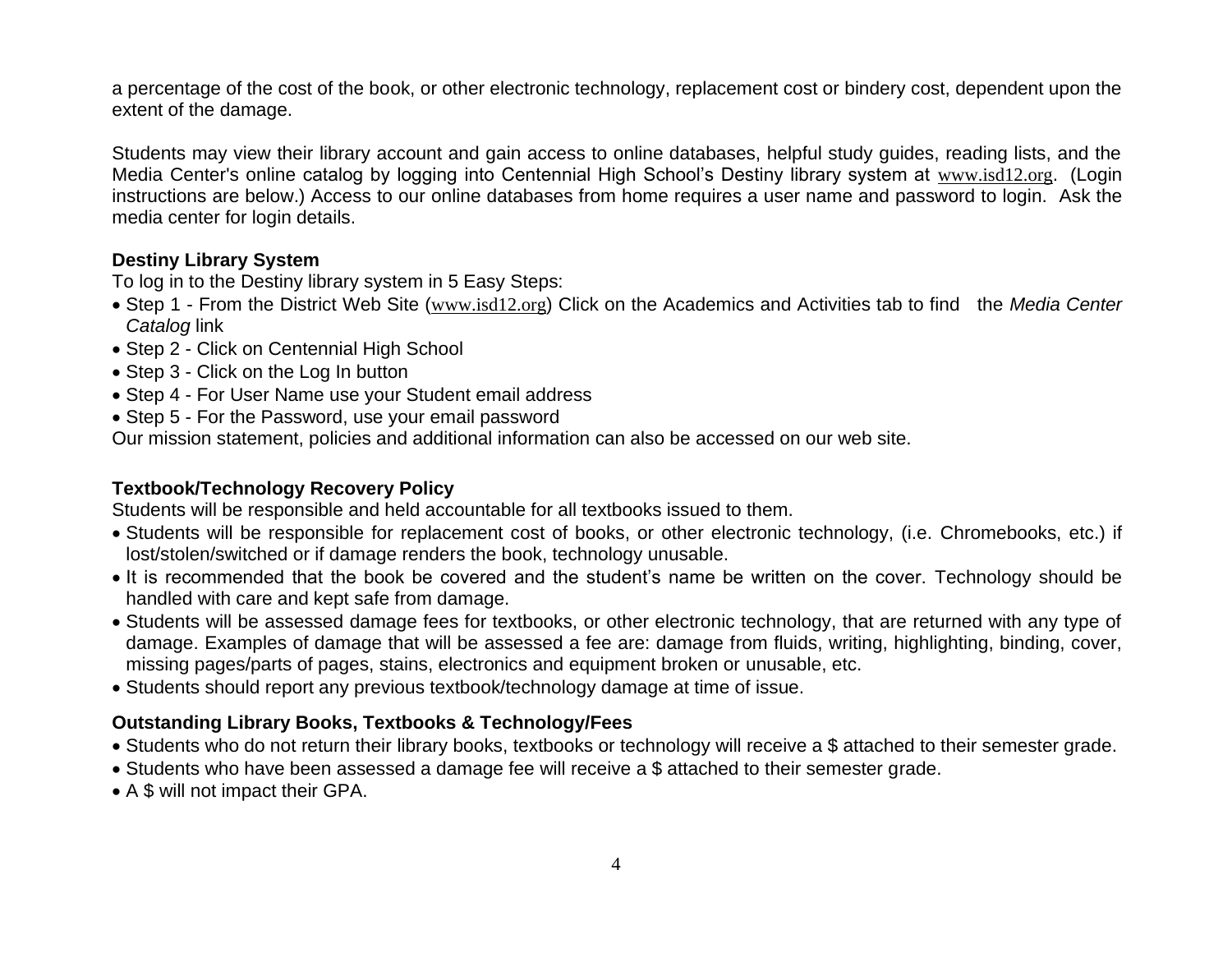a percentage of the cost of the book, or other electronic technology, replacement cost or bindery cost, dependent upon the extent of the damage.

Students may view their library account and gain access to online databases, helpful study guides, reading lists, and the Media Center's online catalog by logging into Centennial High School's Destiny library system at www.isd12.org. (Login instructions are below.) Access to our online databases from home requires a user name and password to login. Ask the media center for login details.

**Destiny Library System**

To log in to the Destiny library system in 5 Easy Steps:

- Step 1 - From the District Web Site (www.isd12.org) Click on the Academics and Activities tab to find the *Media Center Catalog* link
- Step 2 - Click on Centennial High School
- Step 3 - Click on the Log In button
- Step 4 - For User Name use your Student email address
- Step 5 - For the Password, use your email password

Our mission statement, policies and additional information can also be accessed on our web site.

**Textbook/Technology Recovery Policy**

Students will be responsible and held accountable for all textbooks issued to them.

- Students will be responsible for replacement cost of books, or other electronic technology, (i.e. Chromebooks, etc.) if lost/stolen/switched or if damage renders the book, technology unusable.
- It is recommended that the book be covered and the student's name be written on the cover. Technology should be handled with care and kept safe from damage.
- Students will be assessed damage fees for textbooks, or other electronic technology, that are returned with any type of damage. Examples of damage that will be assessed a fee are: damage from fluids, writing, highlighting, binding, cover, missing pages/parts of pages, stains, electronics and equipment broken or unusable, etc.
- Students should report any previous textbook/technology damage at time of issue.

**Outstanding Library Books, Textbooks & Technology/Fees**

- Students who do not return their library books, textbooks or technology will receive a $ attached to their semester grade.
- Students who have been assessed a damage fee will receive a $ attached to their semester grade.
- A $ will not impact their GPA.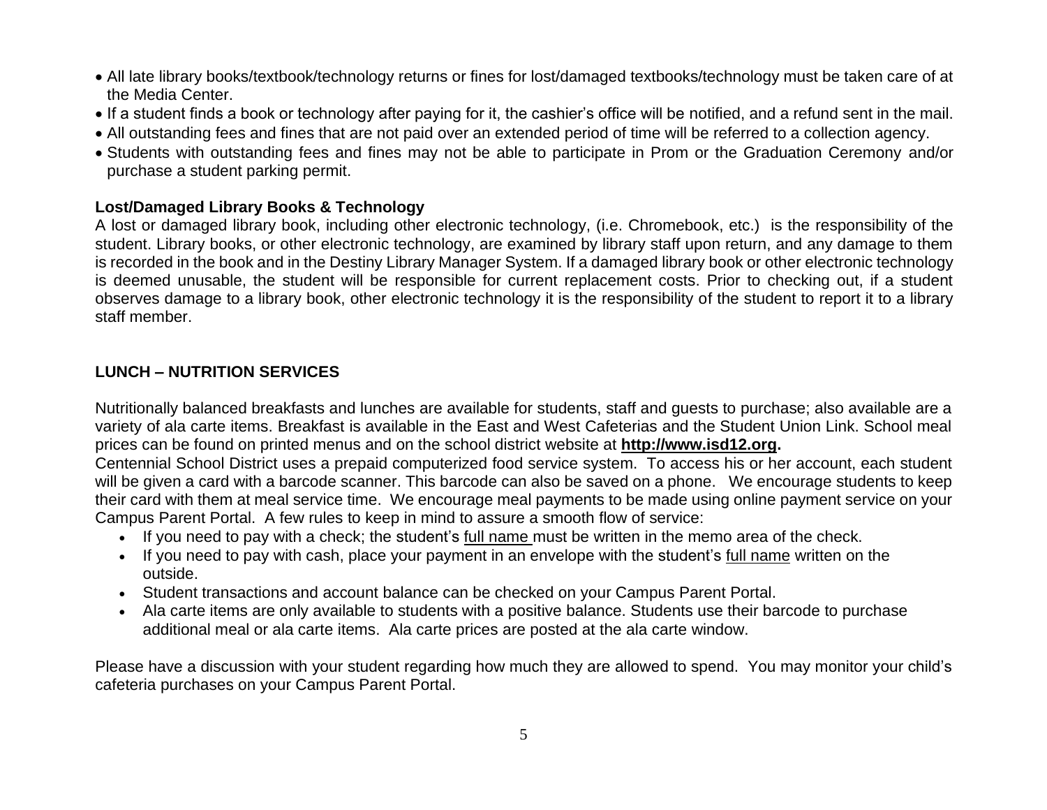- All late library books/textbook/technology returns or fines for lost/damaged textbooks/technology must be taken care of at the Media Center.
- If a student finds a book or technology after paying for it, the cashier's office will be notified, and a refund sent in the mail.
- All outstanding fees and fines that are not paid over an extended period of time will be referred to a collection agency.
- Students with outstanding fees and fines may not be able to participate in Prom or the Graduation Ceremony and/or purchase a student parking permit.

**Lost/Damaged Library Books & Technology**

A lost or damaged library book, including other electronic technology, (i.e. Chromebook, etc.) is the responsibility of the student. Library books, or other electronic technology, are examined by library staff upon return, and any damage to them is recorded in the book and in the Destiny Library Manager System. If a damaged library book or other electronic technology is deemed unusable, the student will be responsible for current replacement costs. Prior to checking out, if a student observes damage to a library book, other electronic technology it is the responsibility of the student to report it to a library staff member.

## LUNCH – NUTRITION SERVICES

Nutritionally balanced breakfasts and lunches are available for students, staff and guests to purchase; also available are a variety of ala carte items. Breakfast is available in the East and West Cafeterias and the Student Union Link. School meal prices can be found on printed menus and on the school district website at **http://www.isd12.org.**

Centennial School District uses a prepaid computerized food service system. To access his or her account, each student will be given a card with a barcode scanner. This barcode can also be saved on a phone. We encourage students to keep their card with them at meal service time. We encourage meal payments to be made using online payment service on your Campus Parent Portal. A few rules to keep in mind to assure a smooth flow of service:

- If you need to pay with a check; the student's full name must be written in the memo area of the check.
- If you need to pay with cash, place your payment in an envelope with the student's full name written on the outside.
- Student transactions and account balance can be checked on your Campus Parent Portal.
- Ala carte items are only available to students with a positive balance. Students use their barcode to purchase additional meal or ala carte items. Ala carte prices are posted at the ala carte window.

Please have a discussion with your student regarding how much they are allowed to spend. You may monitor your child's cafeteria purchases on your Campus Parent Portal.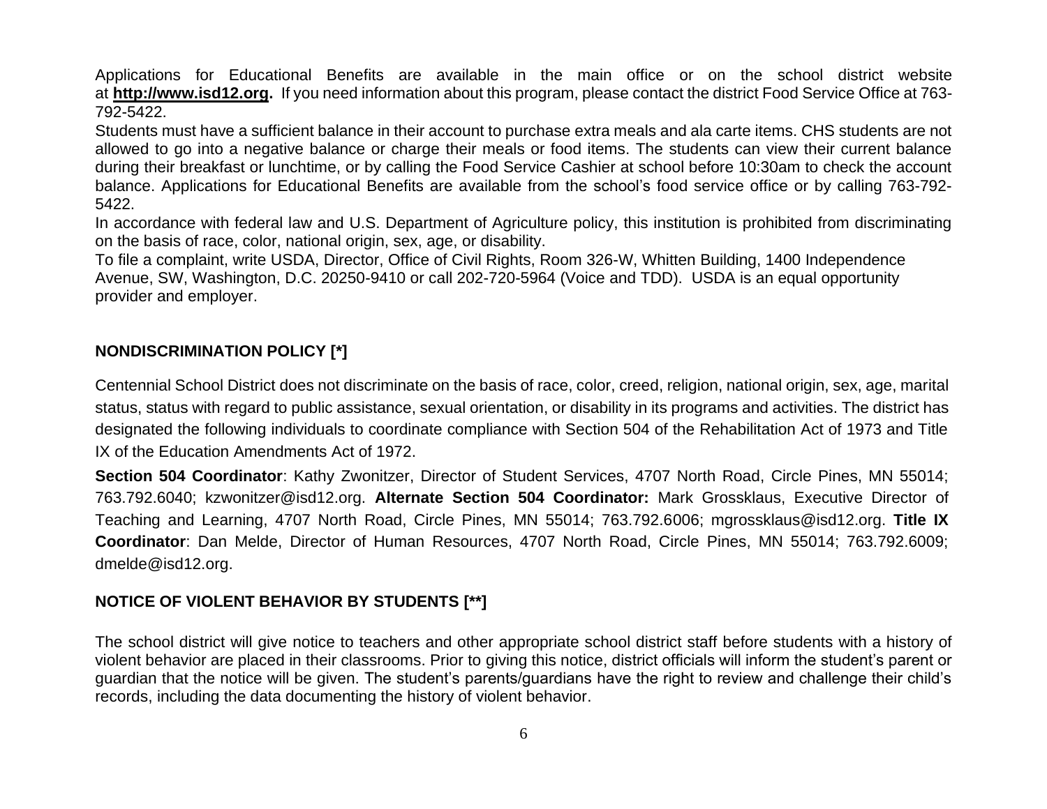Applications for Educational Benefits are available in the main office or on the school district website at **http://www.isd12.org.** If you need information about this program, please contact the district Food Service Office at 763-792-5422.

Students must have a sufficient balance in their account to purchase extra meals and ala carte items. CHS students are not allowed to go into a negative balance or charge their meals or food items. The students can view their current balance during their breakfast or lunchtime, or by calling the Food Service Cashier at school before 10:30am to check the account balance. Applications for Educational Benefits are available from the school's food service office or by calling 763-792-5422.

In accordance with federal law and U.S. Department of Agriculture policy, this institution is prohibited from discriminating on the basis of race, color, national origin, sex, age, or disability.

To file a complaint, write USDA, Director, Office of Civil Rights, Room 326-W, Whitten Building, 1400 Independence Avenue, SW, Washington, D.C. 20250-9410 or call 202-720-5964 (Voice and TDD). USDA is an equal opportunity provider and employer.

## NONDISCRIMINATION POLICY [*]

Centennial School District does not discriminate on the basis of race, color, creed, religion, national origin, sex, age, marital status, status with regard to public assistance, sexual orientation, or disability in its programs and activities. The district has designated the following individuals to coordinate compliance with Section 504 of the Rehabilitation Act of 1973 and Title IX of the Education Amendments Act of 1972.

**Section 504 Coordinator**: Kathy Zwonitzer, Director of Student Services, 4707 North Road, Circle Pines, MN 55014; 763.792.6040; kzwonitzer@isd12.org. **Alternate Section 504 Coordinator:** Mark Grossklaus, Executive Director of Teaching and Learning, 4707 North Road, Circle Pines, MN 55014; 763.792.6006; mgrossklaus@isd12.org. **Title IX Coordinator**: Dan Melde, Director of Human Resources, 4707 North Road, Circle Pines, MN 55014; 763.792.6009; dmelde@isd12.org.

## NOTICE OF VIOLENT BEHAVIOR BY STUDENTS [**]

The school district will give notice to teachers and other appropriate school district staff before students with a history of violent behavior are placed in their classrooms. Prior to giving this notice, district officials will inform the student's parent or guardian that the notice will be given. The student's parents/guardians have the right to review and challenge their child's records, including the data documenting the history of violent behavior.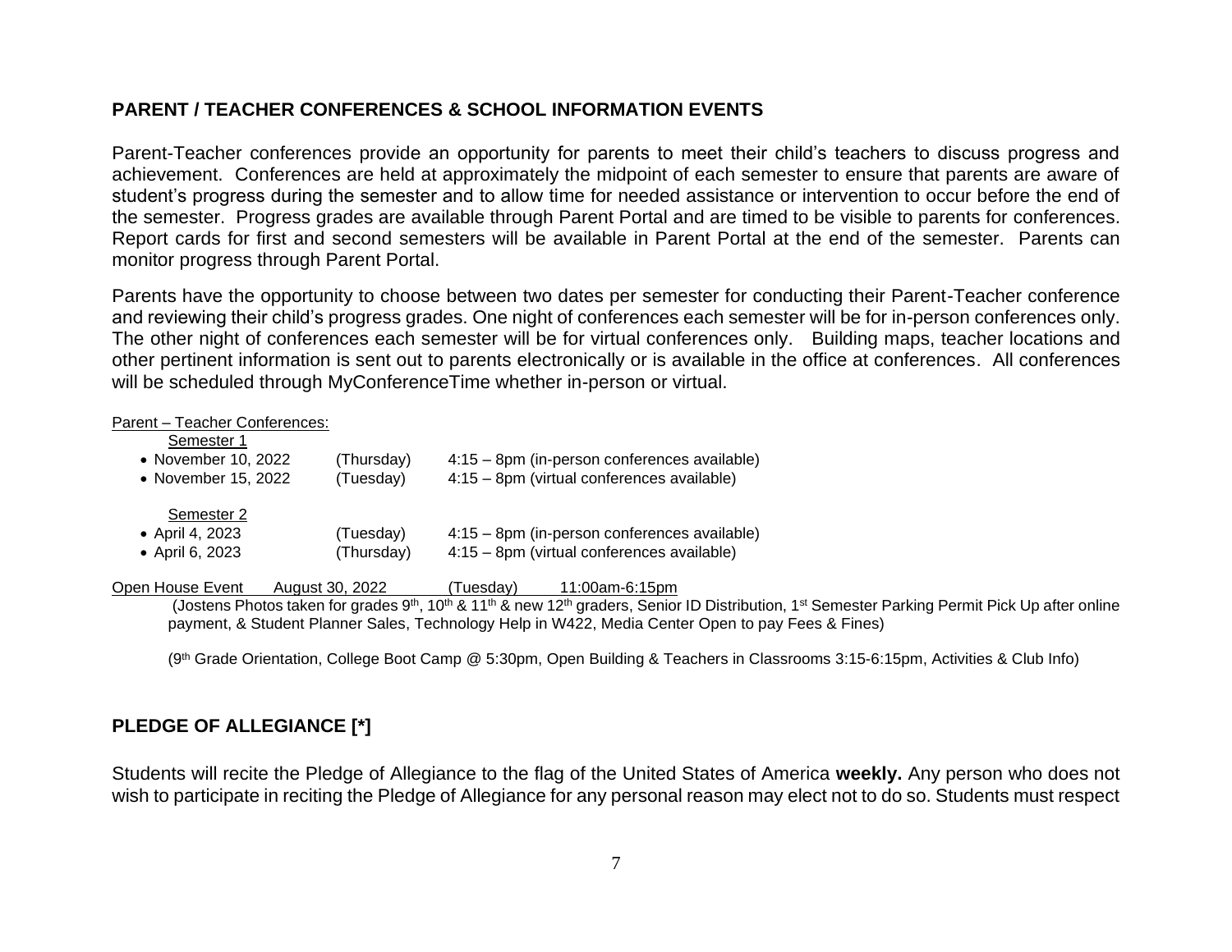## PARENT / TEACHER CONFERENCES & SCHOOL INFORMATION EVENTS

Parent-Teacher conferences provide an opportunity for parents to meet their child's teachers to discuss progress and achievement. Conferences are held at approximately the midpoint of each semester to ensure that parents are aware of student's progress during the semester and to allow time for needed assistance or intervention to occur before the end of the semester. Progress grades are available through Parent Portal and are timed to be visible to parents for conferences. Report cards for first and second semesters will be available in Parent Portal at the end of the semester. Parents can monitor progress through Parent Portal.

Parents have the opportunity to choose between two dates per semester for conducting their Parent-Teacher conference and reviewing their child's progress grades. One night of conferences each semester will be for in-person conferences only. The other night of conferences each semester will be for virtual conferences only. Building maps, teacher locations and other pertinent information is sent out to parents electronically or is available in the office at conferences. All conferences will be scheduled through MyConferenceTime whether in-person or virtual.

Parent – Teacher Conferences:

Semester 1

- November 10, 2022 (Thursday) 4:15 – 8pm (in-person conferences available)
- November 15, 2022 (Tuesday) 4:15 – 8pm (virtual conferences available)

Semester 2

- April 4, 2023 (Tuesday) 4:15 – 8pm (in-person conferences available)
- April 6, 2023 (Thursday) 4:15 – 8pm (virtual conferences available)

Open House Event August 30, 2022 (Tuesday) 11:00am-6:15pm

(Jostens Photos taken for grades 9th, 10th & 11th & new 12th graders, Senior ID Distribution, 1st Semester Parking Permit Pick Up after online payment, & Student Planner Sales, Technology Help in W422, Media Center Open to pay Fees & Fines)

(9th Grade Orientation, College Boot Camp @ 5:30pm, Open Building & Teachers in Classrooms 3:15-6:15pm, Activities & Club Info)

## PLEDGE OF ALLEGIANCE [*]

Students will recite the Pledge of Allegiance to the flag of the United States of America **weekly.** Any person who does not wish to participate in reciting the Pledge of Allegiance for any personal reason may elect not to do so. Students must respect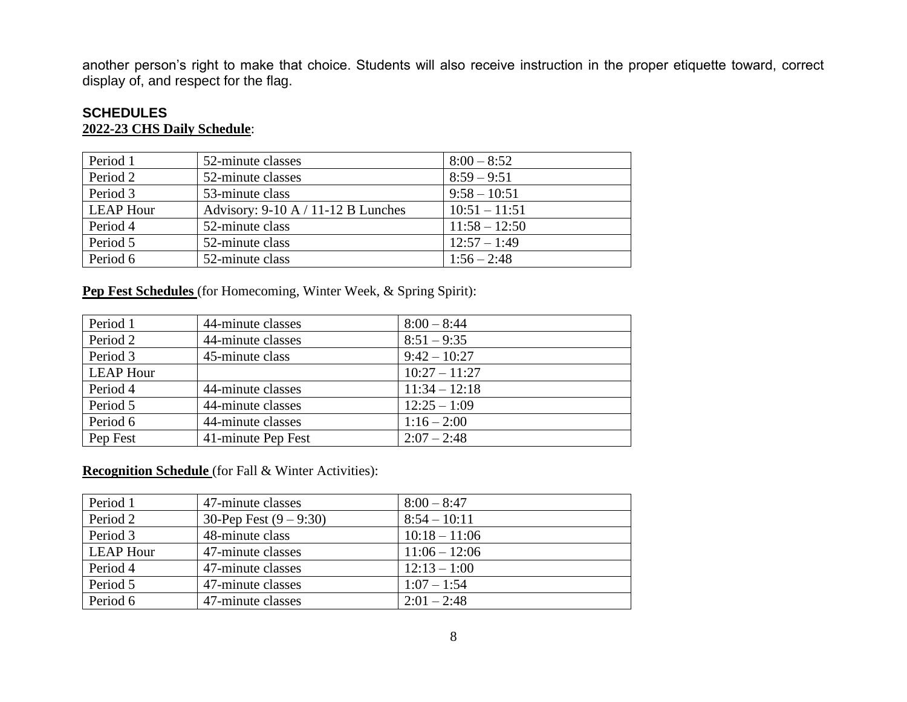another person's right to make that choice. Students will also receive instruction in the proper etiquette toward, correct display of, and respect for the flag.

## SCHEDULES

**2022-23 CHS Daily Schedule**:

| Period 1 | 52-minute classes | 8:00 – 8:52 |
|---|---|---|
| Period 2 | 52-minute classes | 8:59 – 9:51 |
| Period 3 | 53-minute class | 9:58 – 10:51 |
| LEAP Hour | Advisory: 9-10 A / 11-12 B Lunches | 10:51 – 11:51 |
| Period 4 | 52-minute class | 11:58 – 12:50 |
| Period 5 | 52-minute class | 12:57 – 1:49 |
| Period 6 | 52-minute class | 1:56 – 2:48 |

**Pep Fest Schedules** (for Homecoming, Winter Week, & Spring Spirit):

| Period 1 | 44-minute classes | 8:00 – 8:44 |
|---|---|---|
| Period 2 | 44-minute classes | 8:51 – 9:35 |
| Period 3 | 45-minute class | 9:42 – 10:27 |
| LEAP Hour | | 10:27 – 11:27 |
| Period 4 | 44-minute classes | 11:34 – 12:18 |
| Period 5 | 44-minute classes | 12:25 – 1:09 |
| Period 6 | 44-minute classes | 1:16 – 2:00 |
| Pep Fest | 41-minute Pep Fest | 2:07 – 2:48 |

**Recognition Schedule** (for Fall & Winter Activities):

| Period 1 | 47-minute classes | 8:00 – 8:47 |
|---|---|---|
| Period 2 | 30-Pep Fest (9 – 9:30) | 8:54 – 10:11 |
| Period 3 | 48-minute class | 10:18 – 11:06 |
| LEAP Hour | 47-minute classes | 11:06 – 12:06 |
| Period 4 | 47-minute classes | 12:13 – 1:00 |
| Period 5 | 47-minute classes | 1:07 – 1:54 |
| Period 6 | 47-minute classes | 2:01 – 2:48 |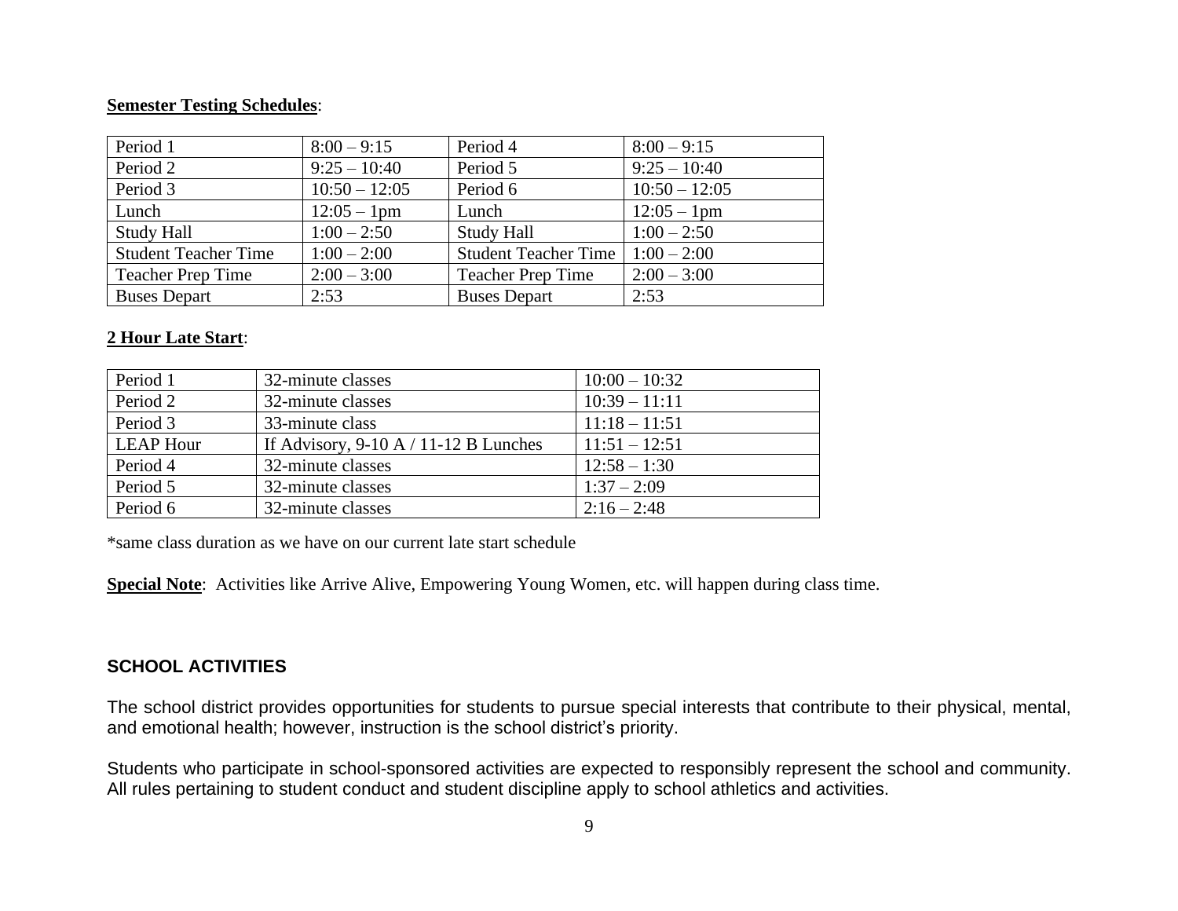**Semester Testing Schedules**:

| Period 1 | 8:00 – 9:15 | Period 4 | 8:00 – 9:15 |
|---|---|---|---|
| Period 2 | 9:25 – 10:40 | Period 5 | 9:25 – 10:40 |
| Period 3 | 10:50 – 12:05 | Period 6 | 10:50 – 12:05 |
| Lunch | 12:05 – 1pm | Lunch | 12:05 – 1pm |
| Study Hall | 1:00 – 2:50 | Study Hall | 1:00 – 2:50 |
| Student Teacher Time | 1:00 – 2:00 | Student Teacher Time | 1:00 – 2:00 |
| Teacher Prep Time | 2:00 – 3:00 | Teacher Prep Time | 2:00 – 3:00 |
| Buses Depart | 2:53 | Buses Depart | 2:53 |

**2 Hour Late Start**:

| Period 1 | 32-minute classes | 10:00 – 10:32 |
|---|---|---|
| Period 2 | 32-minute classes | 10:39 – 11:11 |
| Period 3 | 33-minute class | 11:18 – 11:51 |
| LEAP Hour | If Advisory, 9-10 A / 11-12 B Lunches | 11:51 – 12:51 |
| Period 4 | 32-minute classes | 12:58 – 1:30 |
| Period 5 | 32-minute classes | 1:37 – 2:09 |
| Period 6 | 32-minute classes | 2:16 – 2:48 |

*same class duration as we have on our current late start schedule

**Special Note**: Activities like Arrive Alive, Empowering Young Women, etc. will happen during class time.

## SCHOOL ACTIVITIES

The school district provides opportunities for students to pursue special interests that contribute to their physical, mental, and emotional health; however, instruction is the school district's priority.

Students who participate in school-sponsored activities are expected to responsibly represent the school and community. All rules pertaining to student conduct and student discipline apply to school athletics and activities.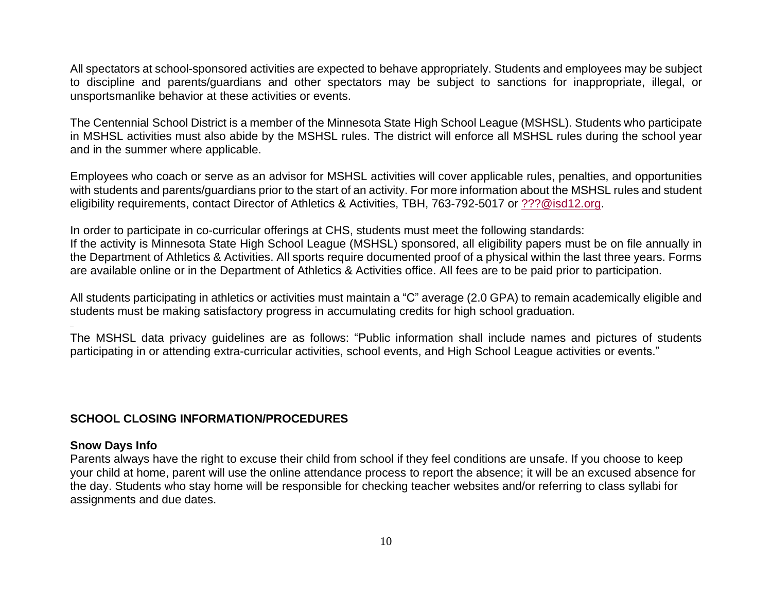All spectators at school-sponsored activities are expected to behave appropriately. Students and employees may be subject to discipline and parents/guardians and other spectators may be subject to sanctions for inappropriate, illegal, or unsportsmanlike behavior at these activities or events.

The Centennial School District is a member of the Minnesota State High School League (MSHSL). Students who participate in MSHSL activities must also abide by the MSHSL rules. The district will enforce all MSHSL rules during the school year and in the summer where applicable.

Employees who coach or serve as an advisor for MSHSL activities will cover applicable rules, penalties, and opportunities with students and parents/guardians prior to the start of an activity. For more information about the MSHSL rules and student eligibility requirements, contact Director of Athletics & Activities, TBH, 763-792-5017 or ???@isd12.org.

In order to participate in co-curricular offerings at CHS, students must meet the following standards:
If the activity is Minnesota State High School League (MSHSL) sponsored, all eligibility papers must be on file annually in the Department of Athletics & Activities. All sports require documented proof of a physical within the last three years. Forms are available online or in the Department of Athletics & Activities office. All fees are to be paid prior to participation.

All students participating in athletics or activities must maintain a "C" average (2.0 GPA) to remain academically eligible and students must be making satisfactory progress in accumulating credits for high school graduation.

The MSHSL data privacy guidelines are as follows: "Public information shall include names and pictures of students participating in or attending extra-curricular activities, school events, and High School League activities or events."

## SCHOOL CLOSING INFORMATION/PROCEDURES

### Snow Days Info

Parents always have the right to excuse their child from school if they feel conditions are unsafe. If you choose to keep your child at home, parent will use the online attendance process to report the absence; it will be an excused absence for the day. Students who stay home will be responsible for checking teacher websites and/or referring to class syllabi for assignments and due dates.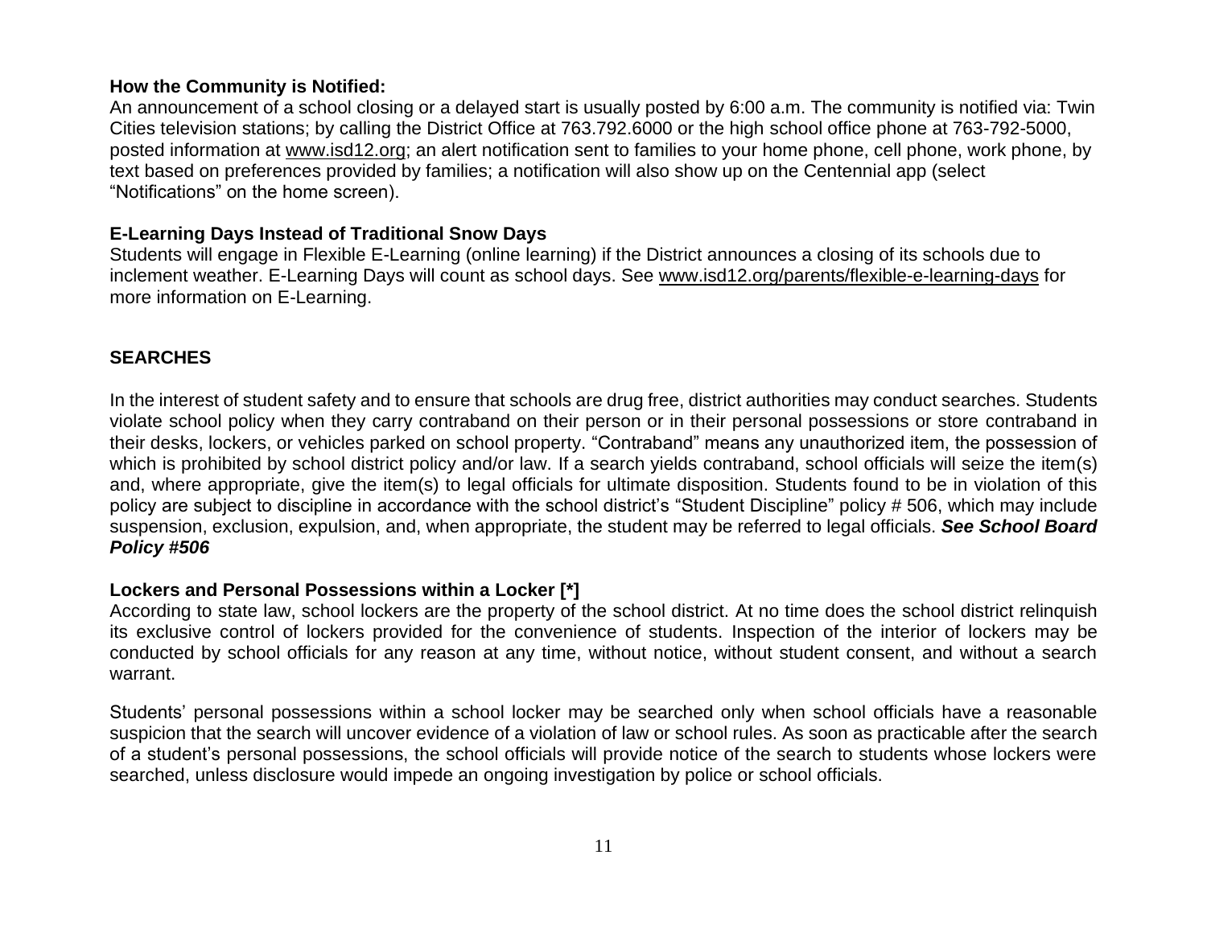**How the Community is Notified:**
An announcement of a school closing or a delayed start is usually posted by 6:00 a.m. The community is notified via: Twin Cities television stations; by calling the District Office at 763.792.6000 or the high school office phone at 763-792-5000, posted information at www.isd12.org; an alert notification sent to families to your home phone, cell phone, work phone, by text based on preferences provided by families; a notification will also show up on the Centennial app (select "Notifications" on the home screen).

**E-Learning Days Instead of Traditional Snow Days**
Students will engage in Flexible E-Learning (online learning) if the District announces a closing of its schools due to inclement weather. E-Learning Days will count as school days. See www.isd12.org/parents/flexible-e-learning-days for more information on E-Learning.

## SEARCHES

In the interest of student safety and to ensure that schools are drug free, district authorities may conduct searches. Students violate school policy when they carry contraband on their person or in their personal possessions or store contraband in their desks, lockers, or vehicles parked on school property. "Contraband" means any unauthorized item, the possession of which is prohibited by school district policy and/or law. If a search yields contraband, school officials will seize the item(s) and, where appropriate, give the item(s) to legal officials for ultimate disposition. Students found to be in violation of this policy are subject to discipline in accordance with the school district's "Student Discipline" policy # 506, which may include suspension, exclusion, expulsion, and, when appropriate, the student may be referred to legal officials. ***See School Board Policy #506***

**Lockers and Personal Possessions within a Locker [*]**
According to state law, school lockers are the property of the school district. At no time does the school district relinquish its exclusive control of lockers provided for the convenience of students. Inspection of the interior of lockers may be conducted by school officials for any reason at any time, without notice, without student consent, and without a search warrant.

Students' personal possessions within a school locker may be searched only when school officials have a reasonable suspicion that the search will uncover evidence of a violation of law or school rules. As soon as practicable after the search of a student's personal possessions, the school officials will provide notice of the search to students whose lockers were searched, unless disclosure would impede an ongoing investigation by police or school officials.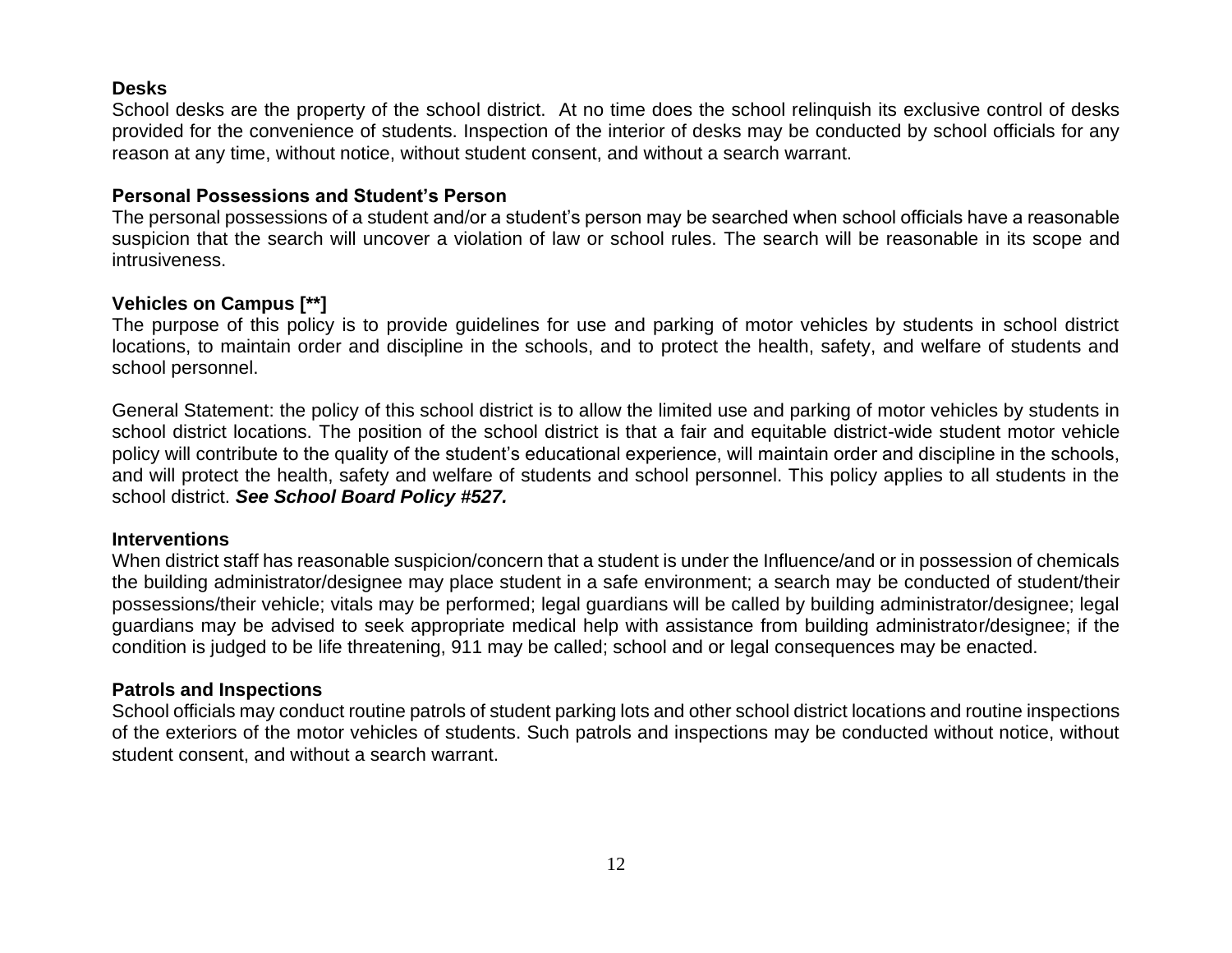**Desks**

School desks are the property of the school district. At no time does the school relinquish its exclusive control of desks provided for the convenience of students. Inspection of the interior of desks may be conducted by school officials for any reason at any time, without notice, without student consent, and without a search warrant.

**Personal Possessions and Student's Person**

The personal possessions of a student and/or a student's person may be searched when school officials have a reasonable suspicion that the search will uncover a violation of law or school rules. The search will be reasonable in its scope and intrusiveness.

**Vehicles on Campus [**]**

The purpose of this policy is to provide guidelines for use and parking of motor vehicles by students in school district locations, to maintain order and discipline in the schools, and to protect the health, safety, and welfare of students and school personnel.

General Statement: the policy of this school district is to allow the limited use and parking of motor vehicles by students in school district locations. The position of the school district is that a fair and equitable district-wide student motor vehicle policy will contribute to the quality of the student's educational experience, will maintain order and discipline in the schools, and will protect the health, safety and welfare of students and school personnel. This policy applies to all students in the school district. ***See School Board Policy #527.***

**Interventions**

When district staff has reasonable suspicion/concern that a student is under the Influence/and or in possession of chemicals the building administrator/designee may place student in a safe environment; a search may be conducted of student/their possessions/their vehicle; vitals may be performed; legal guardians will be called by building administrator/designee; legal guardians may be advised to seek appropriate medical help with assistance from building administrator/designee; if the condition is judged to be life threatening, 911 may be called; school and or legal consequences may be enacted.

**Patrols and Inspections**

School officials may conduct routine patrols of student parking lots and other school district locations and routine inspections of the exteriors of the motor vehicles of students. Such patrols and inspections may be conducted without notice, without student consent, and without a search warrant.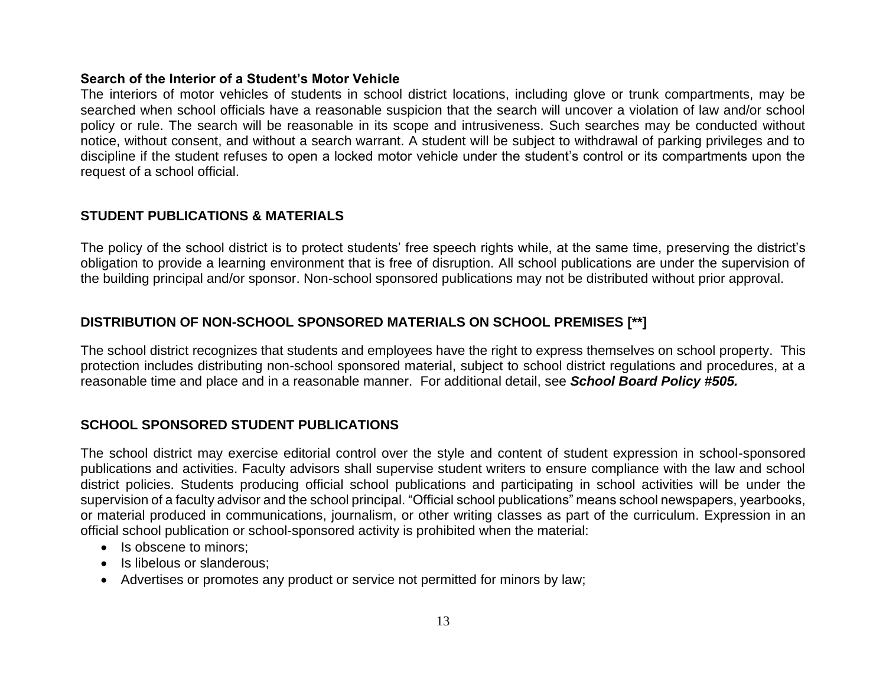**Search of the Interior of a Student's Motor Vehicle**

The interiors of motor vehicles of students in school district locations, including glove or trunk compartments, may be searched when school officials have a reasonable suspicion that the search will uncover a violation of law and/or school policy or rule. The search will be reasonable in its scope and intrusiveness. Such searches may be conducted without notice, without consent, and without a search warrant. A student will be subject to withdrawal of parking privileges and to discipline if the student refuses to open a locked motor vehicle under the student's control or its compartments upon the request of a school official.

## STUDENT PUBLICATIONS & MATERIALS

The policy of the school district is to protect students' free speech rights while, at the same time, preserving the district's obligation to provide a learning environment that is free of disruption. All school publications are under the supervision of the building principal and/or sponsor. Non-school sponsored publications may not be distributed without prior approval.

## DISTRIBUTION OF NON-SCHOOL SPONSORED MATERIALS ON SCHOOL PREMISES [**]

The school district recognizes that students and employees have the right to express themselves on school property. This protection includes distributing non-school sponsored material, subject to school district regulations and procedures, at a reasonable time and place and in a reasonable manner. For additional detail, see ***School Board Policy #505.***

## SCHOOL SPONSORED STUDENT PUBLICATIONS

The school district may exercise editorial control over the style and content of student expression in school-sponsored publications and activities. Faculty advisors shall supervise student writers to ensure compliance with the law and school district policies. Students producing official school publications and participating in school activities will be under the supervision of a faculty advisor and the school principal. "Official school publications" means school newspapers, yearbooks, or material produced in communications, journalism, or other writing classes as part of the curriculum. Expression in an official school publication or school-sponsored activity is prohibited when the material:

- Is obscene to minors;
- Is libelous or slanderous;
- Advertises or promotes any product or service not permitted for minors by law;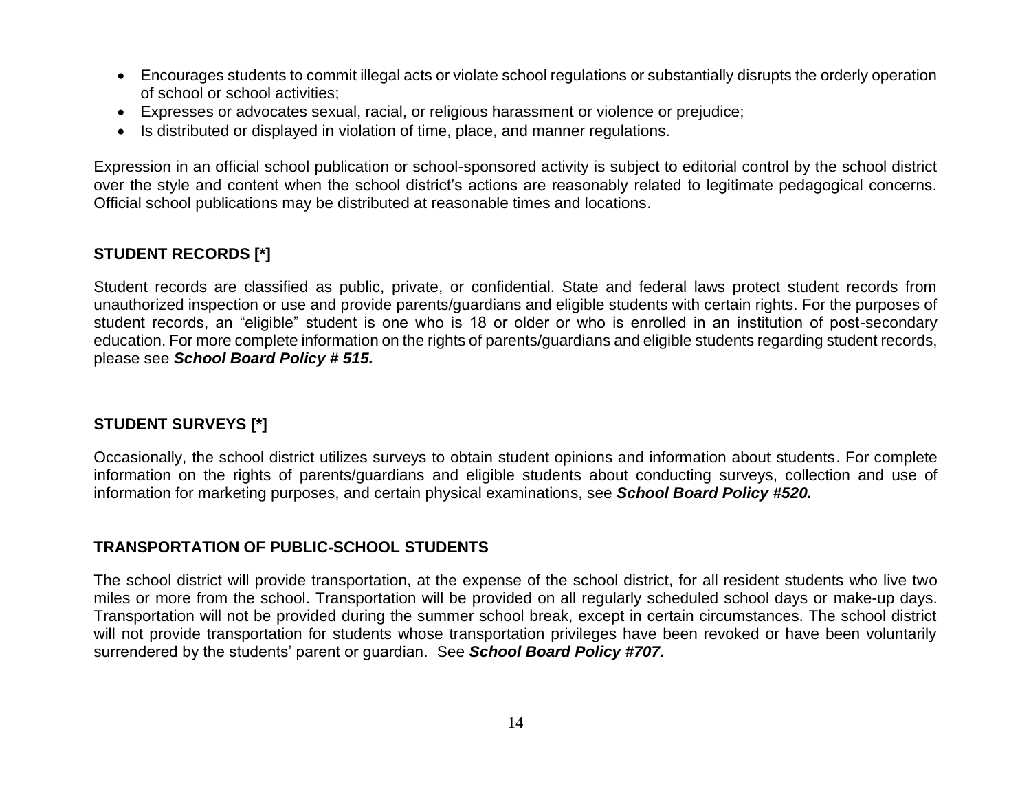- Encourages students to commit illegal acts or violate school regulations or substantially disrupts the orderly operation of school or school activities;
- Expresses or advocates sexual, racial, or religious harassment or violence or prejudice;
- Is distributed or displayed in violation of time, place, and manner regulations.

Expression in an official school publication or school-sponsored activity is subject to editorial control by the school district over the style and content when the school district's actions are reasonably related to legitimate pedagogical concerns. Official school publications may be distributed at reasonable times and locations.

## STUDENT RECORDS [*]

Student records are classified as public, private, or confidential. State and federal laws protect student records from unauthorized inspection or use and provide parents/guardians and eligible students with certain rights. For the purposes of student records, an "eligible" student is one who is 18 or older or who is enrolled in an institution of post-secondary education. For more complete information on the rights of parents/guardians and eligible students regarding student records, please see ***School Board Policy # 515.***

## STUDENT SURVEYS [*]

Occasionally, the school district utilizes surveys to obtain student opinions and information about students. For complete information on the rights of parents/guardians and eligible students about conducting surveys, collection and use of information for marketing purposes, and certain physical examinations, see ***School Board Policy #520.***

## TRANSPORTATION OF PUBLIC-SCHOOL STUDENTS

The school district will provide transportation, at the expense of the school district, for all resident students who live two miles or more from the school. Transportation will be provided on all regularly scheduled school days or make-up days. Transportation will not be provided during the summer school break, except in certain circumstances. The school district will not provide transportation for students whose transportation privileges have been revoked or have been voluntarily surrendered by the students' parent or guardian. See ***School Board Policy #707.***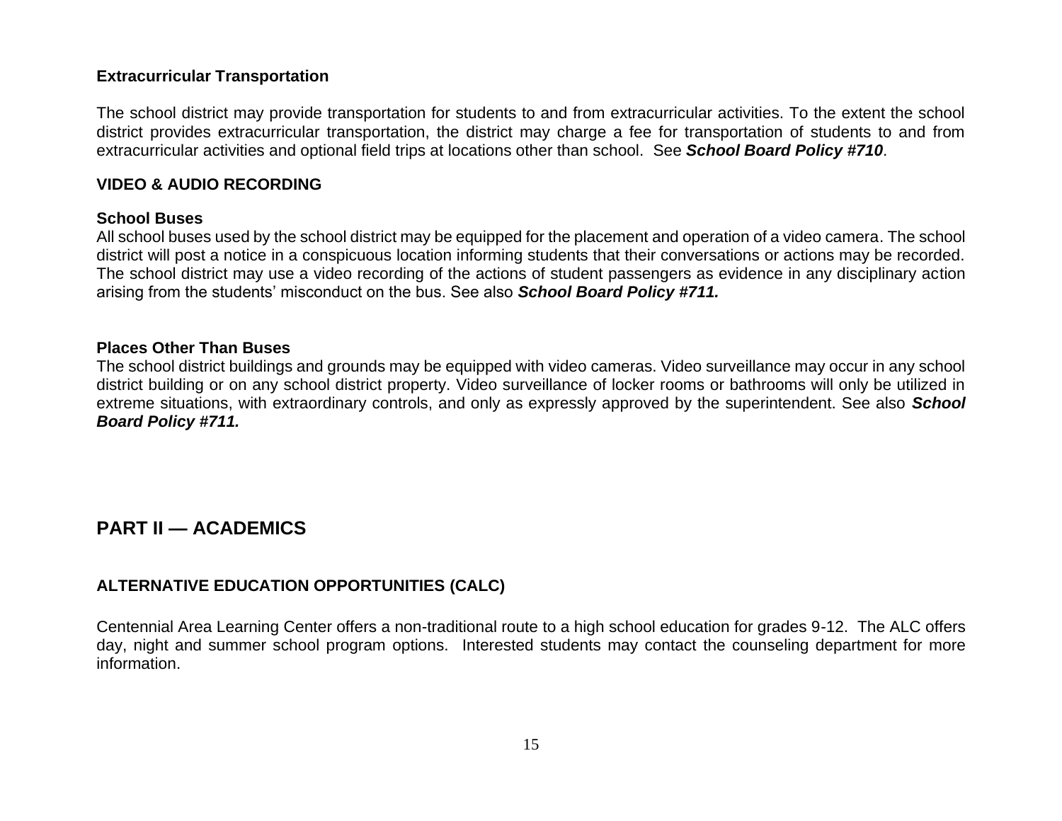### Extracurricular Transportation

The school district may provide transportation for students to and from extracurricular activities. To the extent the school district provides extracurricular transportation, the district may charge a fee for transportation of students to and from extracurricular activities and optional field trips at locations other than school. See ***School Board Policy #710***.

### VIDEO & AUDIO RECORDING

**School Buses**

All school buses used by the school district may be equipped for the placement and operation of a video camera. The school district will post a notice in a conspicuous location informing students that their conversations or actions may be recorded. The school district may use a video recording of the actions of student passengers as evidence in any disciplinary action arising from the students' misconduct on the bus. See also ***School Board Policy #711.***

**Places Other Than Buses**

The school district buildings and grounds may be equipped with video cameras. Video surveillance may occur in any school district building or on any school district property. Video surveillance of locker rooms or bathrooms will only be utilized in extreme situations, with extraordinary controls, and only as expressly approved by the superintendent. See also ***School Board Policy #711.***

## PART II — ACADEMICS

### ALTERNATIVE EDUCATION OPPORTUNITIES (CALC)

Centennial Area Learning Center offers a non-traditional route to a high school education for grades 9-12. The ALC offers day, night and summer school program options. Interested students may contact the counseling department for more information.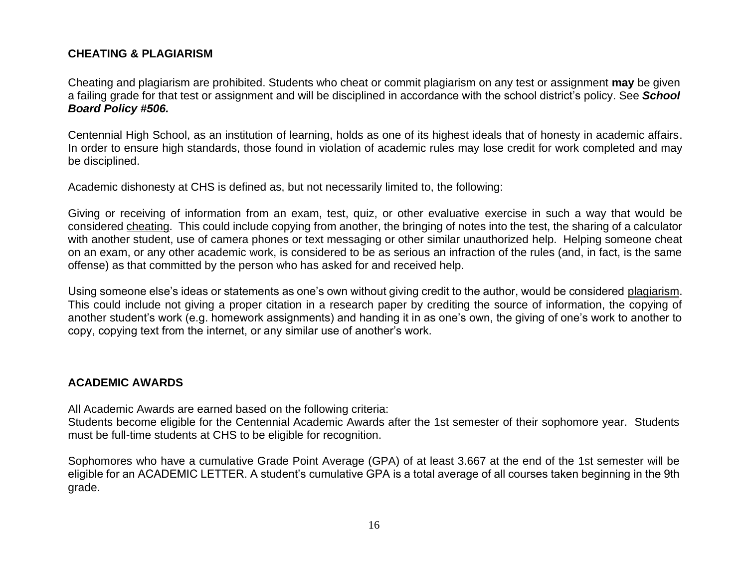## CHEATING & PLAGIARISM

Cheating and plagiarism are prohibited. Students who cheat or commit plagiarism on any test or assignment **may** be given a failing grade for that test or assignment and will be disciplined in accordance with the school district's policy. See ***School Board Policy #506.***

Centennial High School, as an institution of learning, holds as one of its highest ideals that of honesty in academic affairs. In order to ensure high standards, those found in violation of academic rules may lose credit for work completed and may be disciplined.

Academic dishonesty at CHS is defined as, but not necessarily limited to, the following:

Giving or receiving of information from an exam, test, quiz, or other evaluative exercise in such a way that would be considered <u>cheating</u>. This could include copying from another, the bringing of notes into the test, the sharing of a calculator with another student, use of camera phones or text messaging or other similar unauthorized help. Helping someone cheat on an exam, or any other academic work, is considered to be as serious an infraction of the rules (and, in fact, is the same offense) as that committed by the person who has asked for and received help.

Using someone else's ideas or statements as one's own without giving credit to the author, would be considered <u>plagiarism</u>. This could include not giving a proper citation in a research paper by crediting the source of information, the copying of another student's work (e.g. homework assignments) and handing it in as one's own, the giving of one's work to another to copy, copying text from the internet, or any similar use of another's work.

## ACADEMIC AWARDS

All Academic Awards are earned based on the following criteria:
Students become eligible for the Centennial Academic Awards after the 1st semester of their sophomore year. Students must be full-time students at CHS to be eligible for recognition.

Sophomores who have a cumulative Grade Point Average (GPA) of at least 3.667 at the end of the 1st semester will be eligible for an ACADEMIC LETTER. A student's cumulative GPA is a total average of all courses taken beginning in the 9th grade.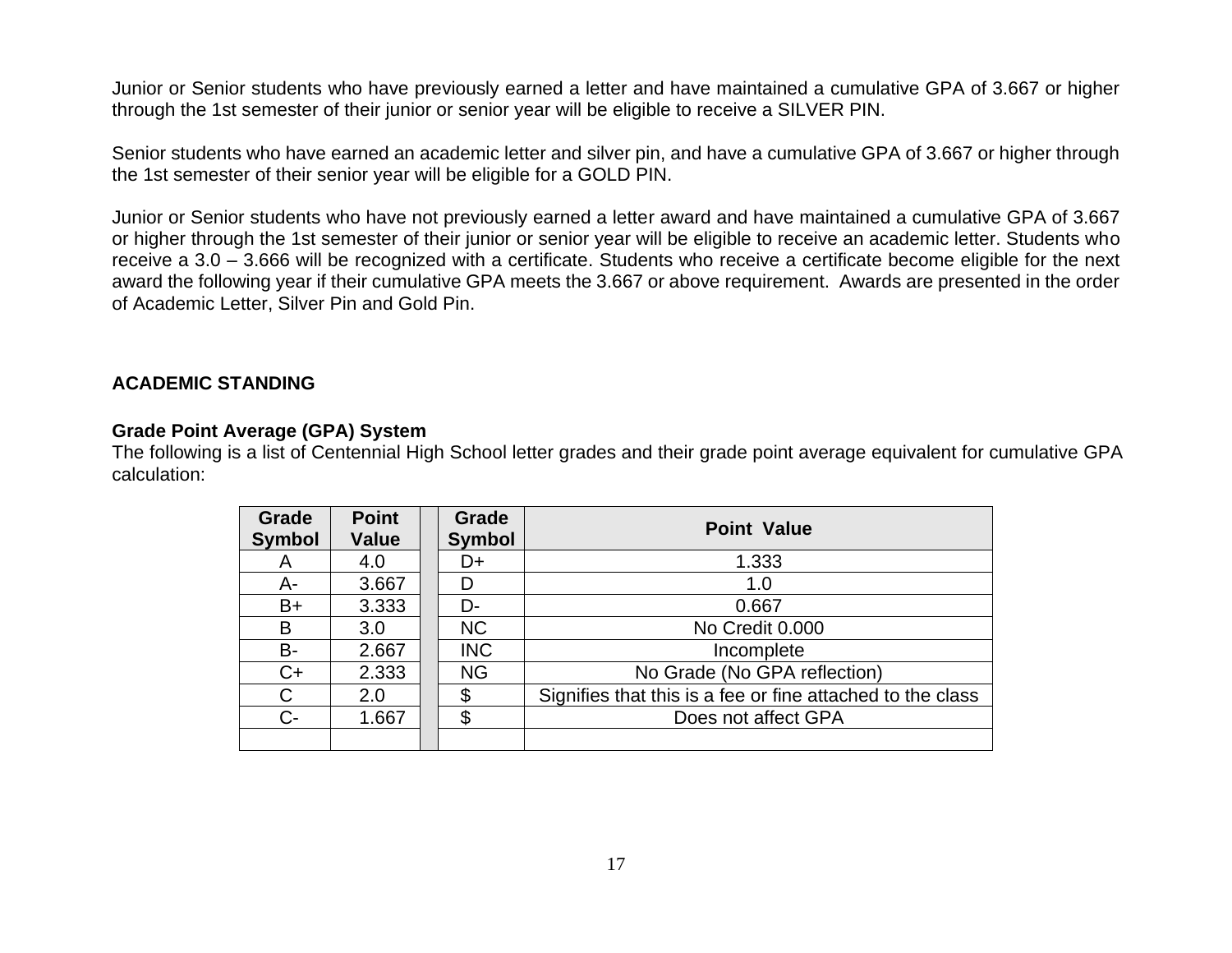Junior or Senior students who have previously earned a letter and have maintained a cumulative GPA of 3.667 or higher through the 1st semester of their junior or senior year will be eligible to receive a SILVER PIN.

Senior students who have earned an academic letter and silver pin, and have a cumulative GPA of 3.667 or higher through the 1st semester of their senior year will be eligible for a GOLD PIN.

Junior or Senior students who have not previously earned a letter award and have maintained a cumulative GPA of 3.667 or higher through the 1st semester of their junior or senior year will be eligible to receive an academic letter. Students who receive a 3.0 – 3.666 will be recognized with a certificate. Students who receive a certificate become eligible for the next award the following year if their cumulative GPA meets the 3.667 or above requirement. Awards are presented in the order of Academic Letter, Silver Pin and Gold Pin.

## ACADEMIC STANDING

### Grade Point Average (GPA) System

The following is a list of Centennial High School letter grades and their grade point average equivalent for cumulative GPA calculation:

| Grade Symbol | Point Value | | Grade Symbol | Point Value |
|---|---|---|---|---|
| A | 4.0 | | D+ | 1.333 |
| A- | 3.667 | | D | 1.0 |
| B+ | 3.333 | | D- | 0.667 |
| B | 3.0 | | NC | No Credit 0.000 |
| B- | 2.667 | | INC | Incomplete |
| C+ | 2.333 | | NG | No Grade (No GPA reflection) |
| C | 2.0 | | $ | Signifies that this is a fee or fine attached to the class |
| C- | 1.667 | | $ | Does not affect GPA |
| | | | | |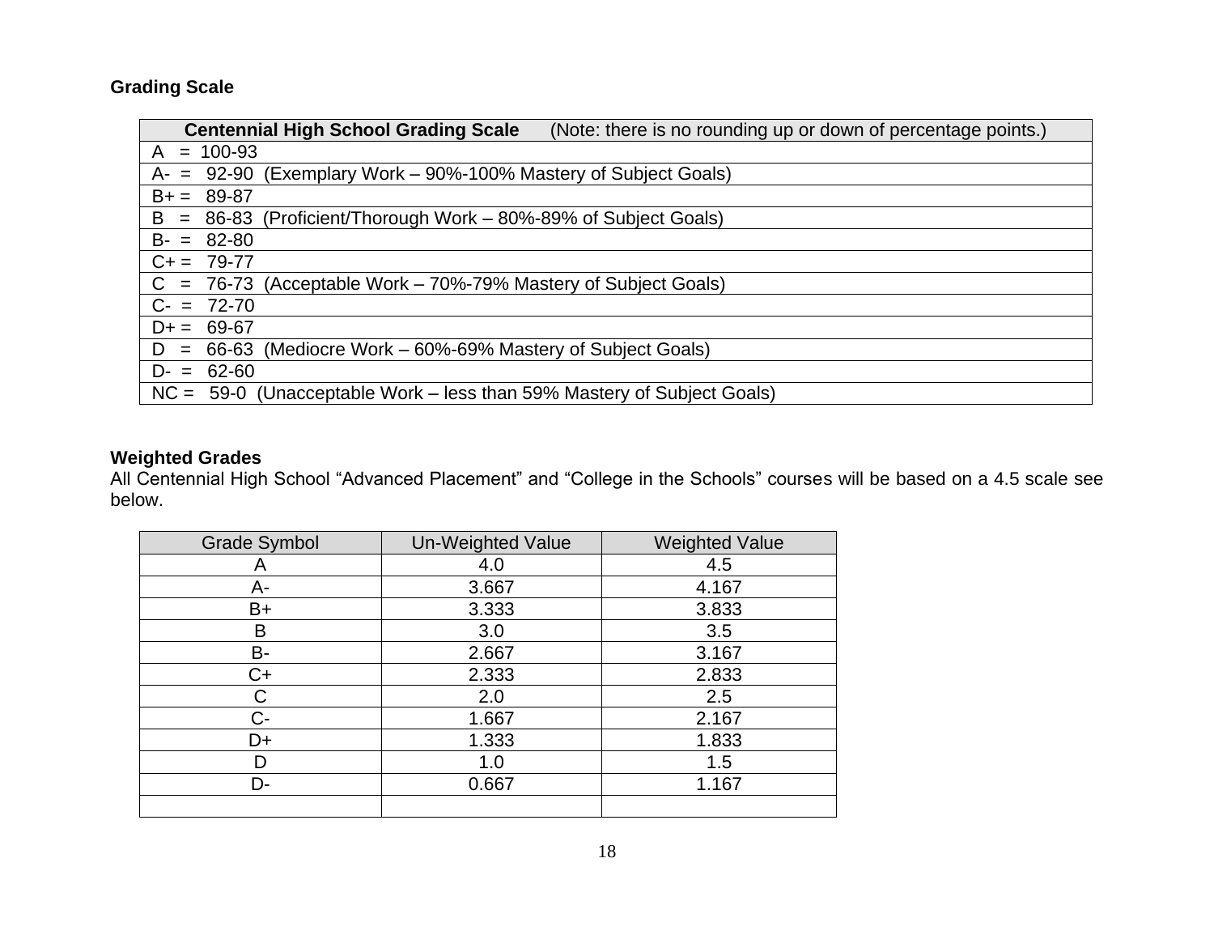### Grading Scale

| **Centennial High School Grading Scale** (Note: there is no rounding up or down of percentage points.) |
|---|
| A = 100-93 |
| A- = 92-90 (Exemplary Work – 90%-100% Mastery of Subject Goals) |
| B+ = 89-87 |
| B = 86-83 (Proficient/Thorough Work – 80%-89% of Subject Goals) |
| B- = 82-80 |
| C+ = 79-77 |
| C = 76-73 (Acceptable Work – 70%-79% Mastery of Subject Goals) |
| C- = 72-70 |
| D+ = 69-67 |
| D = 66-63 (Mediocre Work – 60%-69% Mastery of Subject Goals) |
| D- = 62-60 |
| NC = 59-0 (Unacceptable Work – less than 59% Mastery of Subject Goals) |

### Weighted Grades

All Centennial High School "Advanced Placement" and "College in the Schools" courses will be based on a 4.5 scale see below.

| Grade Symbol | Un-Weighted Value | Weighted Value |
|---|---|---|
| A | 4.0 | 4.5 |
| A- | 3.667 | 4.167 |
| B+ | 3.333 | 3.833 |
| B | 3.0 | 3.5 |
| B- | 2.667 | 3.167 |
| C+ | 2.333 | 2.833 |
| C | 2.0 | 2.5 |
| C- | 1.667 | 2.167 |
| D+ | 1.333 | 1.833 |
| D | 1.0 | 1.5 |
| D- | 0.667 | 1.167 |
| | | |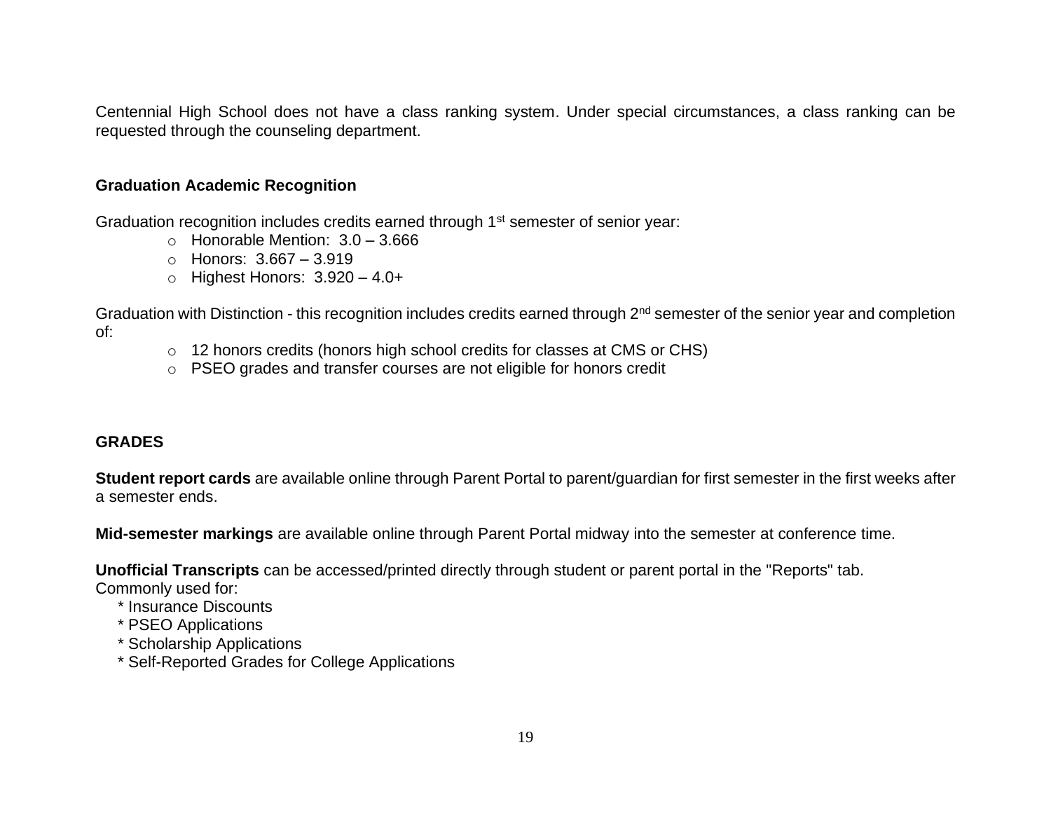Centennial High School does not have a class ranking system. Under special circumstances, a class ranking can be requested through the counseling department.

### Graduation Academic Recognition

Graduation recognition includes credits earned through 1st semester of senior year:

- Honorable Mention: 3.0 – 3.666
- Honors: 3.667 – 3.919
- Highest Honors: 3.920 – 4.0+

Graduation with Distinction - this recognition includes credits earned through 2nd semester of the senior year and completion of:

- 12 honors credits (honors high school credits for classes at CMS or CHS)
- PSEO grades and transfer courses are not eligible for honors credit

### GRADES

**Student report cards** are available online through Parent Portal to parent/guardian for first semester in the first weeks after a semester ends.

**Mid-semester markings** are available online through Parent Portal midway into the semester at conference time.

**Unofficial Transcripts** can be accessed/printed directly through student or parent portal in the "Reports" tab.
Commonly used for:

* Insurance Discounts
* PSEO Applications
* Scholarship Applications
* Self-Reported Grades for College Applications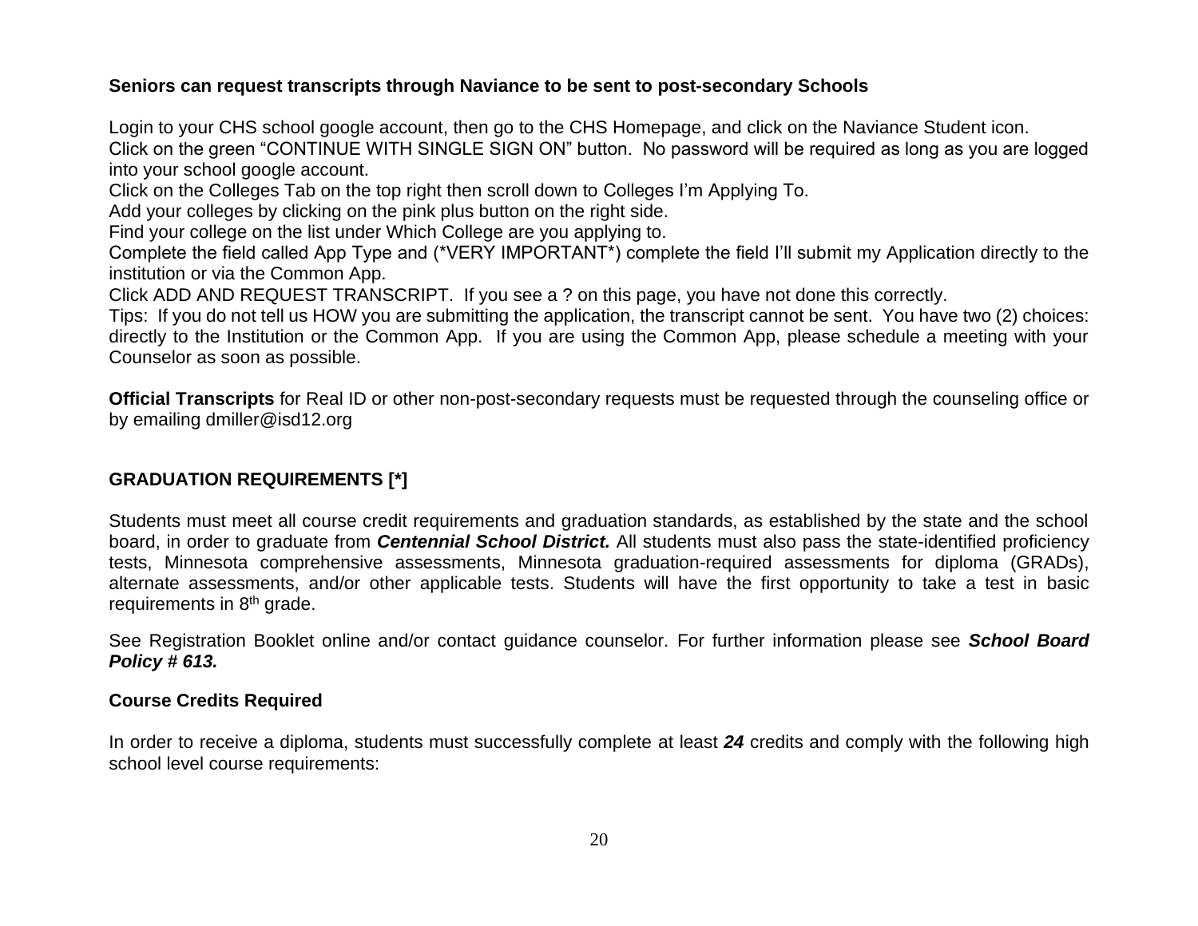**Seniors can request transcripts through Naviance to be sent to post-secondary Schools**

Login to your CHS school google account, then go to the CHS Homepage, and click on the Naviance Student icon.
Click on the green "CONTINUE WITH SINGLE SIGN ON" button. No password will be required as long as you are logged into your school google account.
Click on the Colleges Tab on the top right then scroll down to Colleges I'm Applying To.
Add your colleges by clicking on the pink plus button on the right side.
Find your college on the list under Which College are you applying to.
Complete the field called App Type and (*VERY IMPORTANT*) complete the field I'll submit my Application directly to the institution or via the Common App.
Click ADD AND REQUEST TRANSCRIPT. If you see a ? on this page, you have not done this correctly.
Tips: If you do not tell us HOW you are submitting the application, the transcript cannot be sent. You have two (2) choices: directly to the Institution or the Common App. If you are using the Common App, please schedule a meeting with your Counselor as soon as possible.

**Official Transcripts** for Real ID or other non-post-secondary requests must be requested through the counseling office or by emailing dmiller@isd12.org

## GRADUATION REQUIREMENTS [*]

Students must meet all course credit requirements and graduation standards, as established by the state and the school board, in order to graduate from ***Centennial School District.*** All students must also pass the state-identified proficiency tests, Minnesota comprehensive assessments, Minnesota graduation-required assessments for diploma (GRADs), alternate assessments, and/or other applicable tests. Students will have the first opportunity to take a test in basic requirements in 8th grade.

See Registration Booklet online and/or contact guidance counselor. For further information please see ***School Board Policy # 613.***

### Course Credits Required

In order to receive a diploma, students must successfully complete at least ***24*** credits and comply with the following high school level course requirements: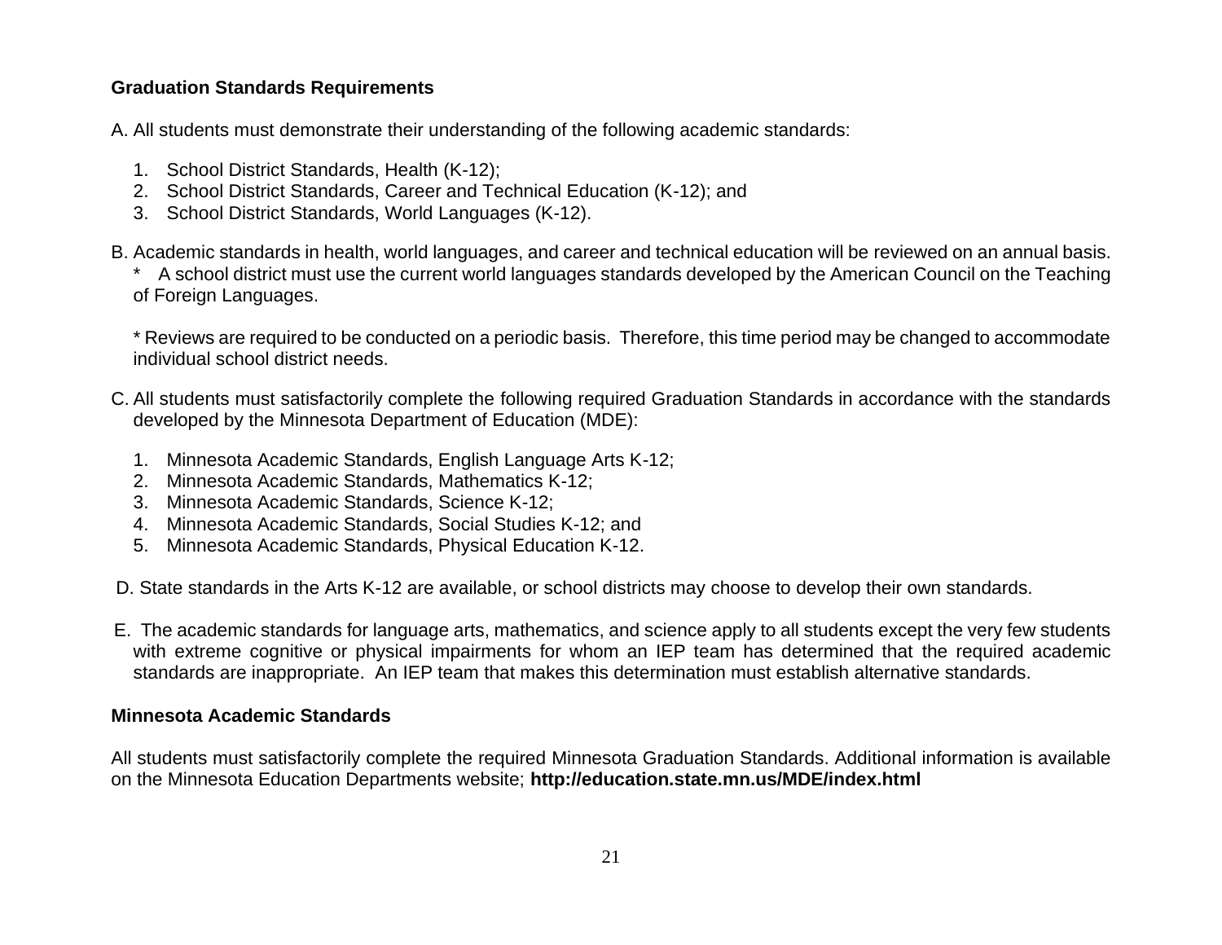**Graduation Standards Requirements**

A. All students must demonstrate their understanding of the following academic standards:

1. School District Standards, Health (K-12);
2. School District Standards, Career and Technical Education (K-12); and
3. School District Standards, World Languages (K-12).

B. Academic standards in health, world languages, and career and technical education will be reviewed on an annual basis.
\* A school district must use the current world languages standards developed by the American Council on the Teaching of Foreign Languages.

\* Reviews are required to be conducted on a periodic basis. Therefore, this time period may be changed to accommodate individual school district needs.

C. All students must satisfactorily complete the following required Graduation Standards in accordance with the standards developed by the Minnesota Department of Education (MDE):

1. Minnesota Academic Standards, English Language Arts K-12;
2. Minnesota Academic Standards, Mathematics K-12;
3. Minnesota Academic Standards, Science K-12;
4. Minnesota Academic Standards, Social Studies K-12; and
5. Minnesota Academic Standards, Physical Education K-12.

D. State standards in the Arts K-12 are available, or school districts may choose to develop their own standards.

E. The academic standards for language arts, mathematics, and science apply to all students except the very few students with extreme cognitive or physical impairments for whom an IEP team has determined that the required academic standards are inappropriate. An IEP team that makes this determination must establish alternative standards.

**Minnesota Academic Standards**

All students must satisfactorily complete the required Minnesota Graduation Standards. Additional information is available on the Minnesota Education Departments website; **http://education.state.mn.us/MDE/index.html**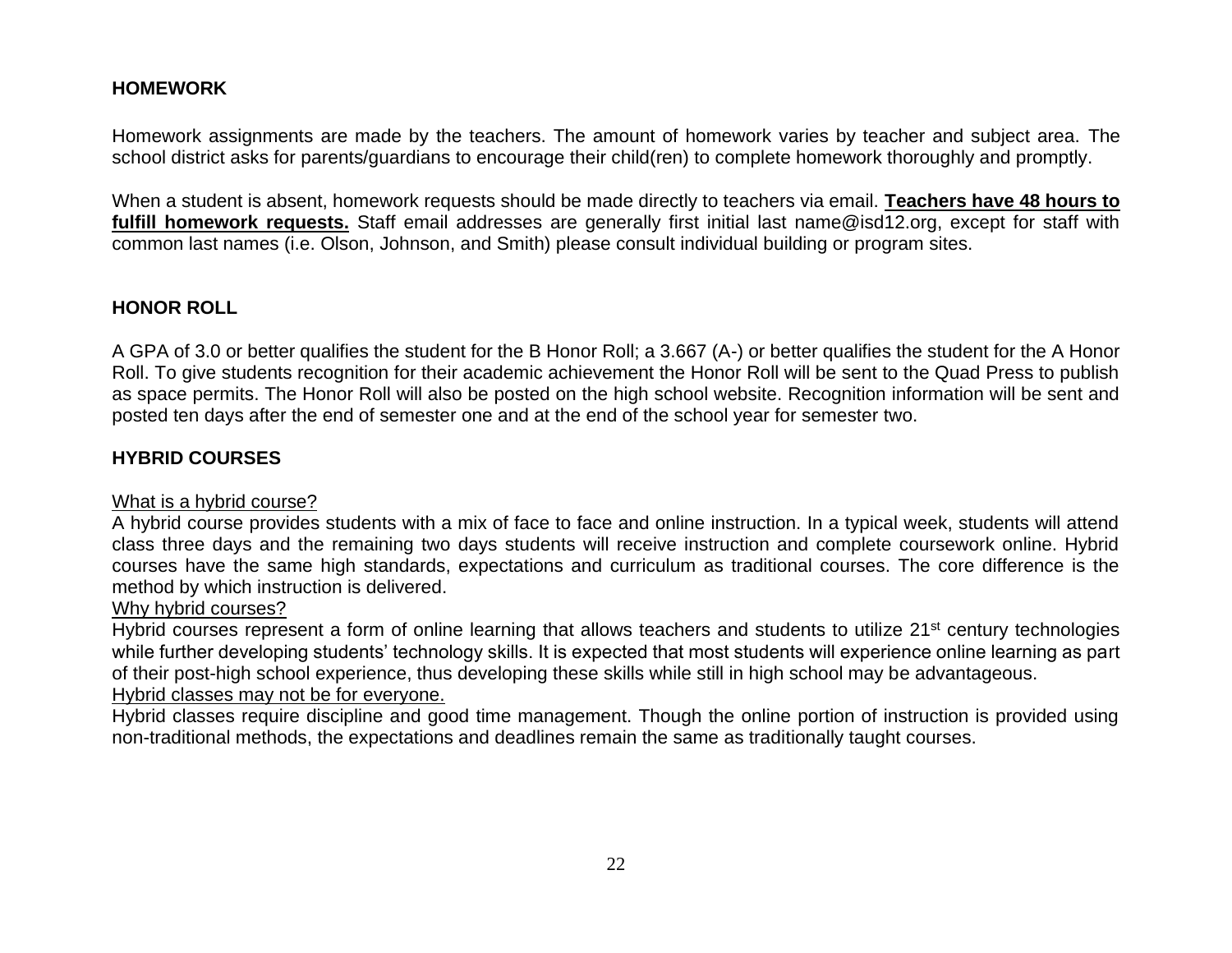## HOMEWORK

Homework assignments are made by the teachers. The amount of homework varies by teacher and subject area. The school district asks for parents/guardians to encourage their child(ren) to complete homework thoroughly and promptly.

When a student is absent, homework requests should be made directly to teachers via email. **Teachers have 48 hours to fulfill homework requests.** Staff email addresses are generally first initial last name@isd12.org, except for staff with common last names (i.e. Olson, Johnson, and Smith) please consult individual building or program sites.

## HONOR ROLL

A GPA of 3.0 or better qualifies the student for the B Honor Roll; a 3.667 (A-) or better qualifies the student for the A Honor Roll. To give students recognition for their academic achievement the Honor Roll will be sent to the Quad Press to publish as space permits. The Honor Roll will also be posted on the high school website. Recognition information will be sent and posted ten days after the end of semester one and at the end of the school year for semester two.

## HYBRID COURSES

What is a hybrid course?
A hybrid course provides students with a mix of face to face and online instruction. In a typical week, students will attend class three days and the remaining two days students will receive instruction and complete coursework online. Hybrid courses have the same high standards, expectations and curriculum as traditional courses. The core difference is the method by which instruction is delivered.

Why hybrid courses?
Hybrid courses represent a form of online learning that allows teachers and students to utilize 21st century technologies while further developing students' technology skills. It is expected that most students will experience online learning as part of their post-high school experience, thus developing these skills while still in high school may be advantageous.

Hybrid classes may not be for everyone.
Hybrid classes require discipline and good time management. Though the online portion of instruction is provided using non-traditional methods, the expectations and deadlines remain the same as traditionally taught courses.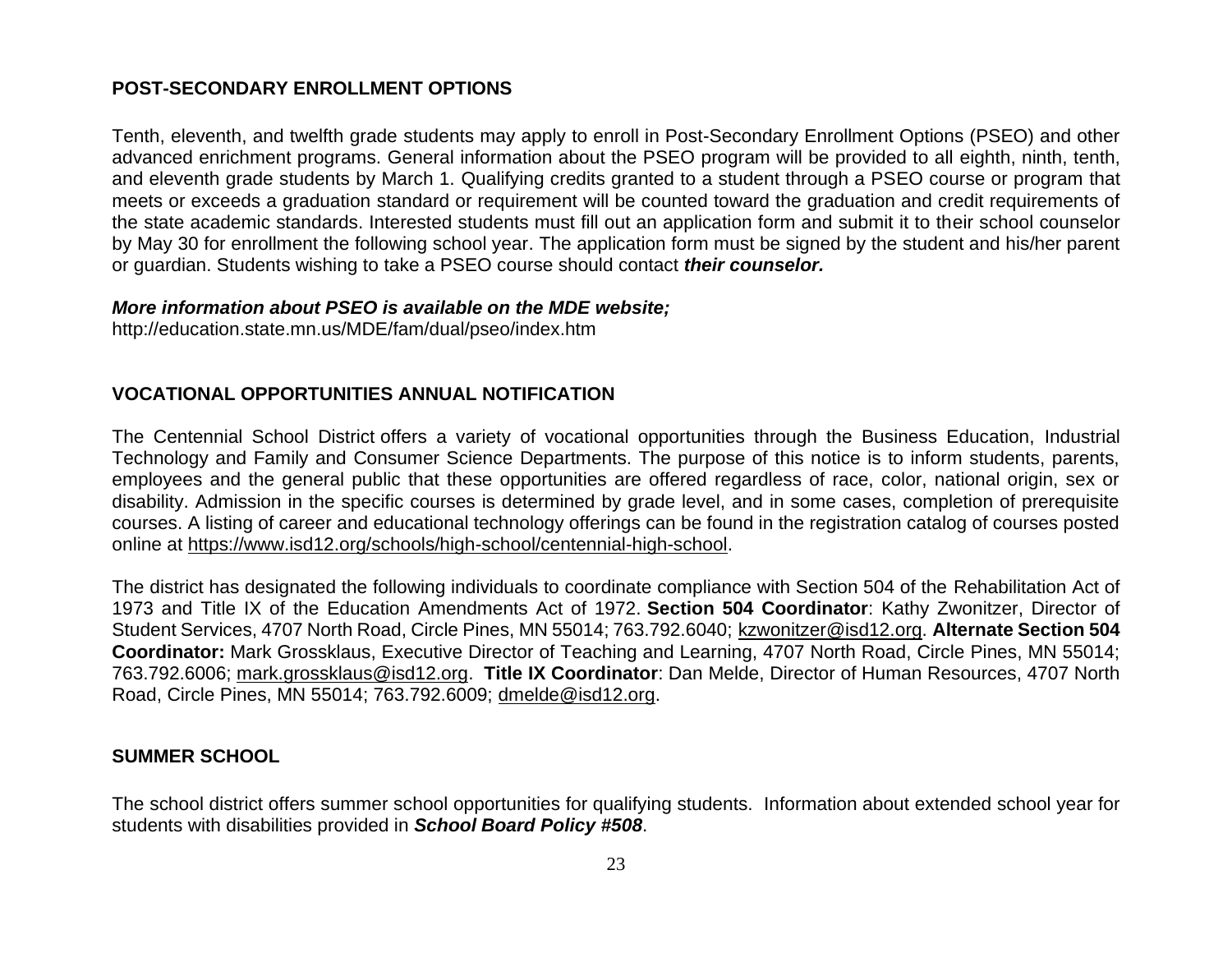## POST-SECONDARY ENROLLMENT OPTIONS

Tenth, eleventh, and twelfth grade students may apply to enroll in Post-Secondary Enrollment Options (PSEO) and other advanced enrichment programs. General information about the PSEO program will be provided to all eighth, ninth, tenth, and eleventh grade students by March 1. Qualifying credits granted to a student through a PSEO course or program that meets or exceeds a graduation standard or requirement will be counted toward the graduation and credit requirements of the state academic standards. Interested students must fill out an application form and submit it to their school counselor by May 30 for enrollment the following school year. The application form must be signed by the student and his/her parent or guardian. Students wishing to take a PSEO course should contact ***their counselor.***

***More information about PSEO is available on the MDE website;***
http://education.state.mn.us/MDE/fam/dual/pseo/index.htm

## VOCATIONAL OPPORTUNITIES ANNUAL NOTIFICATION

The Centennial School District offers a variety of vocational opportunities through the Business Education, Industrial Technology and Family and Consumer Science Departments. The purpose of this notice is to inform students, parents, employees and the general public that these opportunities are offered regardless of race, color, national origin, sex or disability. Admission in the specific courses is determined by grade level, and in some cases, completion of prerequisite courses. A listing of career and educational technology offerings can be found in the registration catalog of courses posted online at https://www.isd12.org/schools/high-school/centennial-high-school.

The district has designated the following individuals to coordinate compliance with Section 504 of the Rehabilitation Act of 1973 and Title IX of the Education Amendments Act of 1972. **Section 504 Coordinator**: Kathy Zwonitzer, Director of Student Services, 4707 North Road, Circle Pines, MN 55014; 763.792.6040; kzwonitzer@isd12.org. **Alternate Section 504 Coordinator:** Mark Grossklaus, Executive Director of Teaching and Learning, 4707 North Road, Circle Pines, MN 55014; 763.792.6006; mark.grossklaus@isd12.org. **Title IX Coordinator**: Dan Melde, Director of Human Resources, 4707 North Road, Circle Pines, MN 55014; 763.792.6009; dmelde@isd12.org.

## SUMMER SCHOOL

The school district offers summer school opportunities for qualifying students. Information about extended school year for students with disabilities provided in ***School Board Policy #508***.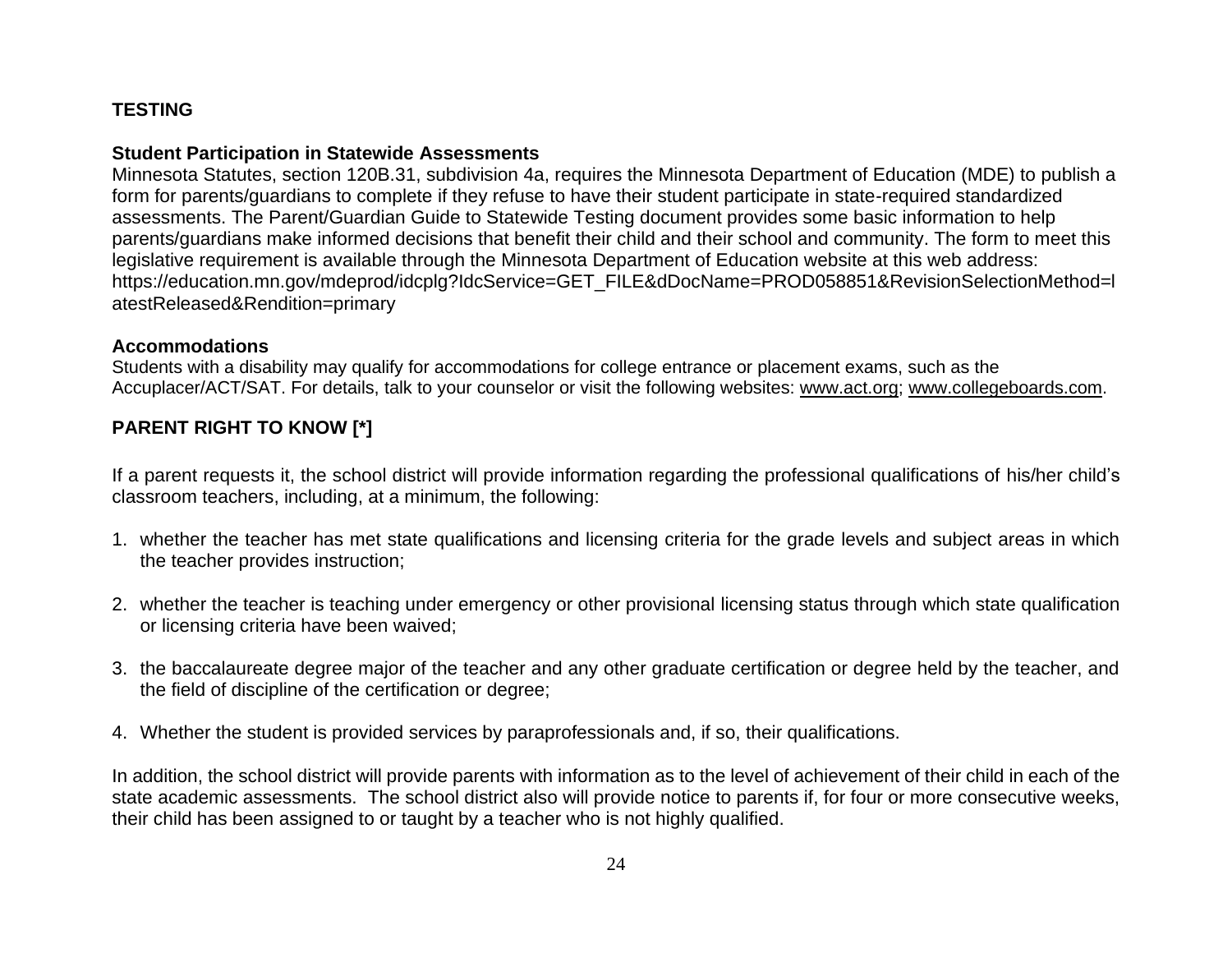## TESTING

### Student Participation in Statewide Assessments

Minnesota Statutes, section 120B.31, subdivision 4a, requires the Minnesota Department of Education (MDE) to publish a form for parents/guardians to complete if they refuse to have their student participate in state-required standardized assessments. The Parent/Guardian Guide to Statewide Testing document provides some basic information to help parents/guardians make informed decisions that benefit their child and their school and community. The form to meet this legislative requirement is available through the Minnesota Department of Education website at this web address: https://education.mn.gov/mdeprod/idcplg?IdcService=GET_FILE&dDocName=PROD058851&RevisionSelectionMethod=latestReleased&Rendition=primary

### Accommodations

Students with a disability may qualify for accommodations for college entrance or placement exams, such as the Accuplacer/ACT/SAT. For details, talk to your counselor or visit the following websites: www.act.org; www.collegeboards.com.

## PARENT RIGHT TO KNOW [*]

If a parent requests it, the school district will provide information regarding the professional qualifications of his/her child's classroom teachers, including, at a minimum, the following:

1. whether the teacher has met state qualifications and licensing criteria for the grade levels and subject areas in which the teacher provides instruction;

2. whether the teacher is teaching under emergency or other provisional licensing status through which state qualification or licensing criteria have been waived;

3. the baccalaureate degree major of the teacher and any other graduate certification or degree held by the teacher, and the field of discipline of the certification or degree;

4. Whether the student is provided services by paraprofessionals and, if so, their qualifications.

In addition, the school district will provide parents with information as to the level of achievement of their child in each of the state academic assessments. The school district also will provide notice to parents if, for four or more consecutive weeks, their child has been assigned to or taught by a teacher who is not highly qualified.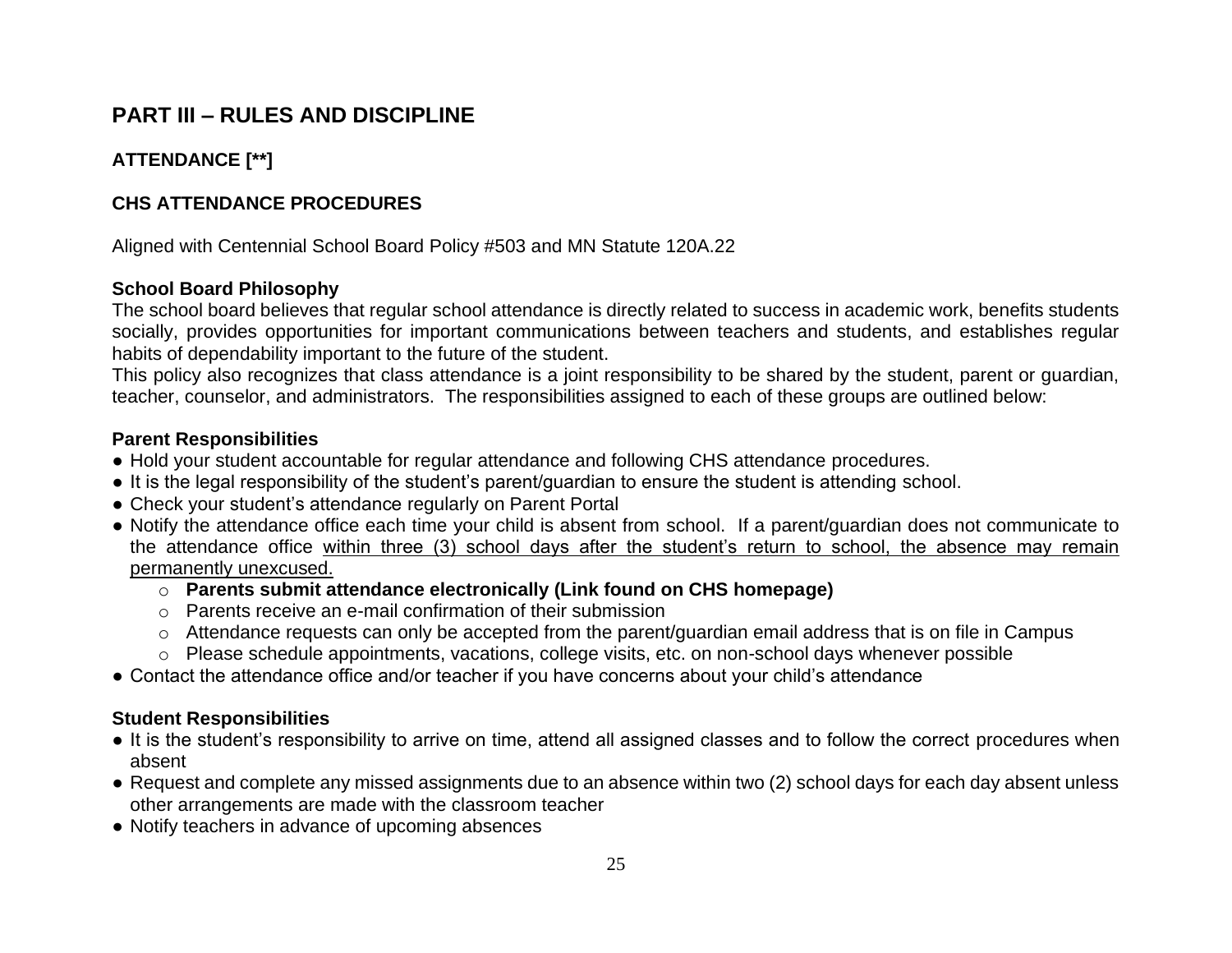# PART III – RULES AND DISCIPLINE

## ATTENDANCE [**]

## CHS ATTENDANCE PROCEDURES

Aligned with Centennial School Board Policy #503 and MN Statute 120A.22

### School Board Philosophy

The school board believes that regular school attendance is directly related to success in academic work, benefits students socially, provides opportunities for important communications between teachers and students, and establishes regular habits of dependability important to the future of the student.

This policy also recognizes that class attendance is a joint responsibility to be shared by the student, parent or guardian, teacher, counselor, and administrators. The responsibilities assigned to each of these groups are outlined below:

### Parent Responsibilities

- Hold your student accountable for regular attendance and following CHS attendance procedures.
- It is the legal responsibility of the student's parent/guardian to ensure the student is attending school.
- Check your student's attendance regularly on Parent Portal
- Notify the attendance office each time your child is absent from school. If a parent/guardian does not communicate to the attendance office within three (3) school days after the student's return to school, the absence may remain permanently unexcused.
    - **Parents submit attendance electronically (Link found on CHS homepage)**
    - Parents receive an e-mail confirmation of their submission
    - Attendance requests can only be accepted from the parent/guardian email address that is on file in Campus
    - Please schedule appointments, vacations, college visits, etc. on non-school days whenever possible
- Contact the attendance office and/or teacher if you have concerns about your child's attendance

### Student Responsibilities

- It is the student's responsibility to arrive on time, attend all assigned classes and to follow the correct procedures when absent
- Request and complete any missed assignments due to an absence within two (2) school days for each day absent unless other arrangements are made with the classroom teacher
- Notify teachers in advance of upcoming absences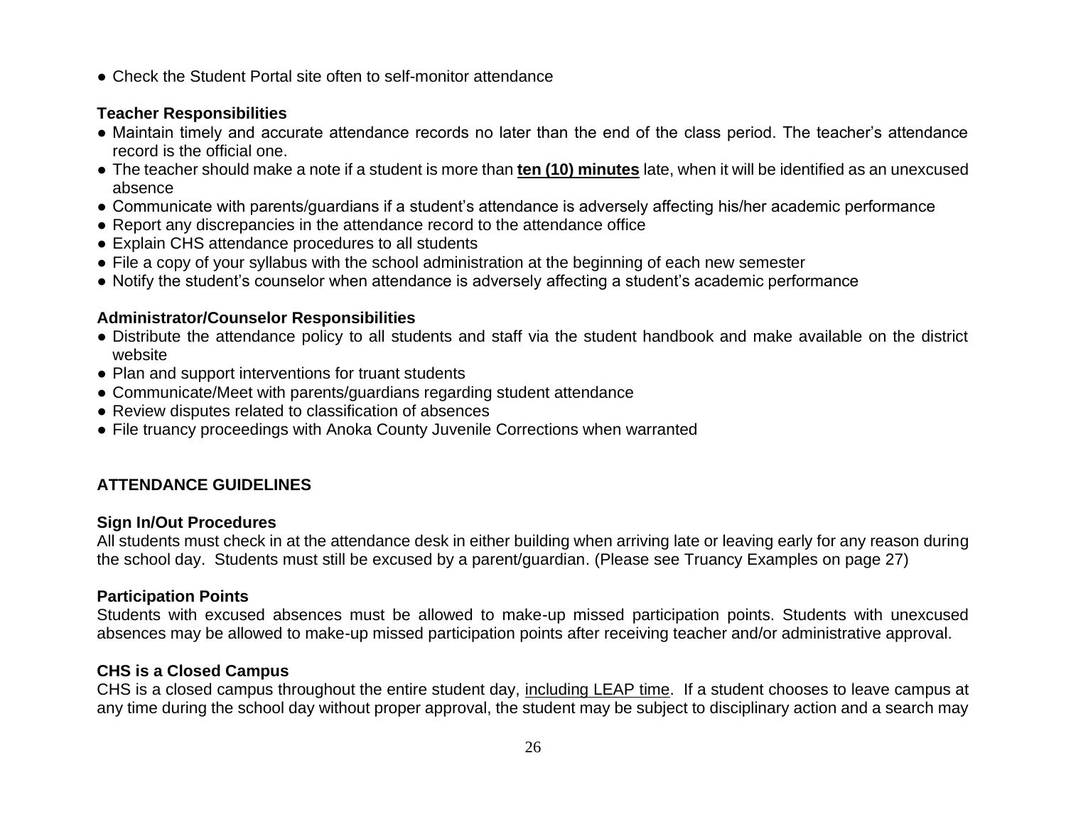- Check the Student Portal site often to self-monitor attendance

### Teacher Responsibilities

- Maintain timely and accurate attendance records no later than the end of the class period. The teacher's attendance record is the official one.
- The teacher should make a note if a student is more than **ten (10) minutes** late, when it will be identified as an unexcused absence
- Communicate with parents/guardians if a student's attendance is adversely affecting his/her academic performance
- Report any discrepancies in the attendance record to the attendance office
- Explain CHS attendance procedures to all students
- File a copy of your syllabus with the school administration at the beginning of each new semester
- Notify the student's counselor when attendance is adversely affecting a student's academic performance

### Administrator/Counselor Responsibilities

- Distribute the attendance policy to all students and staff via the student handbook and make available on the district website
- Plan and support interventions for truant students
- Communicate/Meet with parents/guardians regarding student attendance
- Review disputes related to classification of absences
- File truancy proceedings with Anoka County Juvenile Corrections when warranted

## ATTENDANCE GUIDELINES

### Sign In/Out Procedures

All students must check in at the attendance desk in either building when arriving late or leaving early for any reason during the school day. Students must still be excused by a parent/guardian. (Please see Truancy Examples on page 27)

### Participation Points

Students with excused absences must be allowed to make-up missed participation points. Students with unexcused absences may be allowed to make-up missed participation points after receiving teacher and/or administrative approval.

### CHS is a Closed Campus

CHS is a closed campus throughout the entire student day, including LEAP time. If a student chooses to leave campus at any time during the school day without proper approval, the student may be subject to disciplinary action and a search may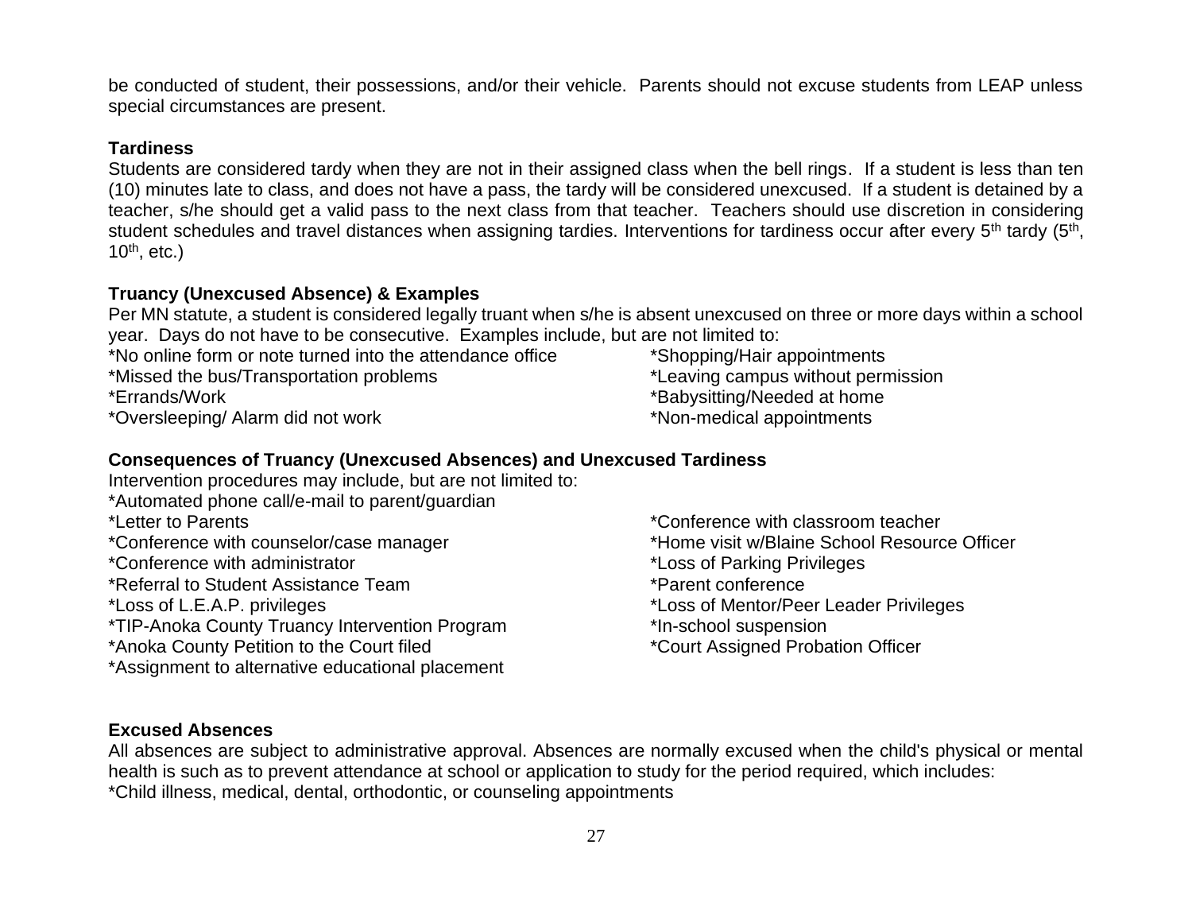be conducted of student, their possessions, and/or their vehicle. Parents should not excuse students from LEAP unless special circumstances are present.

**Tardiness**

Students are considered tardy when they are not in their assigned class when the bell rings. If a student is less than ten (10) minutes late to class, and does not have a pass, the tardy will be considered unexcused. If a student is detained by a teacher, s/he should get a valid pass to the next class from that teacher. Teachers should use discretion in considering student schedules and travel distances when assigning tardies. Interventions for tardiness occur after every 5th tardy (5th, 10th, etc.)

**Truancy (Unexcused Absence) & Examples**

Per MN statute, a student is considered legally truant when s/he is absent unexcused on three or more days within a school year. Days do not have to be consecutive. Examples include, but are not limited to:

*No online form or note turned into the attendance office
*Missed the bus/Transportation problems
*Errands/Work
*Oversleeping/ Alarm did not work
*Shopping/Hair appointments
*Leaving campus without permission
*Babysitting/Needed at home
*Non-medical appointments

**Consequences of Truancy (Unexcused Absences) and Unexcused Tardiness**

Intervention procedures may include, but are not limited to:

*Automated phone call/e-mail to parent/guardian
*Letter to Parents
*Conference with counselor/case manager
*Conference with administrator
*Referral to Student Assistance Team
*Loss of L.E.A.P. privileges
*TIP-Anoka County Truancy Intervention Program
*Anoka County Petition to the Court filed
*Assignment to alternative educational placement
*Conference with classroom teacher
*Home visit w/Blaine School Resource Officer
*Loss of Parking Privileges
*Parent conference
*Loss of Mentor/Peer Leader Privileges
*In-school suspension
*Court Assigned Probation Officer

**Excused Absences**

All absences are subject to administrative approval. Absences are normally excused when the child's physical or mental health is such as to prevent attendance at school or application to study for the period required, which includes:

*Child illness, medical, dental, orthodontic, or counseling appointments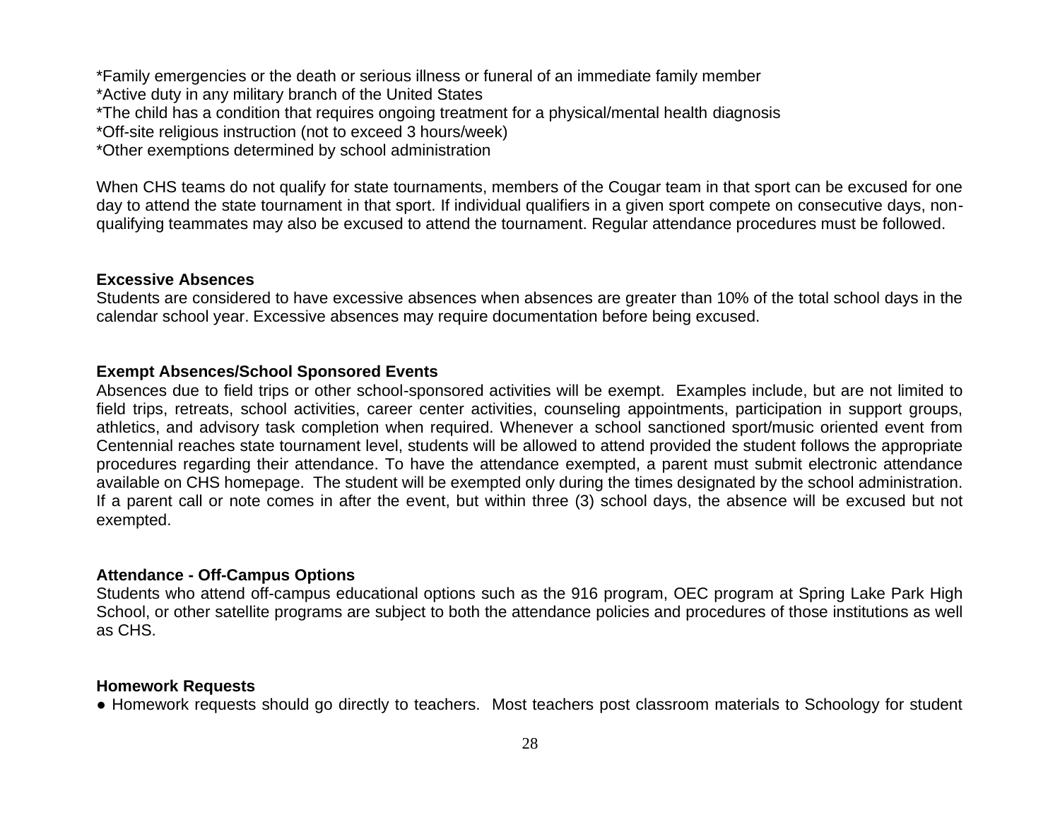*Family emergencies or the death or serious illness or funeral of an immediate family member
*Active duty in any military branch of the United States
*The child has a condition that requires ongoing treatment for a physical/mental health diagnosis
*Off-site religious instruction (not to exceed 3 hours/week)
*Other exemptions determined by school administration

When CHS teams do not qualify for state tournaments, members of the Cougar team in that sport can be excused for one day to attend the state tournament in that sport. If individual qualifiers in a given sport compete on consecutive days, non-qualifying teammates may also be excused to attend the tournament. Regular attendance procedures must be followed.

**Excessive Absences**

Students are considered to have excessive absences when absences are greater than 10% of the total school days in the calendar school year. Excessive absences may require documentation before being excused.

**Exempt Absences/School Sponsored Events**

Absences due to field trips or other school-sponsored activities will be exempt. Examples include, but are not limited to field trips, retreats, school activities, career center activities, counseling appointments, participation in support groups, athletics, and advisory task completion when required. Whenever a school sanctioned sport/music oriented event from Centennial reaches state tournament level, students will be allowed to attend provided the student follows the appropriate procedures regarding their attendance. To have the attendance exempted, a parent must submit electronic attendance available on CHS homepage. The student will be exempted only during the times designated by the school administration. If a parent call or note comes in after the event, but within three (3) school days, the absence will be excused but not exempted.

**Attendance - Off-Campus Options**

Students who attend off-campus educational options such as the 916 program, OEC program at Spring Lake Park High School, or other satellite programs are subject to both the attendance policies and procedures of those institutions as well as CHS.

**Homework Requests**

● Homework requests should go directly to teachers. Most teachers post classroom materials to Schoology for student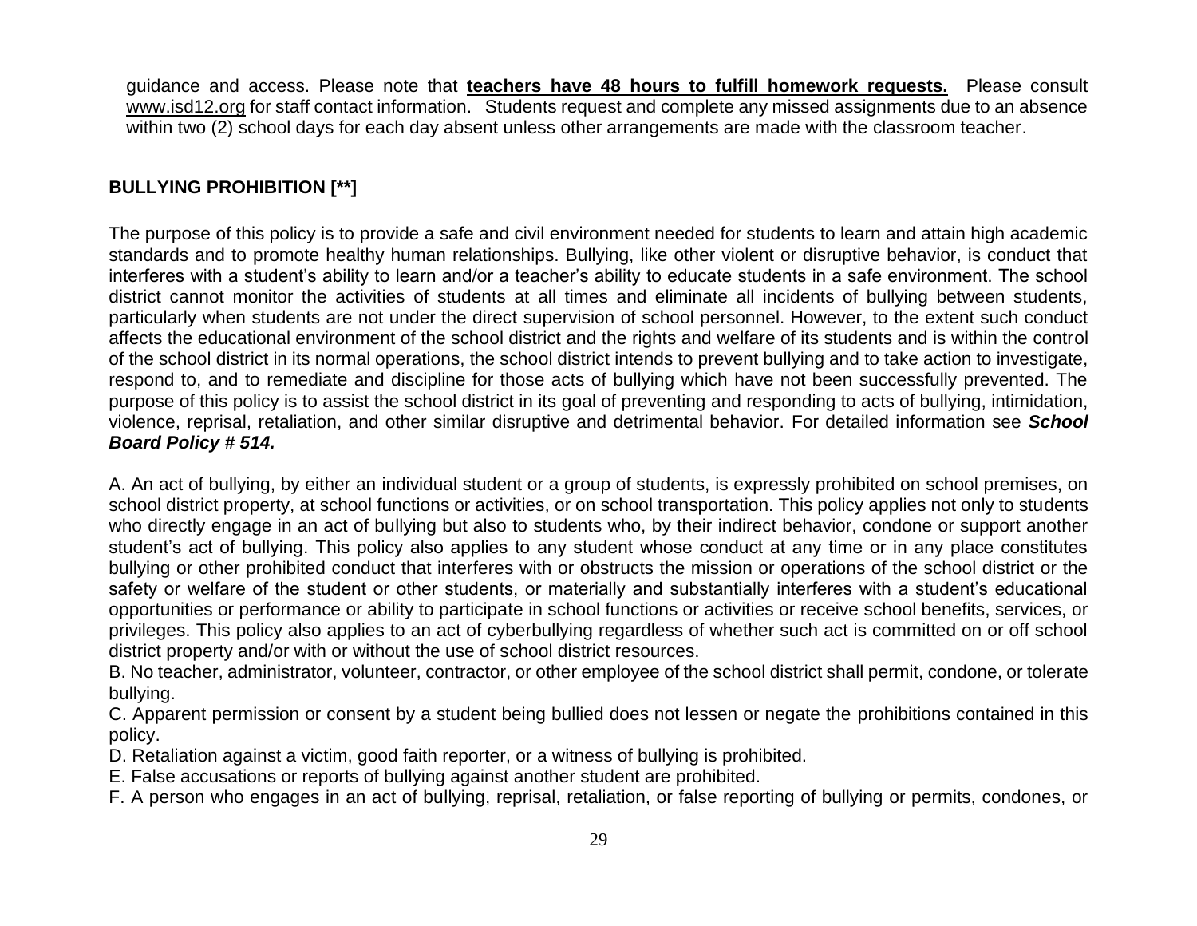guidance and access. Please note that **teachers have 48 hours to fulfill homework requests.** Please consult www.isd12.org for staff contact information. Students request and complete any missed assignments due to an absence within two (2) school days for each day absent unless other arrangements are made with the classroom teacher.

## BULLYING PROHIBITION [**]

The purpose of this policy is to provide a safe and civil environment needed for students to learn and attain high academic standards and to promote healthy human relationships. Bullying, like other violent or disruptive behavior, is conduct that interferes with a student's ability to learn and/or a teacher's ability to educate students in a safe environment. The school district cannot monitor the activities of students at all times and eliminate all incidents of bullying between students, particularly when students are not under the direct supervision of school personnel. However, to the extent such conduct affects the educational environment of the school district and the rights and welfare of its students and is within the control of the school district in its normal operations, the school district intends to prevent bullying and to take action to investigate, respond to, and to remediate and discipline for those acts of bullying which have not been successfully prevented. The purpose of this policy is to assist the school district in its goal of preventing and responding to acts of bullying, intimidation, violence, reprisal, retaliation, and other similar disruptive and detrimental behavior. For detailed information see ***School Board Policy # 514.***

A. An act of bullying, by either an individual student or a group of students, is expressly prohibited on school premises, on school district property, at school functions or activities, or on school transportation. This policy applies not only to students who directly engage in an act of bullying but also to students who, by their indirect behavior, condone or support another student's act of bullying. This policy also applies to any student whose conduct at any time or in any place constitutes bullying or other prohibited conduct that interferes with or obstructs the mission or operations of the school district or the safety or welfare of the student or other students, or materially and substantially interferes with a student's educational opportunities or performance or ability to participate in school functions or activities or receive school benefits, services, or privileges. This policy also applies to an act of cyberbullying regardless of whether such act is committed on or off school district property and/or with or without the use of school district resources.
B. No teacher, administrator, volunteer, contractor, or other employee of the school district shall permit, condone, or tolerate bullying.
C. Apparent permission or consent by a student being bullied does not lessen or negate the prohibitions contained in this policy.
D. Retaliation against a victim, good faith reporter, or a witness of bullying is prohibited.
E. False accusations or reports of bullying against another student are prohibited.
F. A person who engages in an act of bullying, reprisal, retaliation, or false reporting of bullying or permits, condones, or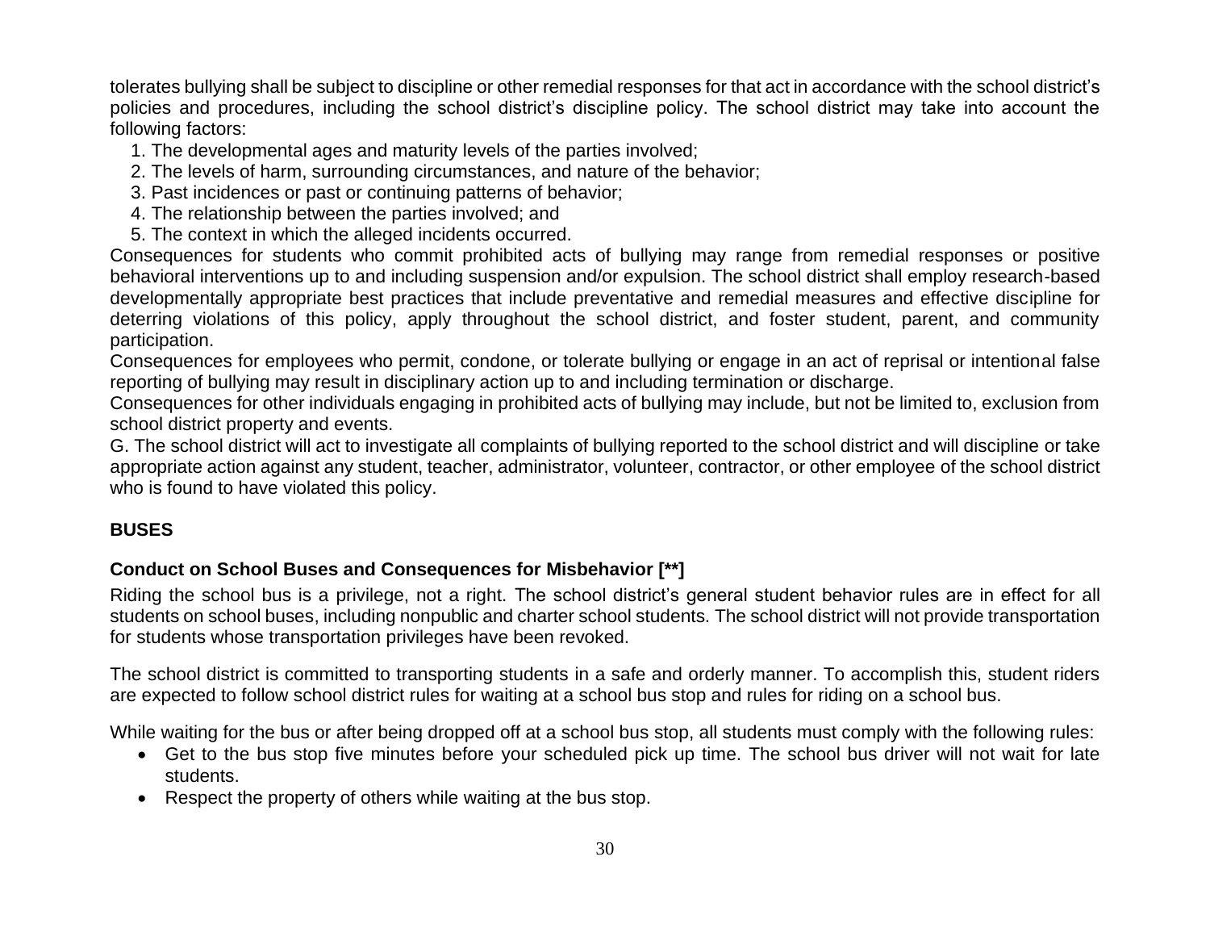tolerates bullying shall be subject to discipline or other remedial responses for that act in accordance with the school district's policies and procedures, including the school district's discipline policy. The school district may take into account the following factors:

1. The developmental ages and maturity levels of the parties involved;
2. The levels of harm, surrounding circumstances, and nature of the behavior;
3. Past incidences or past or continuing patterns of behavior;
4. The relationship between the parties involved; and
5. The context in which the alleged incidents occurred.

Consequences for students who commit prohibited acts of bullying may range from remedial responses or positive behavioral interventions up to and including suspension and/or expulsion. The school district shall employ research-based developmentally appropriate best practices that include preventative and remedial measures and effective discipline for deterring violations of this policy, apply throughout the school district, and foster student, parent, and community participation.

Consequences for employees who permit, condone, or tolerate bullying or engage in an act of reprisal or intentional false reporting of bullying may result in disciplinary action up to and including termination or discharge.

Consequences for other individuals engaging in prohibited acts of bullying may include, but not be limited to, exclusion from school district property and events.

G. The school district will act to investigate all complaints of bullying reported to the school district and will discipline or take appropriate action against any student, teacher, administrator, volunteer, contractor, or other employee of the school district who is found to have violated this policy.

## BUSES

### Conduct on School Buses and Consequences for Misbehavior [**]

Riding the school bus is a privilege, not a right. The school district's general student behavior rules are in effect for all students on school buses, including nonpublic and charter school students. The school district will not provide transportation for students whose transportation privileges have been revoked.

The school district is committed to transporting students in a safe and orderly manner. To accomplish this, student riders are expected to follow school district rules for waiting at a school bus stop and rules for riding on a school bus.

While waiting for the bus or after being dropped off at a school bus stop, all students must comply with the following rules:

- Get to the bus stop five minutes before your scheduled pick up time. The school bus driver will not wait for late students.
- Respect the property of others while waiting at the bus stop.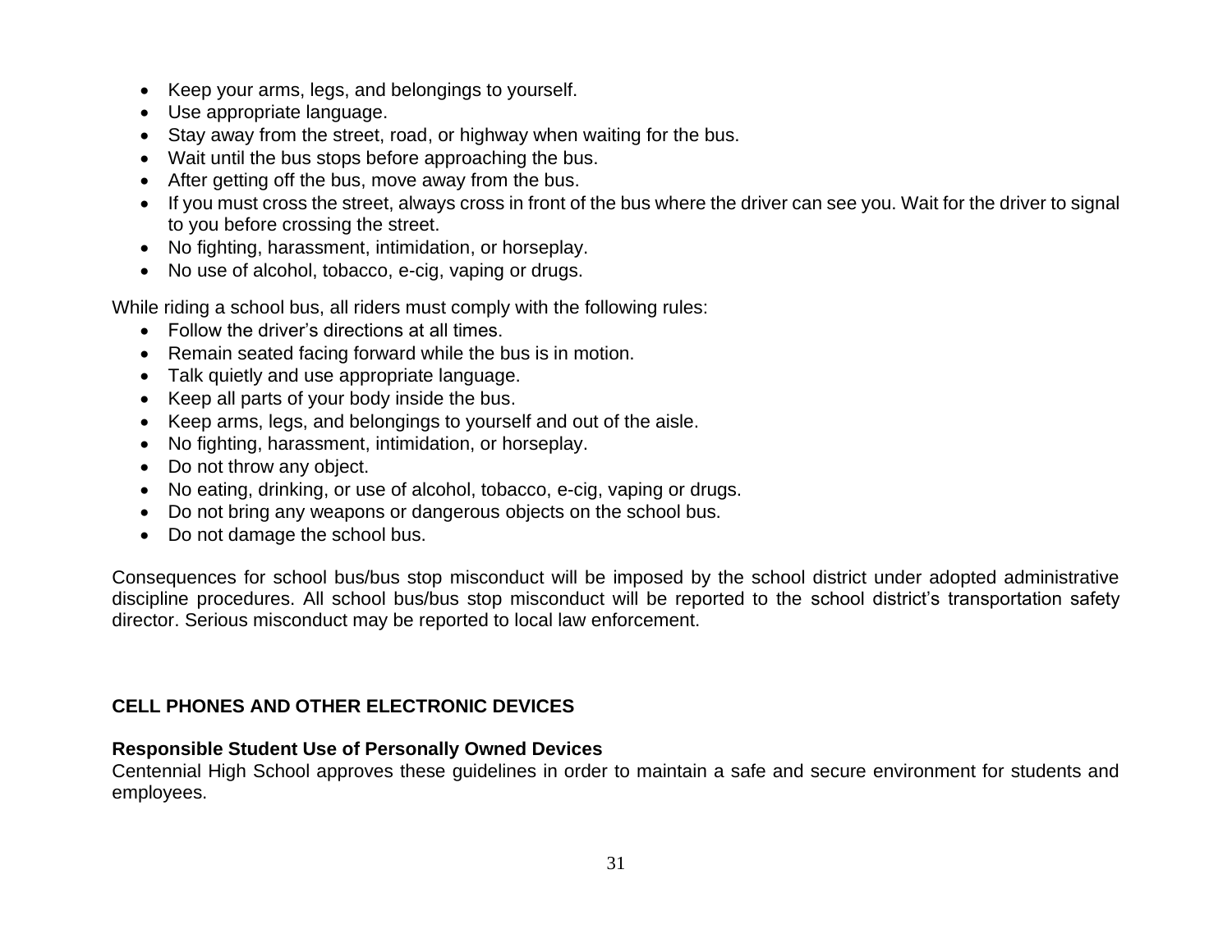- Keep your arms, legs, and belongings to yourself.
- Use appropriate language.
- Stay away from the street, road, or highway when waiting for the bus.
- Wait until the bus stops before approaching the bus.
- After getting off the bus, move away from the bus.
- If you must cross the street, always cross in front of the bus where the driver can see you. Wait for the driver to signal to you before crossing the street.
- No fighting, harassment, intimidation, or horseplay.
- No use of alcohol, tobacco, e-cig, vaping or drugs.

While riding a school bus, all riders must comply with the following rules:

- Follow the driver's directions at all times.
- Remain seated facing forward while the bus is in motion.
- Talk quietly and use appropriate language.
- Keep all parts of your body inside the bus.
- Keep arms, legs, and belongings to yourself and out of the aisle.
- No fighting, harassment, intimidation, or horseplay.
- Do not throw any object.
- No eating, drinking, or use of alcohol, tobacco, e-cig, vaping or drugs.
- Do not bring any weapons or dangerous objects on the school bus.
- Do not damage the school bus.

Consequences for school bus/bus stop misconduct will be imposed by the school district under adopted administrative discipline procedures. All school bus/bus stop misconduct will be reported to the school district's transportation safety director. Serious misconduct may be reported to local law enforcement.

## CELL PHONES AND OTHER ELECTRONIC DEVICES

### Responsible Student Use of Personally Owned Devices

Centennial High School approves these guidelines in order to maintain a safe and secure environment for students and employees.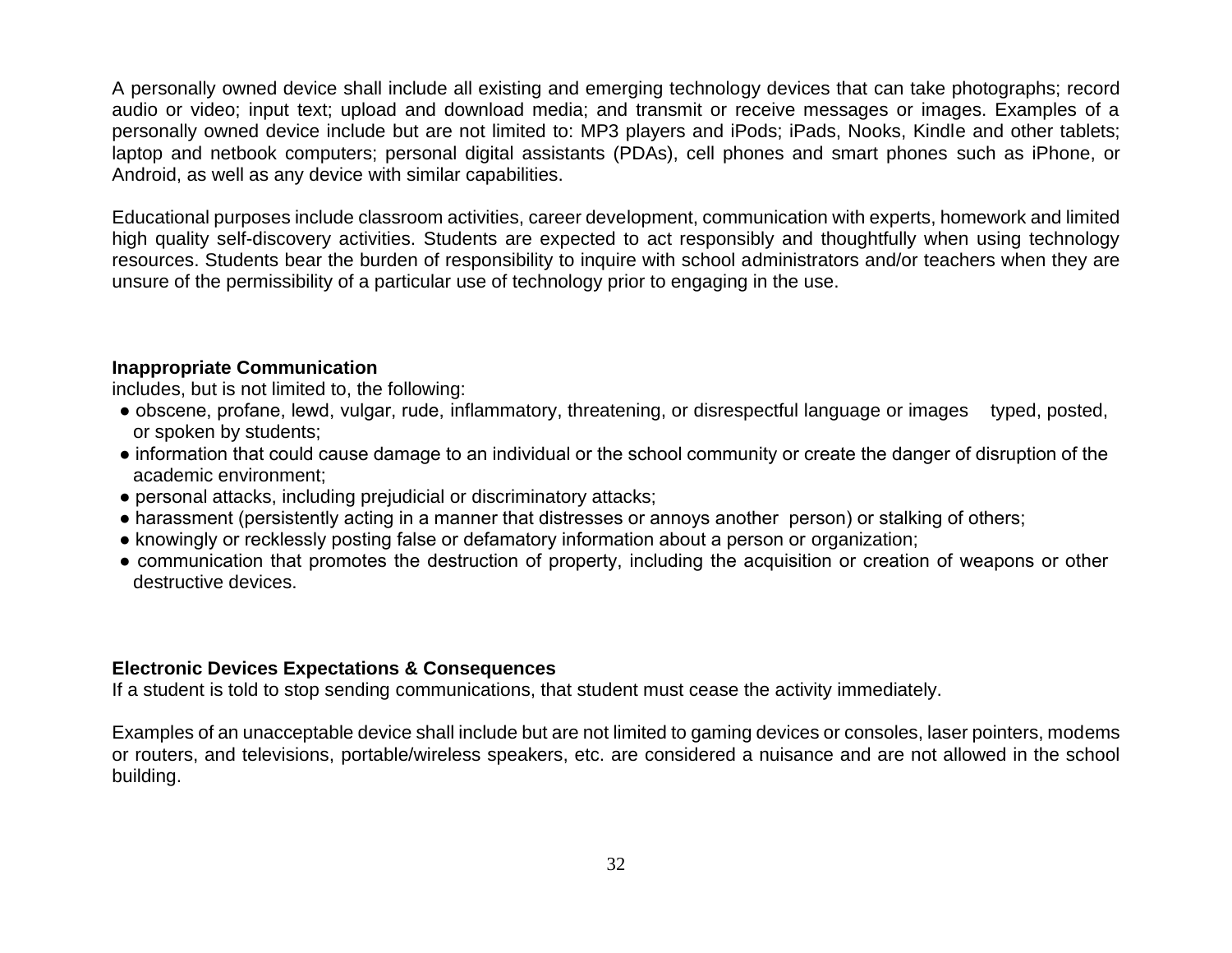A personally owned device shall include all existing and emerging technology devices that can take photographs; record audio or video; input text; upload and download media; and transmit or receive messages or images. Examples of a personally owned device include but are not limited to: MP3 players and iPods; iPads, Nooks, Kindle and other tablets; laptop and netbook computers; personal digital assistants (PDAs), cell phones and smart phones such as iPhone, or Android, as well as any device with similar capabilities.

Educational purposes include classroom activities, career development, communication with experts, homework and limited high quality self-discovery activities. Students are expected to act responsibly and thoughtfully when using technology resources. Students bear the burden of responsibility to inquire with school administrators and/or teachers when they are unsure of the permissibility of a particular use of technology prior to engaging in the use.

**Inappropriate Communication**

includes, but is not limited to, the following:

- obscene, profane, lewd, vulgar, rude, inflammatory, threatening, or disrespectful language or images typed, posted, or spoken by students;
- information that could cause damage to an individual or the school community or create the danger of disruption of the academic environment;
- personal attacks, including prejudicial or discriminatory attacks;
- harassment (persistently acting in a manner that distresses or annoys another person) or stalking of others;
- knowingly or recklessly posting false or defamatory information about a person or organization;
- communication that promotes the destruction of property, including the acquisition or creation of weapons or other destructive devices.

**Electronic Devices Expectations & Consequences**

If a student is told to stop sending communications, that student must cease the activity immediately.

Examples of an unacceptable device shall include but are not limited to gaming devices or consoles, laser pointers, modems or routers, and televisions, portable/wireless speakers, etc. are considered a nuisance and are not allowed in the school building.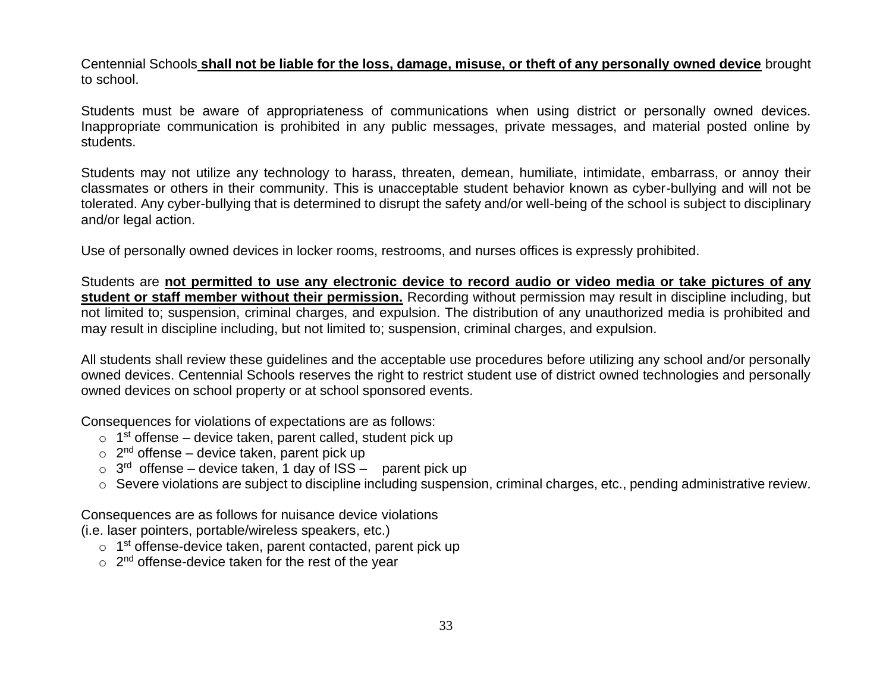Centennial Schools **shall not be liable for the loss, damage, misuse, or theft of any personally owned device** brought to school.

Students must be aware of appropriateness of communications when using district or personally owned devices. Inappropriate communication is prohibited in any public messages, private messages, and material posted online by students.

Students may not utilize any technology to harass, threaten, demean, humiliate, intimidate, embarrass, or annoy their classmates or others in their community. This is unacceptable student behavior known as cyber-bullying and will not be tolerated. Any cyber-bullying that is determined to disrupt the safety and/or well-being of the school is subject to disciplinary and/or legal action.

Use of personally owned devices in locker rooms, restrooms, and nurses offices is expressly prohibited.

Students are **not permitted to use any electronic device to record audio or video media or take pictures of any student or staff member without their permission.** Recording without permission may result in discipline including, but not limited to; suspension, criminal charges, and expulsion. The distribution of any unauthorized media is prohibited and may result in discipline including, but not limited to; suspension, criminal charges, and expulsion.

All students shall review these guidelines and the acceptable use procedures before utilizing any school and/or personally owned devices. Centennial Schools reserves the right to restrict student use of district owned technologies and personally owned devices on school property or at school sponsored events.

Consequences for violations of expectations are as follows:

- 1st offense – device taken, parent called, student pick up
- 2nd offense – device taken, parent pick up
- 3rd offense – device taken, 1 day of ISS – parent pick up
- Severe violations are subject to discipline including suspension, criminal charges, etc., pending administrative review.

Consequences are as follows for nuisance device violations
(i.e. laser pointers, portable/wireless speakers, etc.)

- 1st offense-device taken, parent contacted, parent pick up
- 2nd offense-device taken for the rest of the year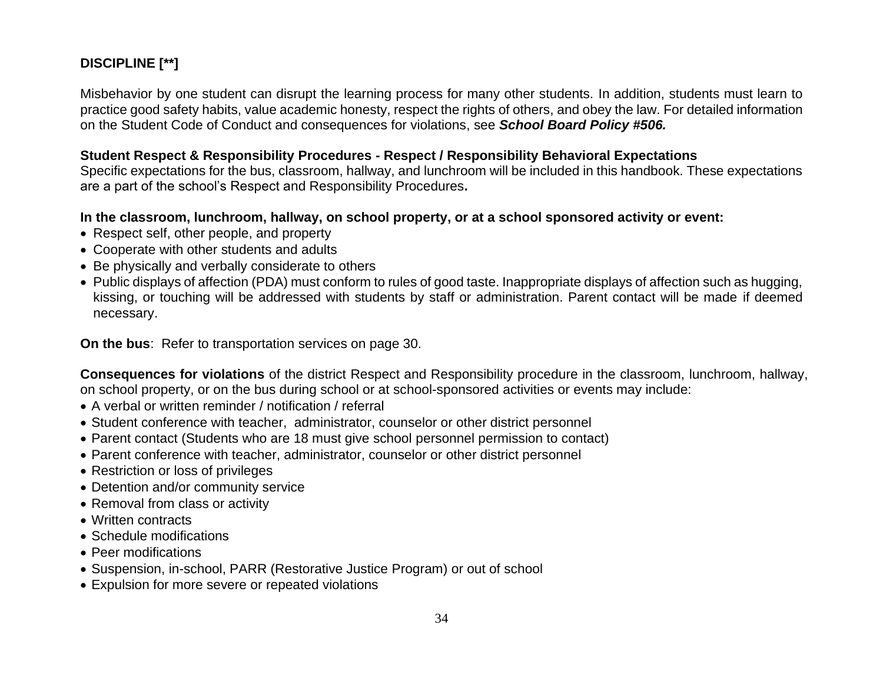## DISCIPLINE [**]

Misbehavior by one student can disrupt the learning process for many other students. In addition, students must learn to practice good safety habits, value academic honesty, respect the rights of others, and obey the law. For detailed information on the Student Code of Conduct and consequences for violations, see ***School Board Policy #506.***

**Student Respect & Responsibility Procedures - Respect / Responsibility Behavioral Expectations**
Specific expectations for the bus, classroom, hallway, and lunchroom will be included in this handbook. These expectations are a part of the school's Respect and Responsibility Procedures**.**

**In the classroom, lunchroom, hallway, on school property, or at a school sponsored activity or event:**

- Respect self, other people, and property
- Cooperate with other students and adults
- Be physically and verbally considerate to others
- Public displays of affection (PDA) must conform to rules of good taste. Inappropriate displays of affection such as hugging, kissing, or touching will be addressed with students by staff or administration. Parent contact will be made if deemed necessary.

**On the bus**: Refer to transportation services on page 30.

**Consequences for violations** of the district Respect and Responsibility procedure in the classroom, lunchroom, hallway, on school property, or on the bus during school or at school-sponsored activities or events may include:

- A verbal or written reminder / notification / referral
- Student conference with teacher, administrator, counselor or other district personnel
- Parent contact (Students who are 18 must give school personnel permission to contact)
- Parent conference with teacher, administrator, counselor or other district personnel
- Restriction or loss of privileges
- Detention and/or community service
- Removal from class or activity
- Written contracts
- Schedule modifications
- Peer modifications
- Suspension, in-school, PARR (Restorative Justice Program) or out of school
- Expulsion for more severe or repeated violations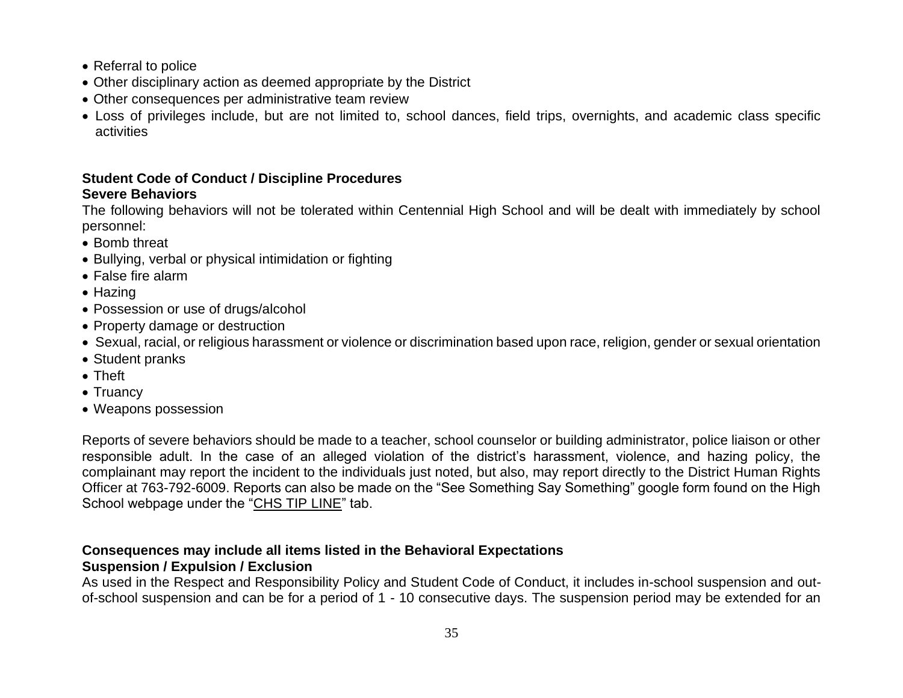- Referral to police
- Other disciplinary action as deemed appropriate by the District
- Other consequences per administrative team review
- Loss of privileges include, but are not limited to, school dances, field trips, overnights, and academic class specific activities

**Student Code of Conduct / Discipline Procedures**
**Severe Behaviors**

The following behaviors will not be tolerated within Centennial High School and will be dealt with immediately by school personnel:

- Bomb threat
- Bullying, verbal or physical intimidation or fighting
- False fire alarm
- Hazing
- Possession or use of drugs/alcohol
- Property damage or destruction
- Sexual, racial, or religious harassment or violence or discrimination based upon race, religion, gender or sexual orientation
- Student pranks
- Theft
- Truancy
- Weapons possession

Reports of severe behaviors should be made to a teacher, school counselor or building administrator, police liaison or other responsible adult. In the case of an alleged violation of the district's harassment, violence, and hazing policy, the complainant may report the incident to the individuals just noted, but also, may report directly to the District Human Rights Officer at 763-792-6009. Reports can also be made on the "See Something Say Something" google form found on the High School webpage under the "CHS TIP LINE" tab.

**Consequences may include all items listed in the Behavioral Expectations**
**Suspension / Expulsion / Exclusion**

As used in the Respect and Responsibility Policy and Student Code of Conduct, it includes in-school suspension and out-of-school suspension and can be for a period of 1 - 10 consecutive days. The suspension period may be extended for an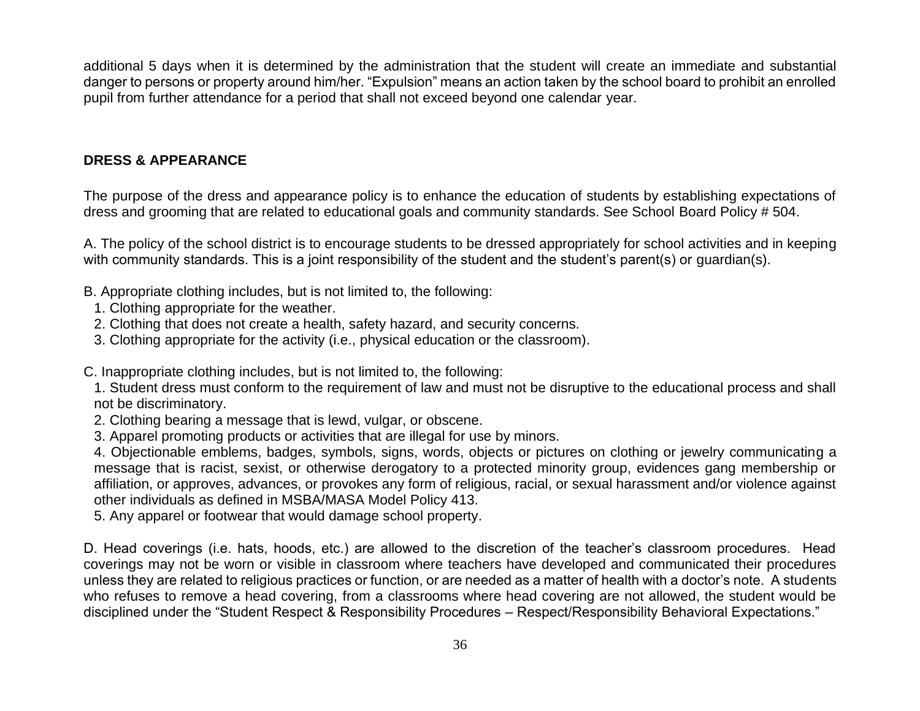additional 5 days when it is determined by the administration that the student will create an immediate and substantial danger to persons or property around him/her. "Expulsion" means an action taken by the school board to prohibit an enrolled pupil from further attendance for a period that shall not exceed beyond one calendar year.

## DRESS & APPEARANCE

The purpose of the dress and appearance policy is to enhance the education of students by establishing expectations of dress and grooming that are related to educational goals and community standards. See School Board Policy # 504.

A. The policy of the school district is to encourage students to be dressed appropriately for school activities and in keeping with community standards. This is a joint responsibility of the student and the student's parent(s) or guardian(s).

B. Appropriate clothing includes, but is not limited to, the following:

1. Clothing appropriate for the weather.
2. Clothing that does not create a health, safety hazard, and security concerns.
3. Clothing appropriate for the activity (i.e., physical education or the classroom).

C. Inappropriate clothing includes, but is not limited to, the following:

1. Student dress must conform to the requirement of law and must not be disruptive to the educational process and shall not be discriminatory.
2. Clothing bearing a message that is lewd, vulgar, or obscene.
3. Apparel promoting products or activities that are illegal for use by minors.
4. Objectionable emblems, badges, symbols, signs, words, objects or pictures on clothing or jewelry communicating a message that is racist, sexist, or otherwise derogatory to a protected minority group, evidences gang membership or affiliation, or approves, advances, or provokes any form of religious, racial, or sexual harassment and/or violence against other individuals as defined in MSBA/MASA Model Policy 413.
5. Any apparel or footwear that would damage school property.

D. Head coverings (i.e. hats, hoods, etc.) are allowed to the discretion of the teacher's classroom procedures. Head coverings may not be worn or visible in classroom where teachers have developed and communicated their procedures unless they are related to religious practices or function, or are needed as a matter of health with a doctor's note. A students who refuses to remove a head covering, from a classrooms where head covering are not allowed, the student would be disciplined under the "Student Respect & Responsibility Procedures – Respect/Responsibility Behavioral Expectations."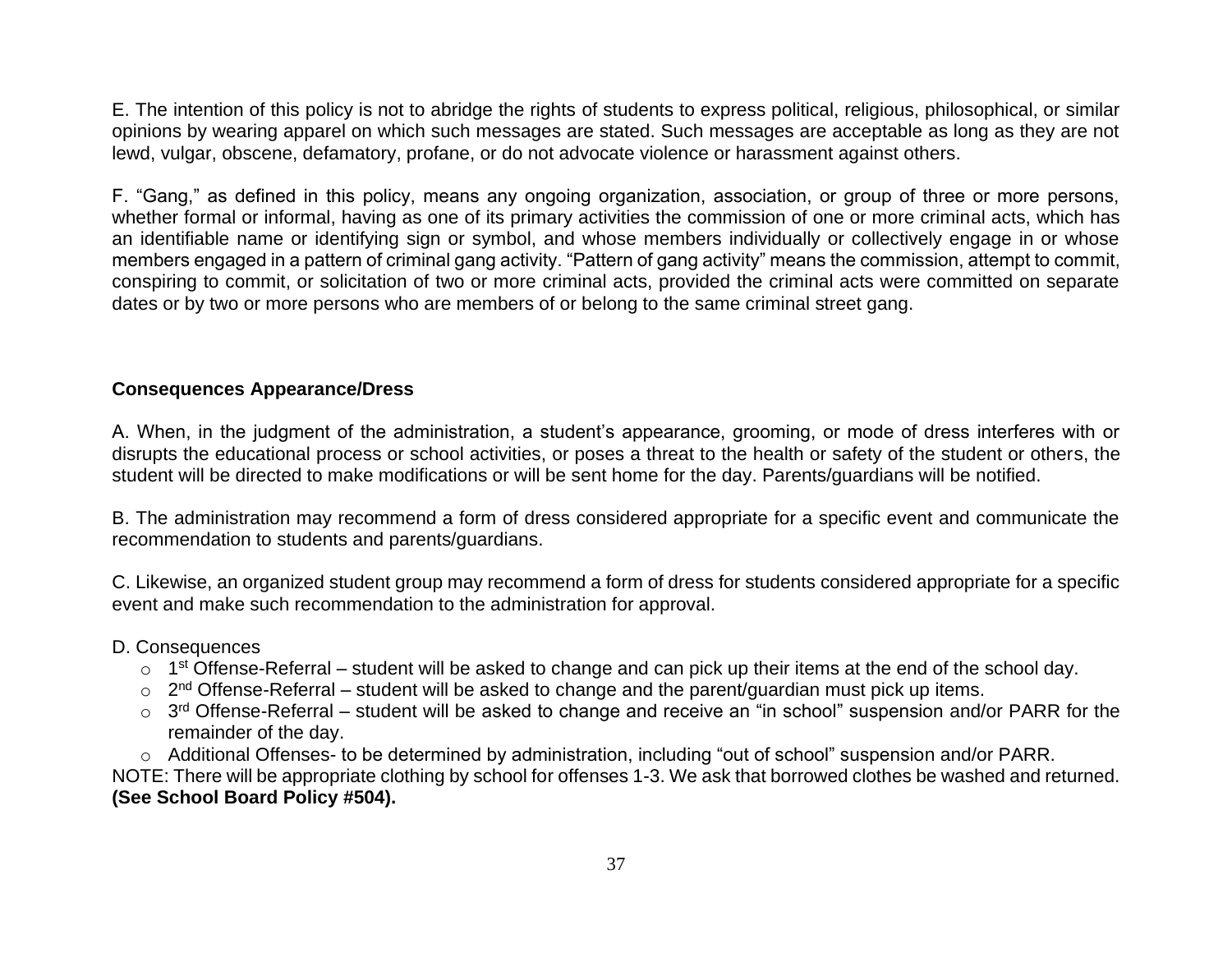E. The intention of this policy is not to abridge the rights of students to express political, religious, philosophical, or similar opinions by wearing apparel on which such messages are stated. Such messages are acceptable as long as they are not lewd, vulgar, obscene, defamatory, profane, or do not advocate violence or harassment against others.

F. "Gang," as defined in this policy, means any ongoing organization, association, or group of three or more persons, whether formal or informal, having as one of its primary activities the commission of one or more criminal acts, which has an identifiable name or identifying sign or symbol, and whose members individually or collectively engage in or whose members engaged in a pattern of criminal gang activity. "Pattern of gang activity" means the commission, attempt to commit, conspiring to commit, or solicitation of two or more criminal acts, provided the criminal acts were committed on separate dates or by two or more persons who are members of or belong to the same criminal street gang.

**Consequences Appearance/Dress**

A. When, in the judgment of the administration, a student's appearance, grooming, or mode of dress interferes with or disrupts the educational process or school activities, or poses a threat to the health or safety of the student or others, the student will be directed to make modifications or will be sent home for the day. Parents/guardians will be notified.

B. The administration may recommend a form of dress considered appropriate for a specific event and communicate the recommendation to students and parents/guardians.

C. Likewise, an organized student group may recommend a form of dress for students considered appropriate for a specific event and make such recommendation to the administration for approval.

D. Consequences

- 1st Offense-Referral – student will be asked to change and can pick up their items at the end of the school day.
- 2nd Offense-Referral – student will be asked to change and the parent/guardian must pick up items.
- 3rd Offense-Referral – student will be asked to change and receive an "in school" suspension and/or PARR for the remainder of the day.
- Additional Offenses- to be determined by administration, including "out of school" suspension and/or PARR.

NOTE: There will be appropriate clothing by school for offenses 1-3. We ask that borrowed clothes be washed and returned. **(See School Board Policy #504).**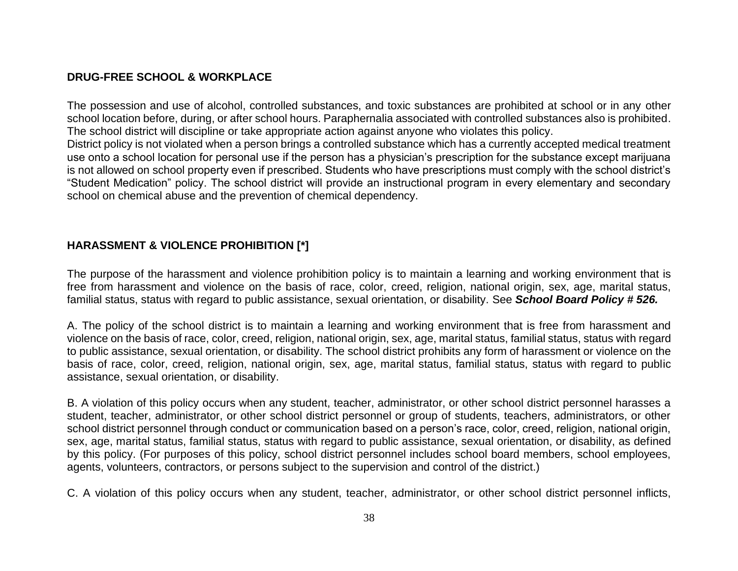## DRUG-FREE SCHOOL & WORKPLACE

The possession and use of alcohol, controlled substances, and toxic substances are prohibited at school or in any other school location before, during, or after school hours. Paraphernalia associated with controlled substances also is prohibited. The school district will discipline or take appropriate action against anyone who violates this policy.
District policy is not violated when a person brings a controlled substance which has a currently accepted medical treatment use onto a school location for personal use if the person has a physician's prescription for the substance except marijuana is not allowed on school property even if prescribed. Students who have prescriptions must comply with the school district's "Student Medication" policy. The school district will provide an instructional program in every elementary and secondary school on chemical abuse and the prevention of chemical dependency.

## HARASSMENT & VIOLENCE PROHIBITION [*]

The purpose of the harassment and violence prohibition policy is to maintain a learning and working environment that is free from harassment and violence on the basis of race, color, creed, religion, national origin, sex, age, marital status, familial status, status with regard to public assistance, sexual orientation, or disability. See ***School Board Policy # 526.***

A. The policy of the school district is to maintain a learning and working environment that is free from harassment and violence on the basis of race, color, creed, religion, national origin, sex, age, marital status, familial status, status with regard to public assistance, sexual orientation, or disability. The school district prohibits any form of harassment or violence on the basis of race, color, creed, religion, national origin, sex, age, marital status, familial status, status with regard to public assistance, sexual orientation, or disability.

B. A violation of this policy occurs when any student, teacher, administrator, or other school district personnel harasses a student, teacher, administrator, or other school district personnel or group of students, teachers, administrators, or other school district personnel through conduct or communication based on a person's race, color, creed, religion, national origin, sex, age, marital status, familial status, status with regard to public assistance, sexual orientation, or disability, as defined by this policy. (For purposes of this policy, school district personnel includes school board members, school employees, agents, volunteers, contractors, or persons subject to the supervision and control of the district.)

C. A violation of this policy occurs when any student, teacher, administrator, or other school district personnel inflicts,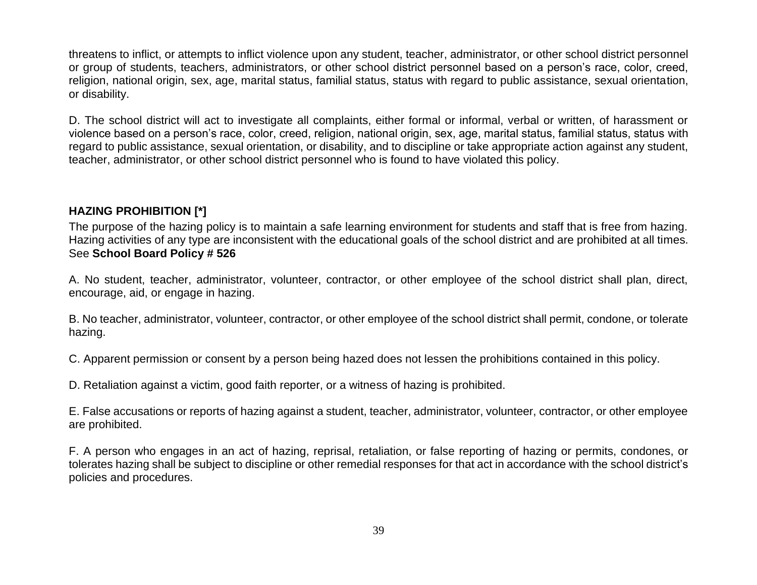threatens to inflict, or attempts to inflict violence upon any student, teacher, administrator, or other school district personnel or group of students, teachers, administrators, or other school district personnel based on a person's race, color, creed, religion, national origin, sex, age, marital status, familial status, status with regard to public assistance, sexual orientation, or disability.

D. The school district will act to investigate all complaints, either formal or informal, verbal or written, of harassment or violence based on a person's race, color, creed, religion, national origin, sex, age, marital status, familial status, status with regard to public assistance, sexual orientation, or disability, and to discipline or take appropriate action against any student, teacher, administrator, or other school district personnel who is found to have violated this policy.

### HAZING PROHIBITION [*]

The purpose of the hazing policy is to maintain a safe learning environment for students and staff that is free from hazing. Hazing activities of any type are inconsistent with the educational goals of the school district and are prohibited at all times. See **School Board Policy # 526**

A. No student, teacher, administrator, volunteer, contractor, or other employee of the school district shall plan, direct, encourage, aid, or engage in hazing.

B. No teacher, administrator, volunteer, contractor, or other employee of the school district shall permit, condone, or tolerate hazing.

C. Apparent permission or consent by a person being hazed does not lessen the prohibitions contained in this policy.

D. Retaliation against a victim, good faith reporter, or a witness of hazing is prohibited.

E. False accusations or reports of hazing against a student, teacher, administrator, volunteer, contractor, or other employee are prohibited.

F. A person who engages in an act of hazing, reprisal, retaliation, or false reporting of hazing or permits, condones, or tolerates hazing shall be subject to discipline or other remedial responses for that act in accordance with the school district's policies and procedures.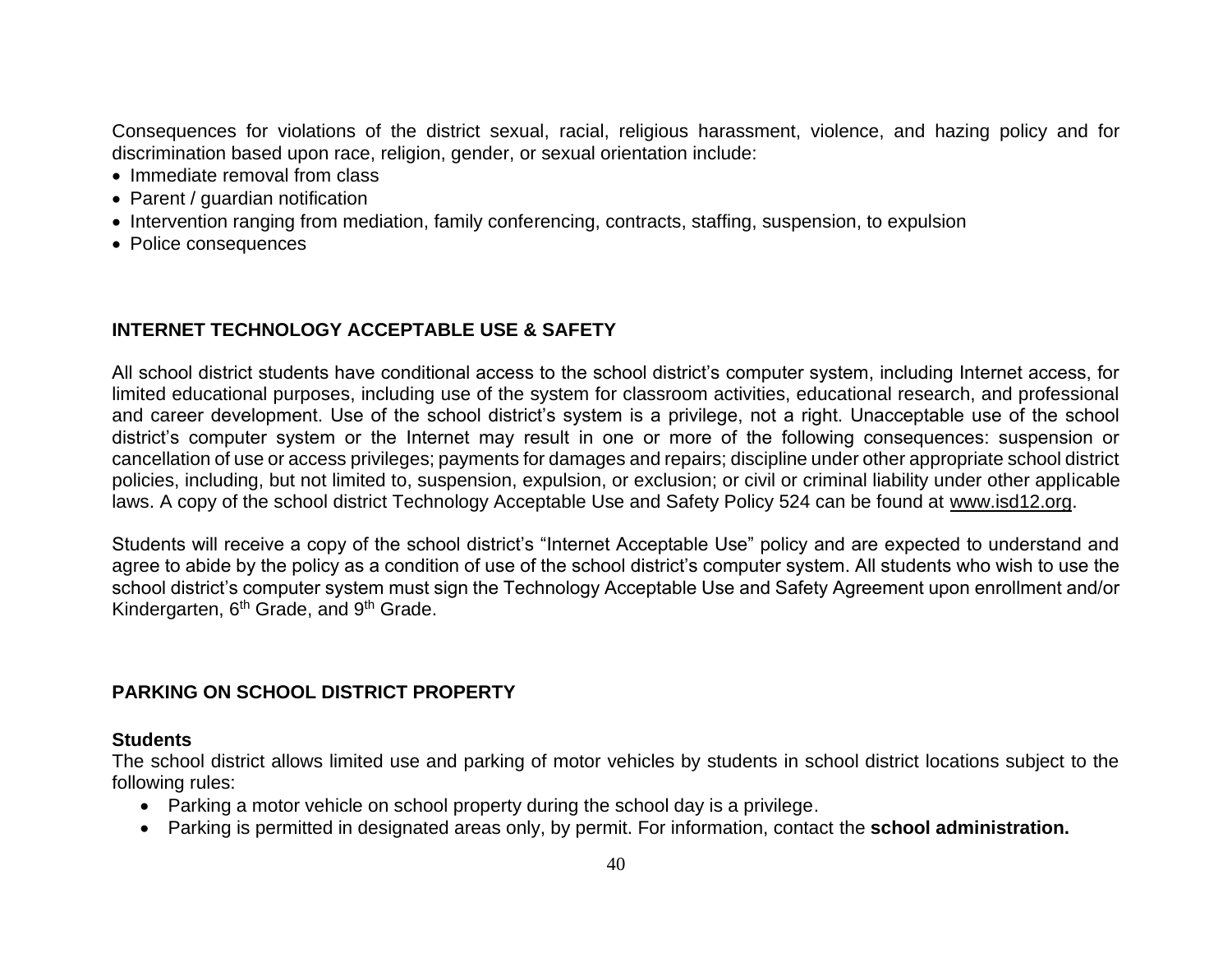Consequences for violations of the district sexual, racial, religious harassment, violence, and hazing policy and for discrimination based upon race, religion, gender, or sexual orientation include:

- Immediate removal from class
- Parent / guardian notification
- Intervention ranging from mediation, family conferencing, contracts, staffing, suspension, to expulsion
- Police consequences

## INTERNET TECHNOLOGY ACCEPTABLE USE & SAFETY

All school district students have conditional access to the school district's computer system, including Internet access, for limited educational purposes, including use of the system for classroom activities, educational research, and professional and career development. Use of the school district's system is a privilege, not a right. Unacceptable use of the school district's computer system or the Internet may result in one or more of the following consequences: suspension or cancellation of use or access privileges; payments for damages and repairs; discipline under other appropriate school district policies, including, but not limited to, suspension, expulsion, or exclusion; or civil or criminal liability under other applicable laws. A copy of the school district Technology Acceptable Use and Safety Policy 524 can be found at www.isd12.org.

Students will receive a copy of the school district's "Internet Acceptable Use" policy and are expected to understand and agree to abide by the policy as a condition of use of the school district's computer system. All students who wish to use the school district's computer system must sign the Technology Acceptable Use and Safety Agreement upon enrollment and/or Kindergarten, 6th Grade, and 9th Grade.

## PARKING ON SCHOOL DISTRICT PROPERTY

### Students

The school district allows limited use and parking of motor vehicles by students in school district locations subject to the following rules:

- Parking a motor vehicle on school property during the school day is a privilege.
- Parking is permitted in designated areas only, by permit. For information, contact the **school administration.**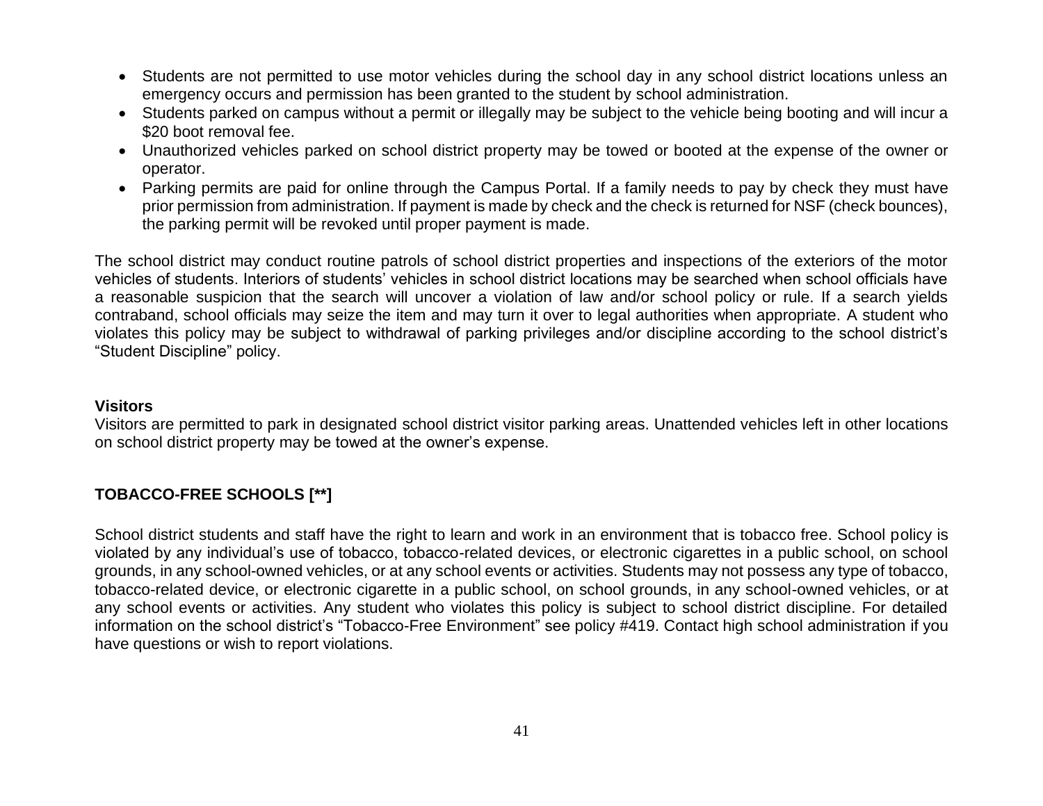- Students are not permitted to use motor vehicles during the school day in any school district locations unless an emergency occurs and permission has been granted to the student by school administration.
- Students parked on campus without a permit or illegally may be subject to the vehicle being booting and will incur a $20 boot removal fee.
- Unauthorized vehicles parked on school district property may be towed or booted at the expense of the owner or operator.
- Parking permits are paid for online through the Campus Portal. If a family needs to pay by check they must have prior permission from administration. If payment is made by check and the check is returned for NSF (check bounces), the parking permit will be revoked until proper payment is made.

The school district may conduct routine patrols of school district properties and inspections of the exteriors of the motor vehicles of students. Interiors of students' vehicles in school district locations may be searched when school officials have a reasonable suspicion that the search will uncover a violation of law and/or school policy or rule. If a search yields contraband, school officials may seize the item and may turn it over to legal authorities when appropriate. A student who violates this policy may be subject to withdrawal of parking privileges and/or discipline according to the school district's "Student Discipline" policy.

**Visitors**

Visitors are permitted to park in designated school district visitor parking areas. Unattended vehicles left in other locations on school district property may be towed at the owner's expense.

## TOBACCO-FREE SCHOOLS [**]

School district students and staff have the right to learn and work in an environment that is tobacco free. School policy is violated by any individual's use of tobacco, tobacco-related devices, or electronic cigarettes in a public school, on school grounds, in any school-owned vehicles, or at any school events or activities. Students may not possess any type of tobacco, tobacco-related device, or electronic cigarette in a public school, on school grounds, in any school-owned vehicles, or at any school events or activities. Any student who violates this policy is subject to school district discipline. For detailed information on the school district's "Tobacco-Free Environment" see policy #419. Contact high school administration if you have questions or wish to report violations.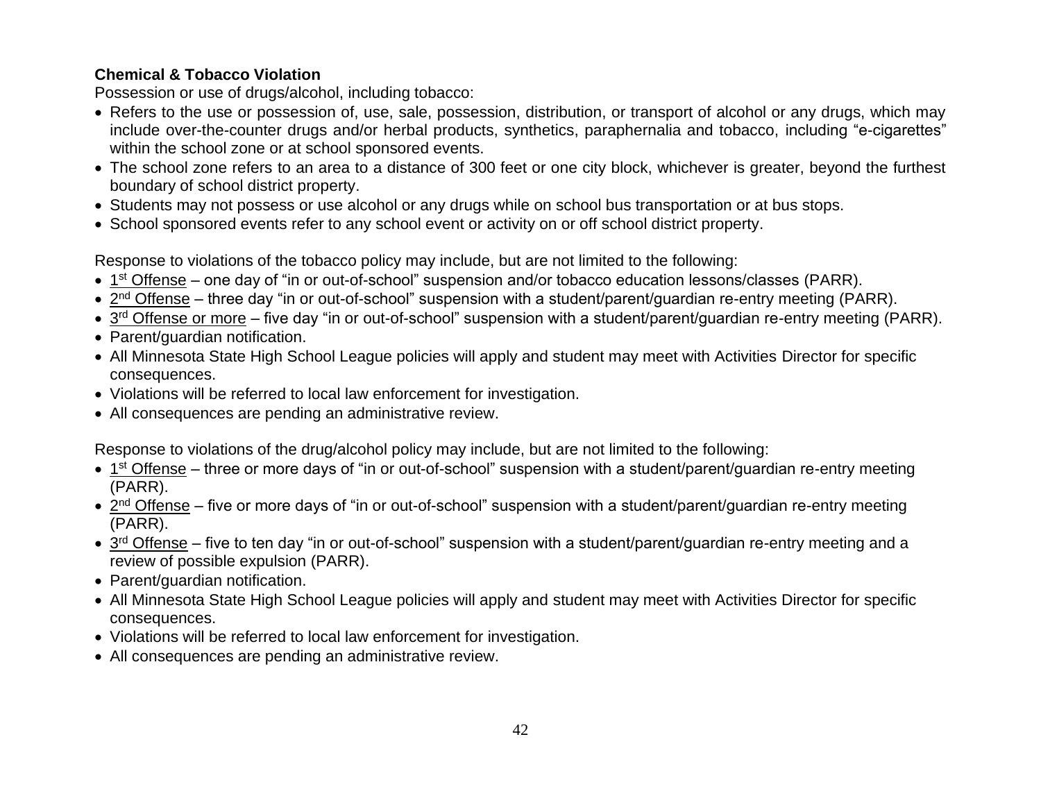**Chemical & Tobacco Violation**

Possession or use of drugs/alcohol, including tobacco:

- Refers to the use or possession of, use, sale, possession, distribution, or transport of alcohol or any drugs, which may include over-the-counter drugs and/or herbal products, synthetics, paraphernalia and tobacco, including "e-cigarettes" within the school zone or at school sponsored events.
- The school zone refers to an area to a distance of 300 feet or one city block, whichever is greater, beyond the furthest boundary of school district property.
- Students may not possess or use alcohol or any drugs while on school bus transportation or at bus stops.
- School sponsored events refer to any school event or activity on or off school district property.

Response to violations of the tobacco policy may include, but are not limited to the following:

- 1st Offense – one day of "in or out-of-school" suspension and/or tobacco education lessons/classes (PARR).
- 2nd Offense – three day "in or out-of-school" suspension with a student/parent/guardian re-entry meeting (PARR).
- 3rd Offense or more – five day "in or out-of-school" suspension with a student/parent/guardian re-entry meeting (PARR).
- Parent/guardian notification.
- All Minnesota State High School League policies will apply and student may meet with Activities Director for specific consequences.
- Violations will be referred to local law enforcement for investigation.
- All consequences are pending an administrative review.

Response to violations of the drug/alcohol policy may include, but are not limited to the following:

- 1st Offense – three or more days of "in or out-of-school" suspension with a student/parent/guardian re-entry meeting (PARR).
- 2nd Offense – five or more days of "in or out-of-school" suspension with a student/parent/guardian re-entry meeting (PARR).
- 3rd Offense – five to ten day "in or out-of-school" suspension with a student/parent/guardian re-entry meeting and a review of possible expulsion (PARR).
- Parent/guardian notification.
- All Minnesota State High School League policies will apply and student may meet with Activities Director for specific consequences.
- Violations will be referred to local law enforcement for investigation.
- All consequences are pending an administrative review.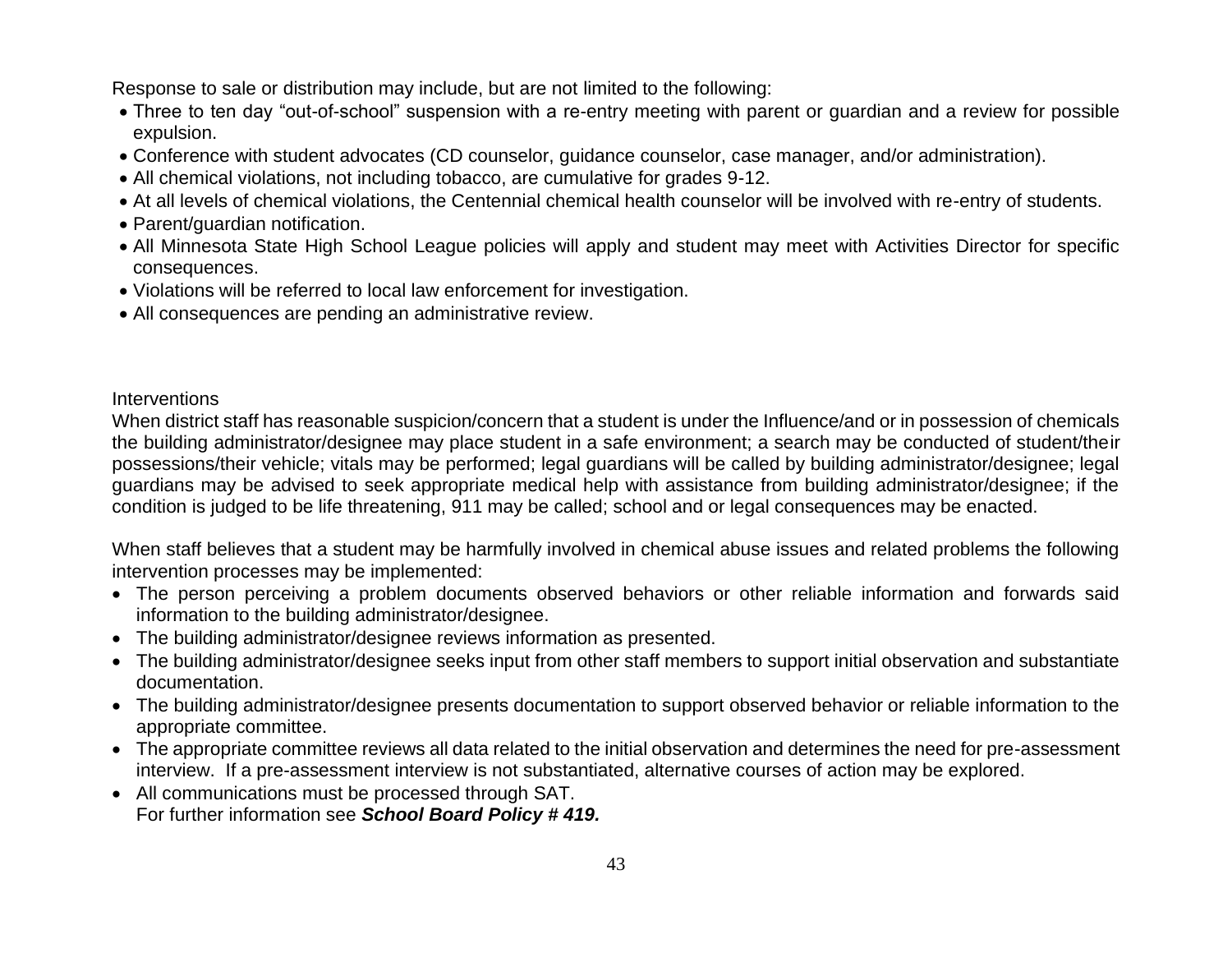Response to sale or distribution may include, but are not limited to the following:

- Three to ten day "out-of-school" suspension with a re-entry meeting with parent or guardian and a review for possible expulsion.
- Conference with student advocates (CD counselor, guidance counselor, case manager, and/or administration).
- All chemical violations, not including tobacco, are cumulative for grades 9-12.
- At all levels of chemical violations, the Centennial chemical health counselor will be involved with re-entry of students.
- Parent/guardian notification.
- All Minnesota State High School League policies will apply and student may meet with Activities Director for specific consequences.
- Violations will be referred to local law enforcement for investigation.
- All consequences are pending an administrative review.

Interventions

When district staff has reasonable suspicion/concern that a student is under the Influence/and or in possession of chemicals the building administrator/designee may place student in a safe environment; a search may be conducted of student/their possessions/their vehicle; vitals may be performed; legal guardians will be called by building administrator/designee; legal guardians may be advised to seek appropriate medical help with assistance from building administrator/designee; if the condition is judged to be life threatening, 911 may be called; school and or legal consequences may be enacted.

When staff believes that a student may be harmfully involved in chemical abuse issues and related problems the following intervention processes may be implemented:

- The person perceiving a problem documents observed behaviors or other reliable information and forwards said information to the building administrator/designee.
- The building administrator/designee reviews information as presented.
- The building administrator/designee seeks input from other staff members to support initial observation and substantiate documentation.
- The building administrator/designee presents documentation to support observed behavior or reliable information to the appropriate committee.
- The appropriate committee reviews all data related to the initial observation and determines the need for pre-assessment interview. If a pre-assessment interview is not substantiated, alternative courses of action may be explored.
- All communications must be processed through SAT.
  For further information see ***School Board Policy # 419.***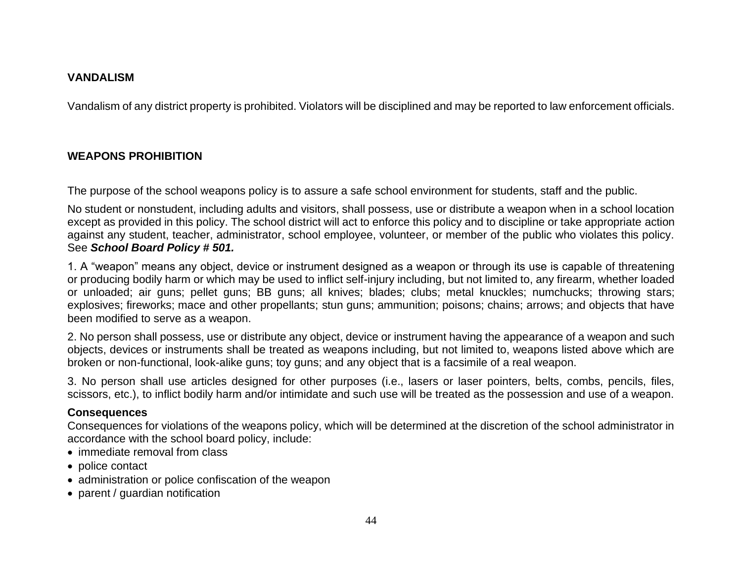## VANDALISM

Vandalism of any district property is prohibited. Violators will be disciplined and may be reported to law enforcement officials.

## WEAPONS PROHIBITION

The purpose of the school weapons policy is to assure a safe school environment for students, staff and the public.

No student or nonstudent, including adults and visitors, shall possess, use or distribute a weapon when in a school location except as provided in this policy. The school district will act to enforce this policy and to discipline or take appropriate action against any student, teacher, administrator, school employee, volunteer, or member of the public who violates this policy. See ***School Board Policy # 501.***

1. A "weapon" means any object, device or instrument designed as a weapon or through its use is capable of threatening or producing bodily harm or which may be used to inflict self-injury including, but not limited to, any firearm, whether loaded or unloaded; air guns; pellet guns; BB guns; all knives; blades; clubs; metal knuckles; numchucks; throwing stars; explosives; fireworks; mace and other propellants; stun guns; ammunition; poisons; chains; arrows; and objects that have been modified to serve as a weapon.

2. No person shall possess, use or distribute any object, device or instrument having the appearance of a weapon and such objects, devices or instruments shall be treated as weapons including, but not limited to, weapons listed above which are broken or non-functional, look-alike guns; toy guns; and any object that is a facsimile of a real weapon.

3. No person shall use articles designed for other purposes (i.e., lasers or laser pointers, belts, combs, pencils, files, scissors, etc.), to inflict bodily harm and/or intimidate and such use will be treated as the possession and use of a weapon.

**Consequences**

Consequences for violations of the weapons policy, which will be determined at the discretion of the school administrator in accordance with the school board policy, include:

- immediate removal from class
- police contact
- administration or police confiscation of the weapon
- parent / guardian notification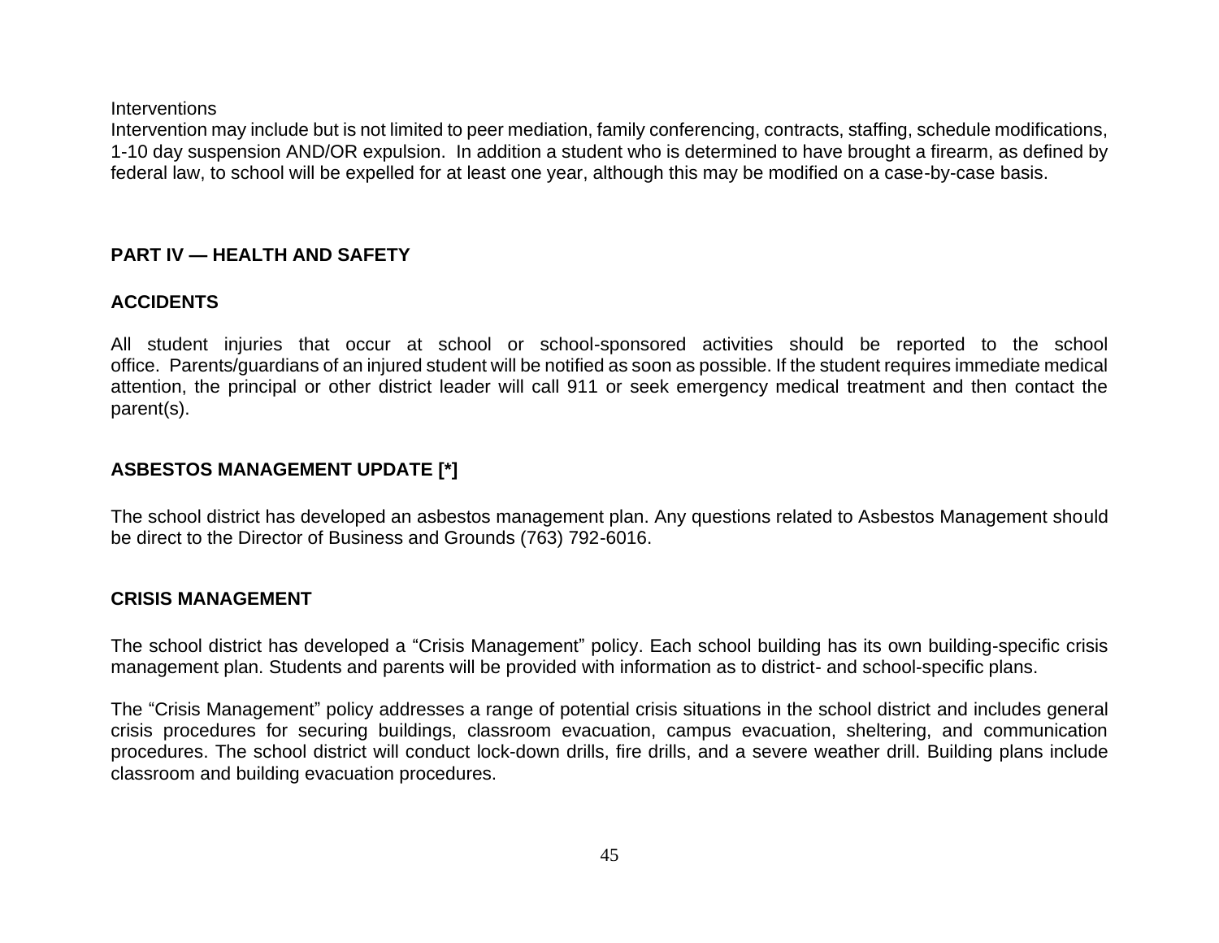Interventions

Intervention may include but is not limited to peer mediation, family conferencing, contracts, staffing, schedule modifications, 1-10 day suspension AND/OR expulsion. In addition a student who is determined to have brought a firearm, as defined by federal law, to school will be expelled for at least one year, although this may be modified on a case-by-case basis.

## PART IV — HEALTH AND SAFETY

### ACCIDENTS

All student injuries that occur at school or school-sponsored activities should be reported to the school office. Parents/guardians of an injured student will be notified as soon as possible. If the student requires immediate medical attention, the principal or other district leader will call 911 or seek emergency medical treatment and then contact the parent(s).

### ASBESTOS MANAGEMENT UPDATE [*]

The school district has developed an asbestos management plan. Any questions related to Asbestos Management should be direct to the Director of Business and Grounds (763) 792-6016.

### CRISIS MANAGEMENT

The school district has developed a "Crisis Management" policy. Each school building has its own building-specific crisis management plan. Students and parents will be provided with information as to district- and school-specific plans.

The "Crisis Management" policy addresses a range of potential crisis situations in the school district and includes general crisis procedures for securing buildings, classroom evacuation, campus evacuation, sheltering, and communication procedures. The school district will conduct lock-down drills, fire drills, and a severe weather drill. Building plans include classroom and building evacuation procedures.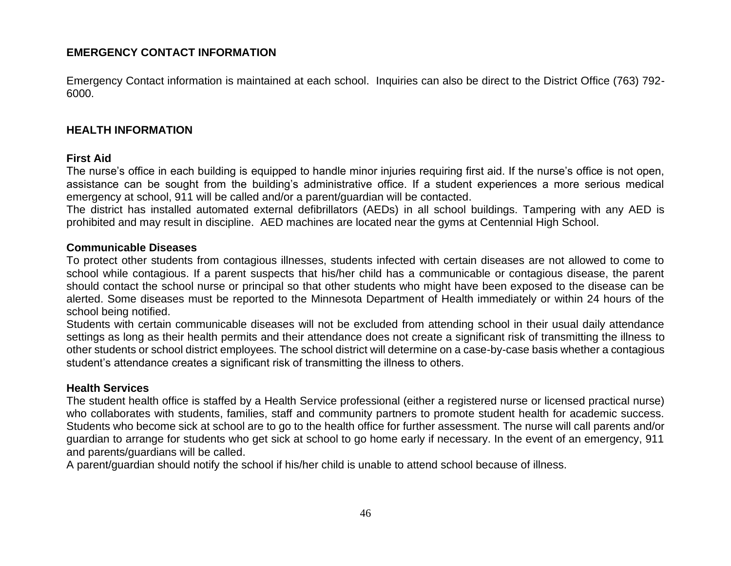## EMERGENCY CONTACT INFORMATION

Emergency Contact information is maintained at each school. Inquiries can also be direct to the District Office (763) 792-6000.

## HEALTH INFORMATION

### First Aid

The nurse's office in each building is equipped to handle minor injuries requiring first aid. If the nurse's office is not open, assistance can be sought from the building's administrative office. If a student experiences a more serious medical emergency at school, 911 will be called and/or a parent/guardian will be contacted.

The district has installed automated external defibrillators (AEDs) in all school buildings. Tampering with any AED is prohibited and may result in discipline. AED machines are located near the gyms at Centennial High School.

### Communicable Diseases

To protect other students from contagious illnesses, students infected with certain diseases are not allowed to come to school while contagious. If a parent suspects that his/her child has a communicable or contagious disease, the parent should contact the school nurse or principal so that other students who might have been exposed to the disease can be alerted. Some diseases must be reported to the Minnesota Department of Health immediately or within 24 hours of the school being notified.

Students with certain communicable diseases will not be excluded from attending school in their usual daily attendance settings as long as their health permits and their attendance does not create a significant risk of transmitting the illness to other students or school district employees. The school district will determine on a case-by-case basis whether a contagious student's attendance creates a significant risk of transmitting the illness to others.

### Health Services

The student health office is staffed by a Health Service professional (either a registered nurse or licensed practical nurse) who collaborates with students, families, staff and community partners to promote student health for academic success. Students who become sick at school are to go to the health office for further assessment. The nurse will call parents and/or guardian to arrange for students who get sick at school to go home early if necessary. In the event of an emergency, 911 and parents/guardians will be called.

A parent/guardian should notify the school if his/her child is unable to attend school because of illness.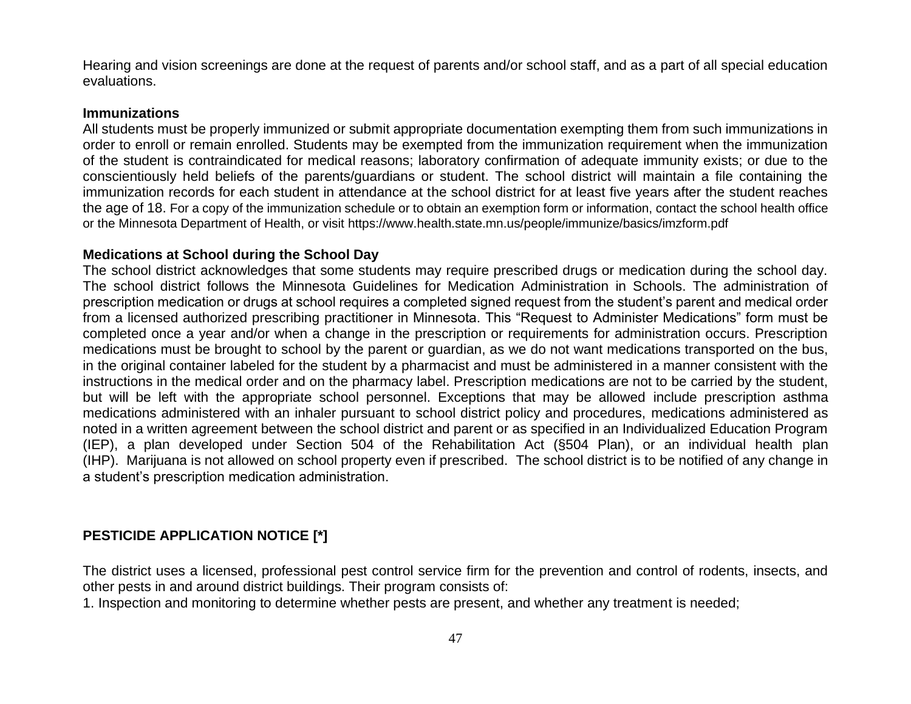Hearing and vision screenings are done at the request of parents and/or school staff, and as a part of all special education evaluations.

**Immunizations**

All students must be properly immunized or submit appropriate documentation exempting them from such immunizations in order to enroll or remain enrolled. Students may be exempted from the immunization requirement when the immunization of the student is contraindicated for medical reasons; laboratory confirmation of adequate immunity exists; or due to the conscientiously held beliefs of the parents/guardians or student. The school district will maintain a file containing the immunization records for each student in attendance at the school district for at least five years after the student reaches the age of 18. For a copy of the immunization schedule or to obtain an exemption form or information, contact the school health office or the Minnesota Department of Health, or visit https://www.health.state.mn.us/people/immunize/basics/imzform.pdf

**Medications at School during the School Day**

The school district acknowledges that some students may require prescribed drugs or medication during the school day. The school district follows the Minnesota Guidelines for Medication Administration in Schools. The administration of prescription medication or drugs at school requires a completed signed request from the student's parent and medical order from a licensed authorized prescribing practitioner in Minnesota. This "Request to Administer Medications" form must be completed once a year and/or when a change in the prescription or requirements for administration occurs. Prescription medications must be brought to school by the parent or guardian, as we do not want medications transported on the bus, in the original container labeled for the student by a pharmacist and must be administered in a manner consistent with the instructions in the medical order and on the pharmacy label. Prescription medications are not to be carried by the student, but will be left with the appropriate school personnel. Exceptions that may be allowed include prescription asthma medications administered with an inhaler pursuant to school district policy and procedures, medications administered as noted in a written agreement between the school district and parent or as specified in an Individualized Education Program (IEP), a plan developed under Section 504 of the Rehabilitation Act (§504 Plan), or an individual health plan (IHP). Marijuana is not allowed on school property even if prescribed. The school district is to be notified of any change in a student's prescription medication administration.

## PESTICIDE APPLICATION NOTICE [*]

The district uses a licensed, professional pest control service firm for the prevention and control of rodents, insects, and other pests in and around district buildings. Their program consists of:

1. Inspection and monitoring to determine whether pests are present, and whether any treatment is needed;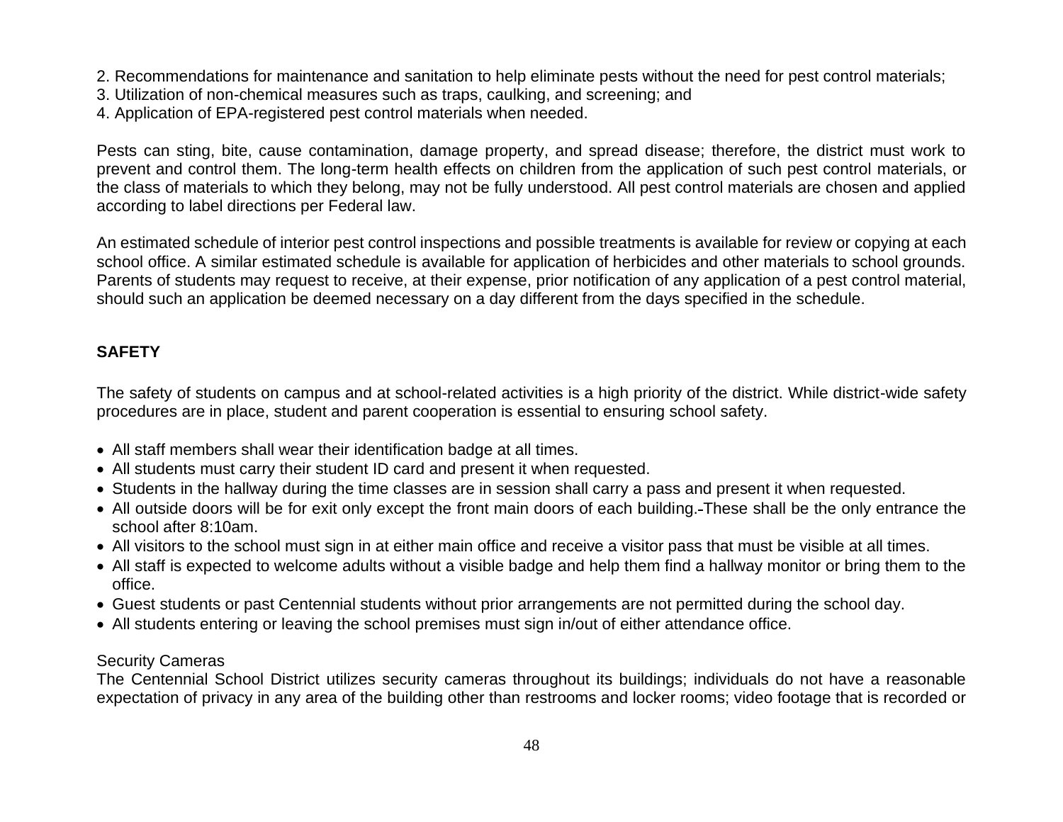2. Recommendations for maintenance and sanitation to help eliminate pests without the need for pest control materials;
3. Utilization of non-chemical measures such as traps, caulking, and screening; and
4. Application of EPA-registered pest control materials when needed.

Pests can sting, bite, cause contamination, damage property, and spread disease; therefore, the district must work to prevent and control them. The long-term health effects on children from the application of such pest control materials, or the class of materials to which they belong, may not be fully understood. All pest control materials are chosen and applied according to label directions per Federal law.

An estimated schedule of interior pest control inspections and possible treatments is available for review or copying at each school office. A similar estimated schedule is available for application of herbicides and other materials to school grounds. Parents of students may request to receive, at their expense, prior notification of any application of a pest control material, should such an application be deemed necessary on a day different from the days specified in the schedule.

## SAFETY

The safety of students on campus and at school-related activities is a high priority of the district. While district-wide safety procedures are in place, student and parent cooperation is essential to ensuring school safety.

- All staff members shall wear their identification badge at all times.
- All students must carry their student ID card and present it when requested.
- Students in the hallway during the time classes are in session shall carry a pass and present it when requested.
- All outside doors will be for exit only except the front main doors of each building. These shall be the only entrance the school after 8:10am.
- All visitors to the school must sign in at either main office and receive a visitor pass that must be visible at all times.
- All staff is expected to welcome adults without a visible badge and help them find a hallway monitor or bring them to the office.
- Guest students or past Centennial students without prior arrangements are not permitted during the school day.
- All students entering or leaving the school premises must sign in/out of either attendance office.

Security Cameras

The Centennial School District utilizes security cameras throughout its buildings; individuals do not have a reasonable expectation of privacy in any area of the building other than restrooms and locker rooms; video footage that is recorded or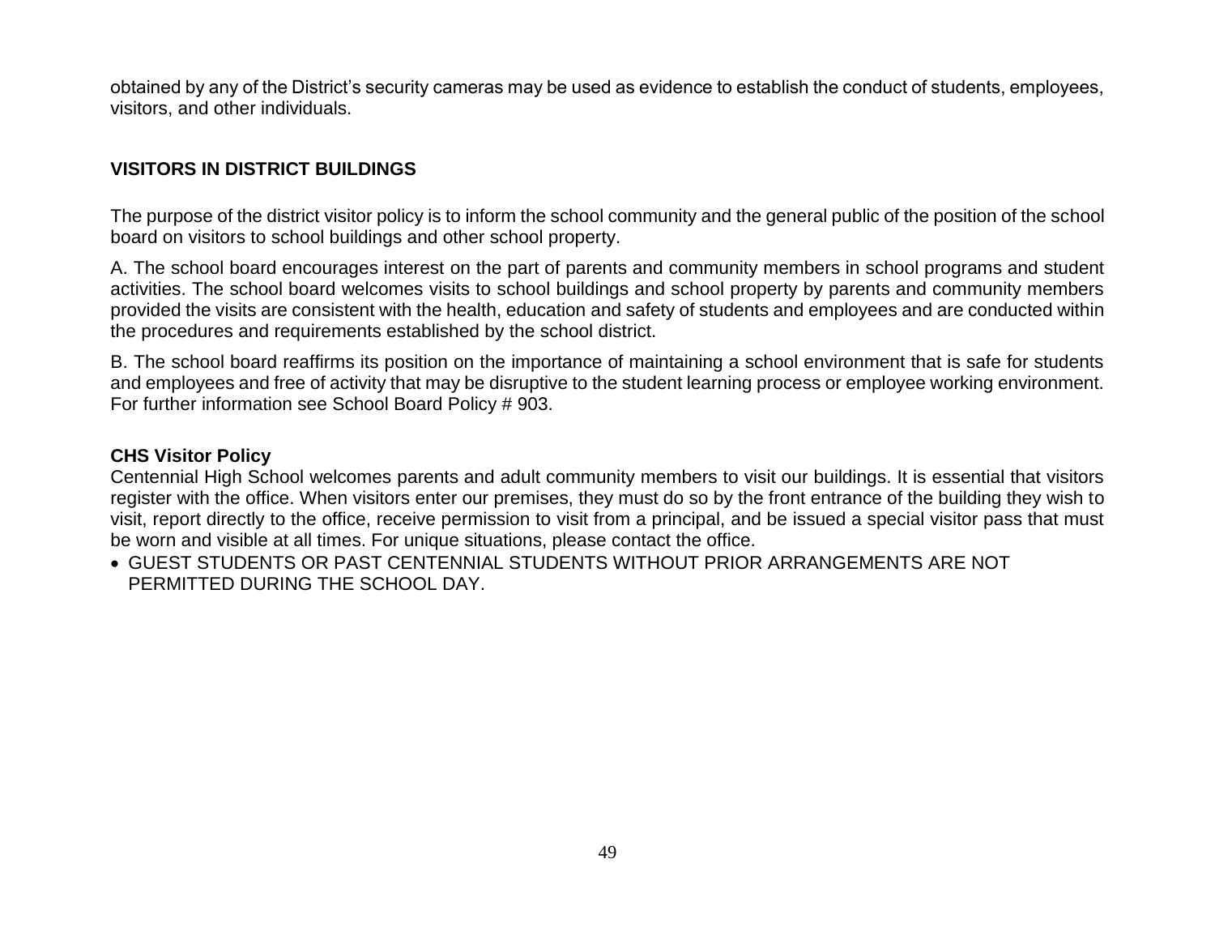obtained by any of the District's security cameras may be used as evidence to establish the conduct of students, employees, visitors, and other individuals.

## VISITORS IN DISTRICT BUILDINGS

The purpose of the district visitor policy is to inform the school community and the general public of the position of the school board on visitors to school buildings and other school property.

A. The school board encourages interest on the part of parents and community members in school programs and student activities. The school board welcomes visits to school buildings and school property by parents and community members provided the visits are consistent with the health, education and safety of students and employees and are conducted within the procedures and requirements established by the school district.

B. The school board reaffirms its position on the importance of maintaining a school environment that is safe for students and employees and free of activity that may be disruptive to the student learning process or employee working environment. For further information see School Board Policy # 903.

### CHS Visitor Policy

Centennial High School welcomes parents and adult community members to visit our buildings. It is essential that visitors register with the office. When visitors enter our premises, they must do so by the front entrance of the building they wish to visit, report directly to the office, receive permission to visit from a principal, and be issued a special visitor pass that must be worn and visible at all times. For unique situations, please contact the office.

- GUEST STUDENTS OR PAST CENTENNIAL STUDENTS WITHOUT PRIOR ARRANGEMENTS ARE NOT PERMITTED DURING THE SCHOOL DAY.